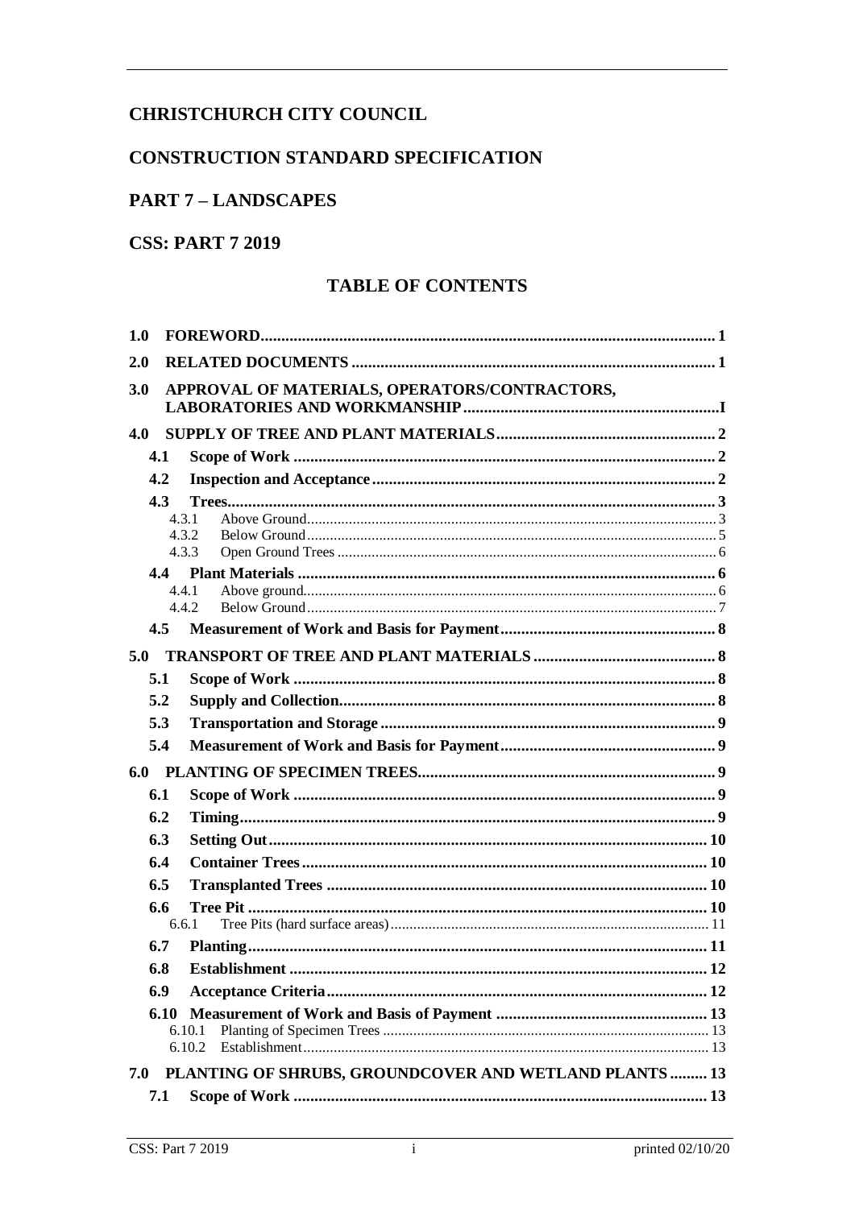# CHRISTCHURCH CITY COUNCIL

# CONSTRUCTION STANDARD SPECIFICATION

# PART 7 – LANDSCAPES

# CSS: PART 7 2019

## TABLE OF CONTENTS

- **1.0 FOREWORD** ........ 1
- **2.0 RELATED DOCUMENTS** ........ 1
- **3.0 APPROVAL OF MATERIALS, OPERATORS/CONTRACTORS, LABORATORIES AND WORKMANSHIP** ........ I
- **4.0 SUPPLY OF TREE AND PLANT MATERIALS** ........ 2
  - **4.1 Scope of Work** ........ 2
  - **4.2 Inspection and Acceptance** ........ 2
  - **4.3 Trees** ........ 3
    - 4.3.1 Above Ground ........ 3
    - 4.3.2 Below Ground ........ 5
    - 4.3.3 Open Ground Trees ........ 6
  - **4.4 Plant Materials** ........ 6
    - 4.4.1 Above ground ........ 6
    - 4.4.2 Below Ground ........ 7
  - **4.5 Measurement of Work and Basis for Payment** ........ 8
- **5.0 TRANSPORT OF TREE AND PLANT MATERIALS** ........ 8
  - **5.1 Scope of Work** ........ 8
  - **5.2 Supply and Collection** ........ 8
  - **5.3 Transportation and Storage** ........ 9
  - **5.4 Measurement of Work and Basis for Payment** ........ 9
- **6.0 PLANTING OF SPECIMEN TREES** ........ 9
  - **6.1 Scope of Work** ........ 9
  - **6.2 Timing** ........ 9
  - **6.3 Setting Out** ........ 10
  - **6.4 Container Trees** ........ 10
  - **6.5 Transplanted Trees** ........ 10
  - **6.6 Tree Pit** ........ 10
    - 6.6.1 Tree Pits (hard surface areas) ........ 11
  - **6.7 Planting** ........ 11
  - **6.8 Establishment** ........ 12
  - **6.9 Acceptance Criteria** ........ 12
  - **6.10 Measurement of Work and Basis of Payment** ........ 13
    - 6.10.1 Planting of Specimen Trees ........ 13
    - 6.10.2 Establishment ........ 13
- **7.0 PLANTING OF SHRUBS, GROUNDCOVER AND WETLAND PLANTS** ........ 13
  - **7.1 Scope of Work** ........ 13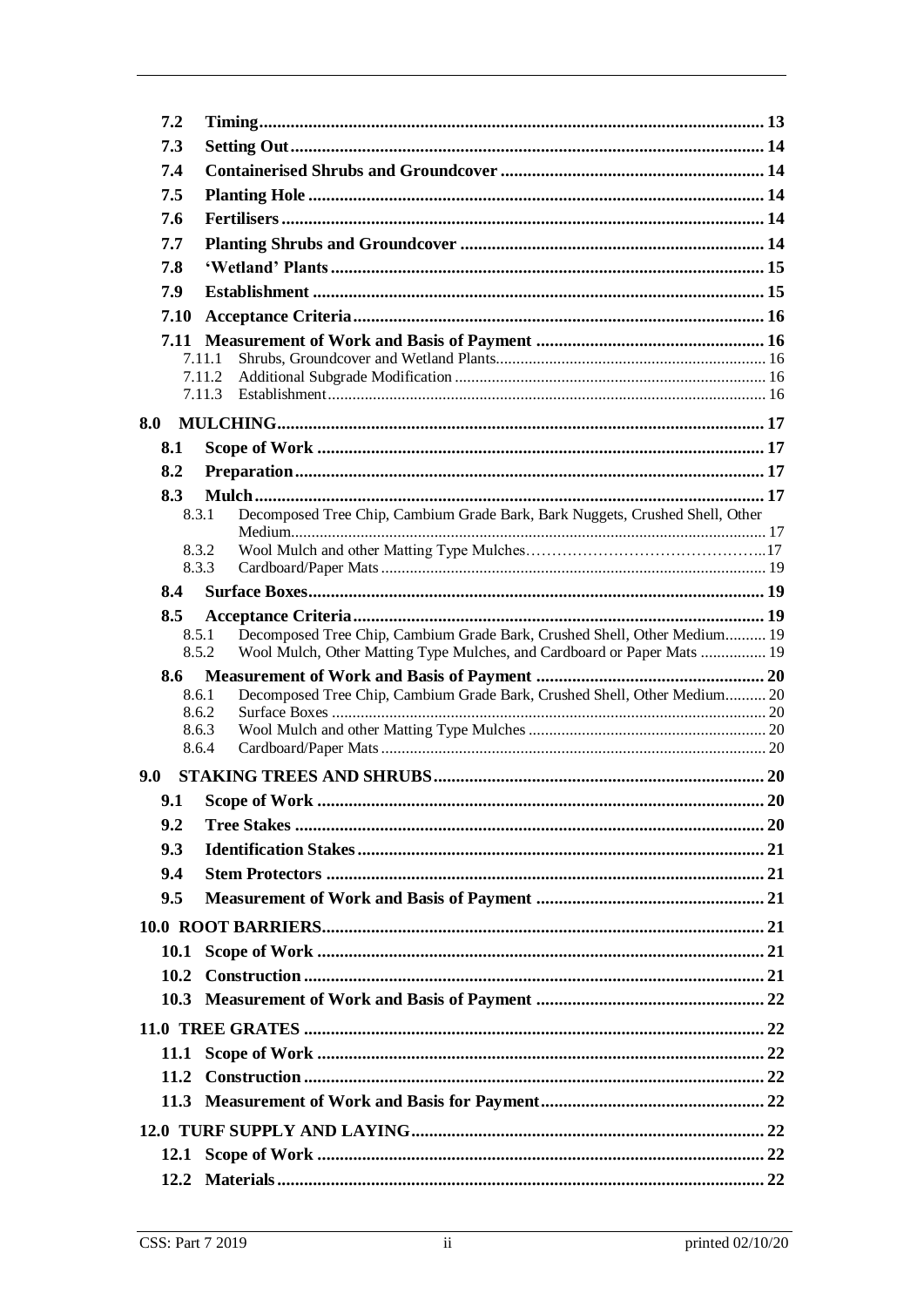| | | |
|---|---|---|
| **7.2** | **Timing** | **13** |
| **7.3** | **Setting Out** | **14** |
| **7.4** | **Containerised Shrubs and Groundcover** | **14** |
| **7.5** | **Planting Hole** | **14** |
| **7.6** | **Fertilisers** | **14** |
| **7.7** | **Planting Shrubs and Groundcover** | **14** |
| **7.8** | **'Wetland' Plants** | **15** |
| **7.9** | **Establishment** | **15** |
| **7.10** | **Acceptance Criteria** | **16** |
| **7.11** | **Measurement of Work and Basis of Payment** | **16** |
| 7.11.1 | Shrubs, Groundcover and Wetland Plants | 16 |
| 7.11.2 | Additional Subgrade Modification | 16 |
| 7.11.3 | Establishment | 16 |
| **8.0** | **MULCHING** | **17** |
| **8.1** | **Scope of Work** | **17** |
| **8.2** | **Preparation** | **17** |
| **8.3** | **Mulch** | **17** |
| 8.3.1 | Decomposed Tree Chip, Cambium Grade Bark, Bark Nuggets, Crushed Shell, Other Medium | 17 |
| 8.3.2 | Wool Mulch and other Matting Type Mulches | 17 |
| 8.3.3 | Cardboard/Paper Mats | 19 |
| **8.4** | **Surface Boxes** | **19** |
| **8.5** | **Acceptance Criteria** | **19** |
| 8.5.1 | Decomposed Tree Chip, Cambium Grade Bark, Crushed Shell, Other Medium | 19 |
| 8.5.2 | Wool Mulch, Other Matting Type Mulches, and Cardboard or Paper Mats | 19 |
| **8.6** | **Measurement of Work and Basis of Payment** | **20** |
| 8.6.1 | Decomposed Tree Chip, Cambium Grade Bark, Crushed Shell, Other Medium | 20 |
| 8.6.2 | Surface Boxes | 20 |
| 8.6.3 | Wool Mulch and other Matting Type Mulches | 20 |
| 8.6.4 | Cardboard/Paper Mats | 20 |
| **9.0** | **STAKING TREES AND SHRUBS** | **20** |
| **9.1** | **Scope of Work** | **20** |
| **9.2** | **Tree Stakes** | **20** |
| **9.3** | **Identification Stakes** | **21** |
| **9.4** | **Stem Protectors** | **21** |
| **9.5** | **Measurement of Work and Basis of Payment** | **21** |
| **10.0** | **ROOT BARRIERS** | **21** |
| **10.1** | **Scope of Work** | **21** |
| **10.2** | **Construction** | **21** |
| **10.3** | **Measurement of Work and Basis of Payment** | **22** |
| **11.0** | **TREE GRATES** | **22** |
| **11.1** | **Scope of Work** | **22** |
| **11.2** | **Construction** | **22** |
| **11.3** | **Measurement of Work and Basis for Payment** | **22** |
| **12.0** | **TURF SUPPLY AND LAYING** | **22** |
| **12.1** | **Scope of Work** | **22** |
| **12.2** | **Materials** | **22** |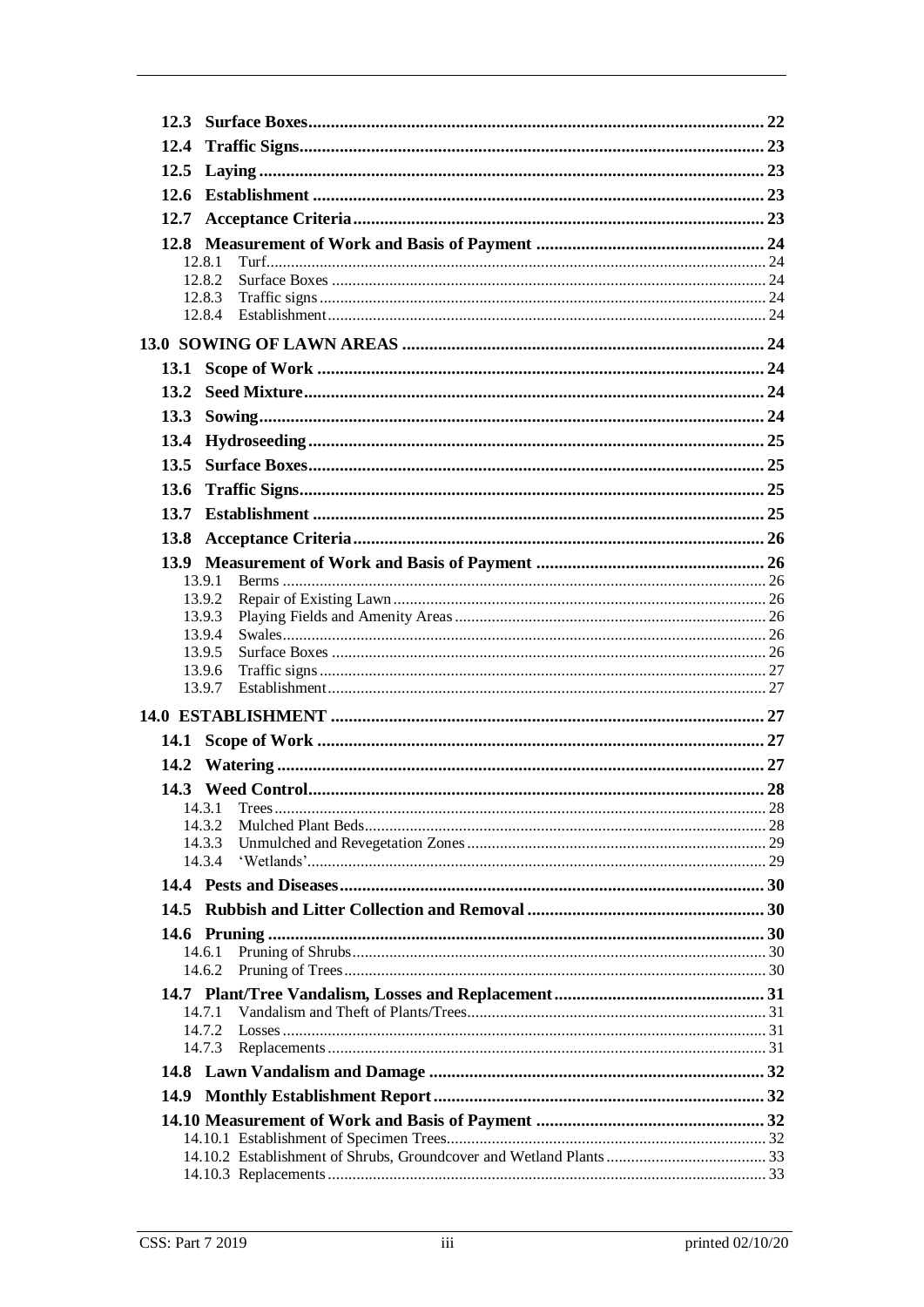**12.3 Surface Boxes** ........ 22

**12.4 Traffic Signs** ........ 23

**12.5 Laying** ........ 23

**12.6 Establishment** ........ 23

**12.7 Acceptance Criteria** ........ 23

**12.8 Measurement of Work and Basis of Payment** ........ 24

- 12.8.1 Turf ........ 24
- 12.8.2 Surface Boxes ........ 24
- 12.8.3 Traffic signs ........ 24
- 12.8.4 Establishment ........ 24

**13.0 SOWING OF LAWN AREAS** ........ 24

**13.1 Scope of Work** ........ 24

**13.2 Seed Mixture** ........ 24

**13.3 Sowing** ........ 24

**13.4 Hydroseeding** ........ 25

**13.5 Surface Boxes** ........ 25

**13.6 Traffic Signs** ........ 25

**13.7 Establishment** ........ 25

**13.8 Acceptance Criteria** ........ 26

**13.9 Measurement of Work and Basis of Payment** ........ 26

- 13.9.1 Berms ........ 26
- 13.9.2 Repair of Existing Lawn ........ 26
- 13.9.3 Playing Fields and Amenity Areas ........ 26
- 13.9.4 Swales ........ 26
- 13.9.5 Surface Boxes ........ 26
- 13.9.6 Traffic signs ........ 27
- 13.9.7 Establishment ........ 27

**14.0 ESTABLISHMENT** ........ 27

**14.1 Scope of Work** ........ 27

**14.2 Watering** ........ 27

**14.3 Weed Control** ........ 28

- 14.3.1 Trees ........ 28
- 14.3.2 Mulched Plant Beds ........ 28
- 14.3.3 Unmulched and Revegetation Zones ........ 29
- 14.3.4 'Wetlands' ........ 29

**14.4 Pests and Diseases** ........ 30

**14.5 Rubbish and Litter Collection and Removal** ........ 30

**14.6 Pruning** ........ 30

- 14.6.1 Pruning of Shrubs ........ 30
- 14.6.2 Pruning of Trees ........ 30

**14.7 Plant/Tree Vandalism, Losses and Replacement** ........ 31

- 14.7.1 Vandalism and Theft of Plants/Trees ........ 31
- 14.7.2 Losses ........ 31
- 14.7.3 Replacements ........ 31

**14.8 Lawn Vandalism and Damage** ........ 32

**14.9 Monthly Establishment Report** ........ 32

**14.10 Measurement of Work and Basis of Payment** ........ 32

- 14.10.1 Establishment of Specimen Trees ........ 32
- 14.10.2 Establishment of Shrubs, Groundcover and Wetland Plants ........ 33
- 14.10.3 Replacements ........ 33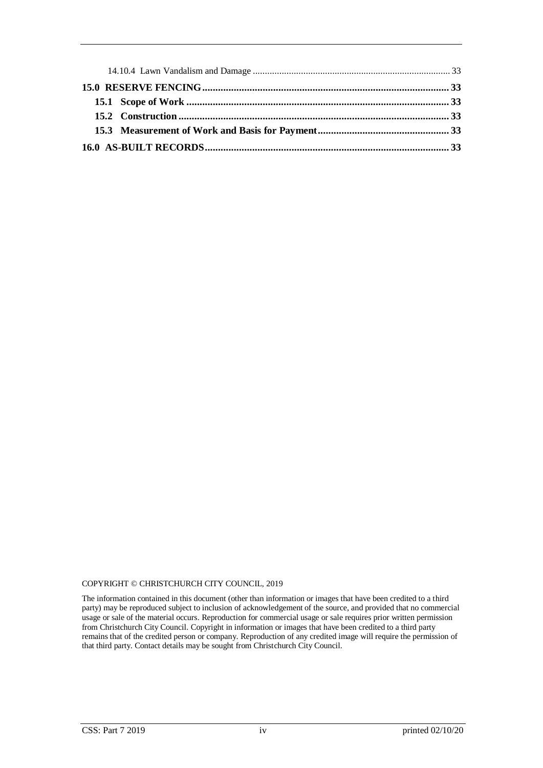14.10.4 Lawn Vandalism and Damage ........................................................................................ 33

**15.0 RESERVE FENCING............................................................................................ 33**

**15.1 Scope of Work ................................................................................................... 33**

**15.2 Construction ...................................................................................................... 33**

**15.3 Measurement of Work and Basis for Payment................................................. 33**

**16.0 AS-BUILT RECORDS............................................................................................ 33**

COPYRIGHT © CHRISTCHURCH CITY COUNCIL, 2019

The information contained in this document (other than information or images that have been credited to a third party) may be reproduced subject to inclusion of acknowledgement of the source, and provided that no commercial usage or sale of the material occurs. Reproduction for commercial usage or sale requires prior written permission from Christchurch City Council. Copyright in information or images that have been credited to a third party remains that of the credited person or company. Reproduction of any credited image will require the permission of that third party. Contact details may be sought from Christchurch City Council.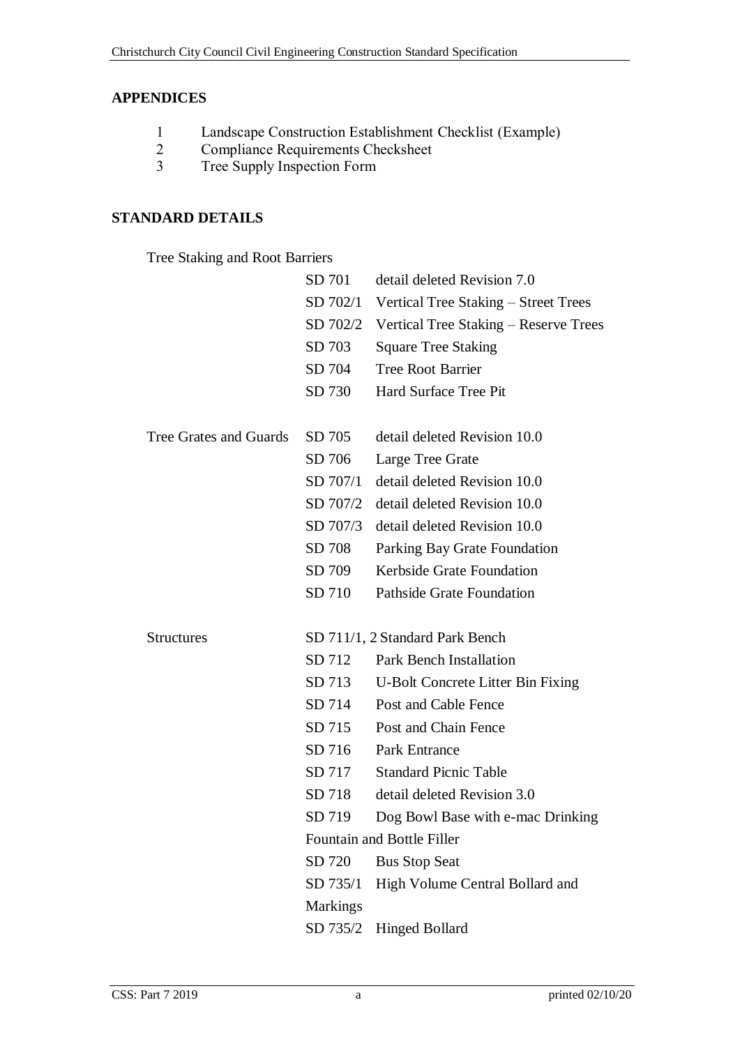## APPENDICES

1. Landscape Construction Establishment Checklist (Example)
2. Compliance Requirements Checksheet
3. Tree Supply Inspection Form

## STANDARD DETAILS

| | | |
|---|---|---|
| Tree Staking and Root Barriers | | |
| | SD 701 | detail deleted Revision 7.0 |
| | SD 702/1 | Vertical Tree Staking – Street Trees |
| | SD 702/2 | Vertical Tree Staking – Reserve Trees |
| | SD 703 | Square Tree Staking |
| | SD 704 | Tree Root Barrier |
| | SD 730 | Hard Surface Tree Pit |
| Tree Grates and Guards | SD 705 | detail deleted Revision 10.0 |
| | SD 706 | Large Tree Grate |
| | SD 707/1 | detail deleted Revision 10.0 |
| | SD 707/2 | detail deleted Revision 10.0 |
| | SD 707/3 | detail deleted Revision 10.0 |
| | SD 708 | Parking Bay Grate Foundation |
| | SD 709 | Kerbside Grate Foundation |
| | SD 710 | Pathside Grate Foundation |
| Structures | SD 711/1, 2 | Standard Park Bench |
| | SD 712 | Park Bench Installation |
| | SD 713 | U-Bolt Concrete Litter Bin Fixing |
| | SD 714 | Post and Cable Fence |
| | SD 715 | Post and Chain Fence |
| | SD 716 | Park Entrance |
| | SD 717 | Standard Picnic Table |
| | SD 718 | detail deleted Revision 3.0 |
| | SD 719 | Dog Bowl Base with e-mac Drinking Fountain and Bottle Filler |
| | SD 720 | Bus Stop Seat |
| | SD 735/1 | High Volume Central Bollard and Markings |
| | SD 735/2 | Hinged Bollard |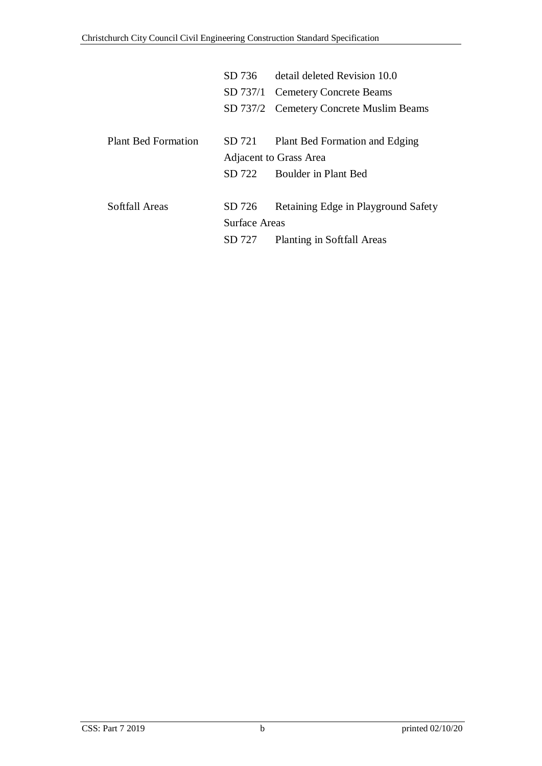| | | |
|---|---|---|
| | SD 736 | detail deleted Revision 10.0 |
| | SD 737/1 | Cemetery Concrete Beams |
| | SD 737/2 | Cemetery Concrete Muslim Beams |
| Plant Bed Formation | SD 721 | Plant Bed Formation and Edging Adjacent to Grass Area |
| | SD 722 | Boulder in Plant Bed |
| Softfall Areas | SD 726 | Retaining Edge in Playground Safety Surface Areas |
| | SD 727 | Planting in Softfall Areas |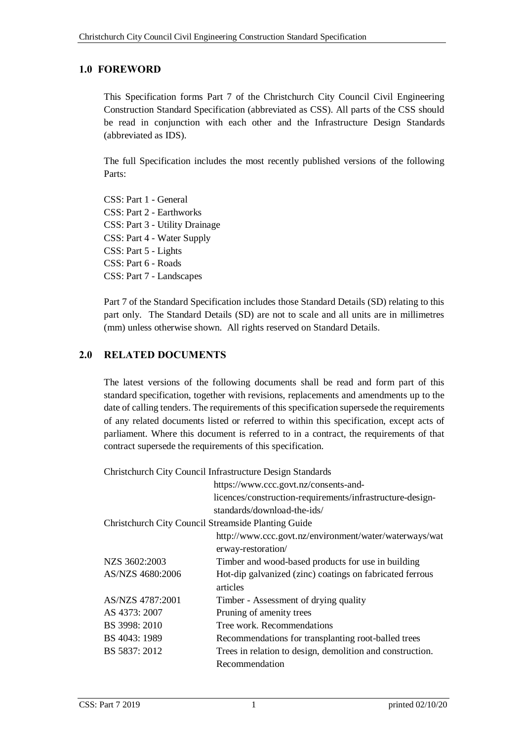## 1.0 FOREWORD

This Specification forms Part 7 of the Christchurch City Council Civil Engineering Construction Standard Specification (abbreviated as CSS). All parts of the CSS should be read in conjunction with each other and the Infrastructure Design Standards (abbreviated as IDS).

The full Specification includes the most recently published versions of the following Parts:

CSS: Part 1 - General  
CSS: Part 2 - Earthworks  
CSS: Part 3 - Utility Drainage  
CSS: Part 4 - Water Supply  
CSS: Part 5 - Lights  
CSS: Part 6 - Roads  
CSS: Part 7 - Landscapes

Part 7 of the Standard Specification includes those Standard Details (SD) relating to this part only. The Standard Details (SD) are not to scale and all units are in millimetres (mm) unless otherwise shown. All rights reserved on Standard Details.

## 2.0 RELATED DOCUMENTS

The latest versions of the following documents shall be read and form part of this standard specification, together with revisions, replacements and amendments up to the date of calling tenders. The requirements of this specification supersede the requirements of any related documents listed or referred to within this specification, except acts of parliament. Where this document is referred to in a contract, the requirements of that contract supersede the requirements of this specification.

| | |
|---|---|
| Christchurch City Council Infrastructure Design Standards | |
| | https://www.ccc.govt.nz/consents-and-licences/construction-requirements/infrastructure-design-standards/download-the-ids/ |
| Christchurch City Council Streamside Planting Guide | |
| | http://www.ccc.govt.nz/environment/water/waterways/waterway-restoration/ |
| NZS 3602:2003 | Timber and wood-based products for use in building |
| AS/NZS 4680:2006 | Hot-dip galvanized (zinc) coatings on fabricated ferrous articles |
| AS/NZS 4787:2001 | Timber - Assessment of drying quality |
| AS 4373: 2007 | Pruning of amenity trees |
| BS 3998: 2010 | Tree work. Recommendations |
| BS 4043: 1989 | Recommendations for transplanting root-balled trees |
| BS 5837: 2012 | Trees in relation to design, demolition and construction. Recommendation |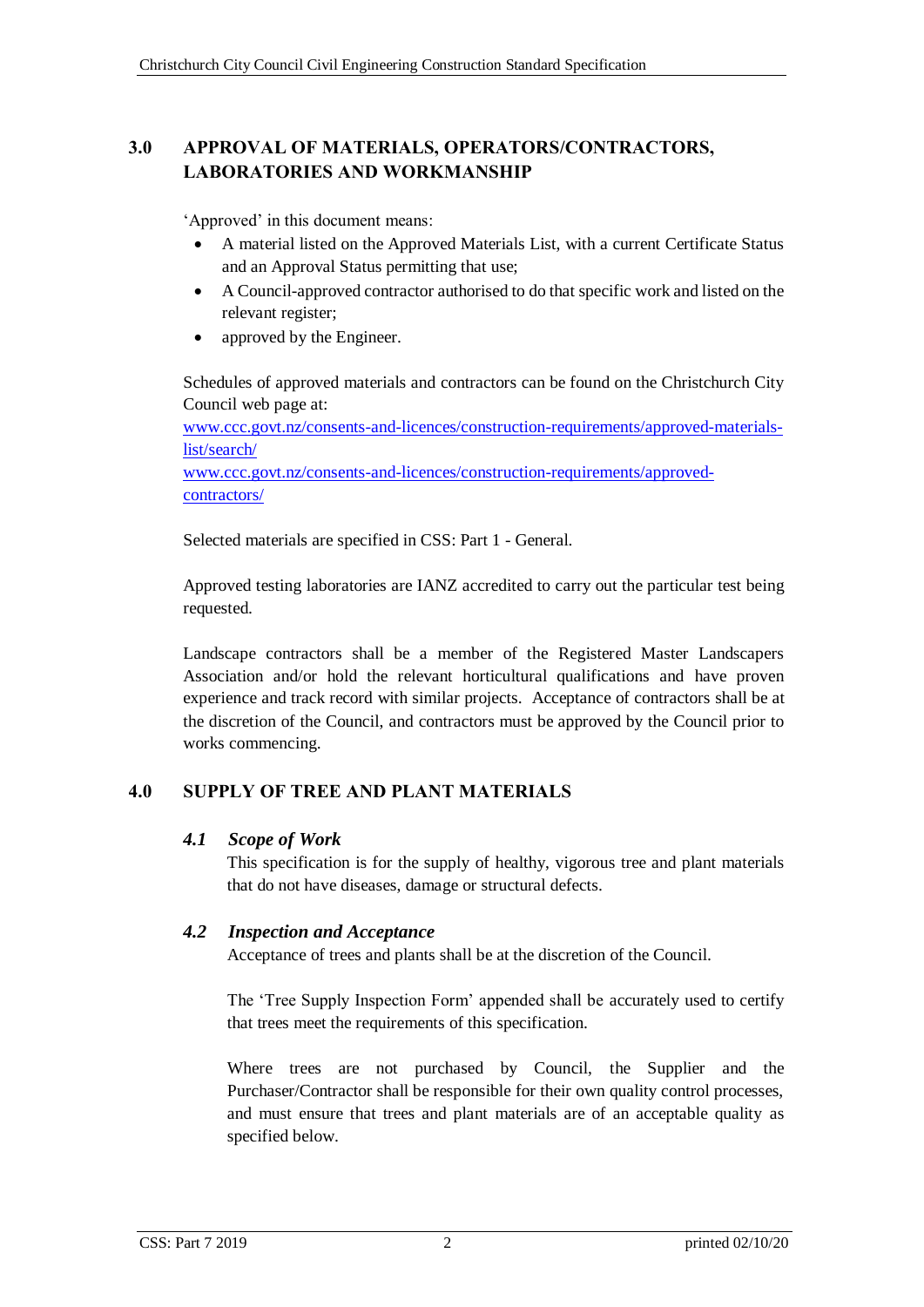## 3.0 APPROVAL OF MATERIALS, OPERATORS/CONTRACTORS, LABORATORIES AND WORKMANSHIP

'Approved' in this document means:

- A material listed on the Approved Materials List, with a current Certificate Status and an Approval Status permitting that use;
- A Council-approved contractor authorised to do that specific work and listed on the relevant register;
- approved by the Engineer.

Schedules of approved materials and contractors can be found on the Christchurch City Council web page at:
www.ccc.govt.nz/consents-and-licences/construction-requirements/approved-materials-list/search/
www.ccc.govt.nz/consents-and-licences/construction-requirements/approved-contractors/

Selected materials are specified in CSS: Part 1 - General.

Approved testing laboratories are IANZ accredited to carry out the particular test being requested.

Landscape contractors shall be a member of the Registered Master Landscapers Association and/or hold the relevant horticultural qualifications and have proven experience and track record with similar projects. Acceptance of contractors shall be at the discretion of the Council, and contractors must be approved by the Council prior to works commencing.

## 4.0 SUPPLY OF TREE AND PLANT MATERIALS

### *4.1 Scope of Work*

This specification is for the supply of healthy, vigorous tree and plant materials that do not have diseases, damage or structural defects.

### *4.2 Inspection and Acceptance*

Acceptance of trees and plants shall be at the discretion of the Council.

The 'Tree Supply Inspection Form' appended shall be accurately used to certify that trees meet the requirements of this specification.

Where trees are not purchased by Council, the Supplier and the Purchaser/Contractor shall be responsible for their own quality control processes, and must ensure that trees and plant materials are of an acceptable quality as specified below.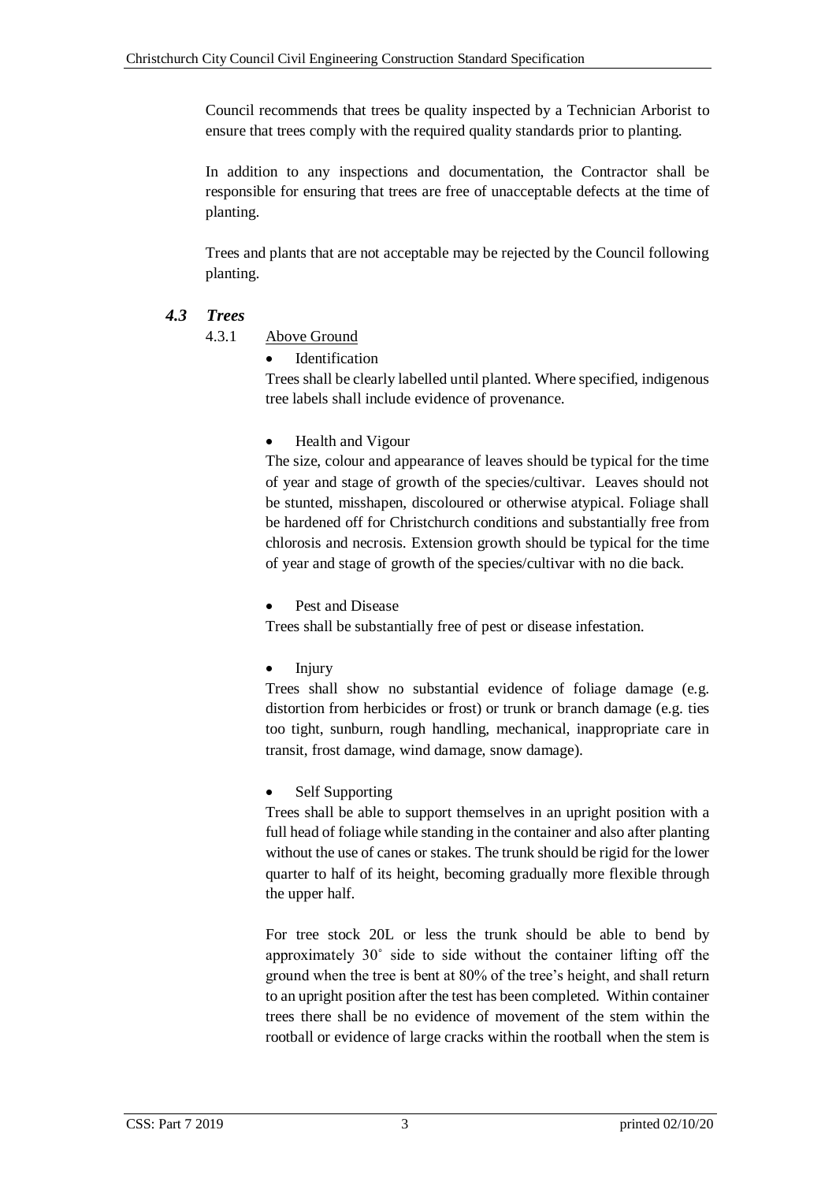Council recommends that trees be quality inspected by a Technician Arborist to ensure that trees comply with the required quality standards prior to planting.

In addition to any inspections and documentation, the Contractor shall be responsible for ensuring that trees are free of unacceptable defects at the time of planting.

Trees and plants that are not acceptable may be rejected by the Council following planting.

## *4.3 Trees*

### 4.3.1 Above Ground

- Identification

Trees shall be clearly labelled until planted. Where specified, indigenous tree labels shall include evidence of provenance.

- Health and Vigour

The size, colour and appearance of leaves should be typical for the time of year and stage of growth of the species/cultivar. Leaves should not be stunted, misshapen, discoloured or otherwise atypical. Foliage shall be hardened off for Christchurch conditions and substantially free from chlorosis and necrosis. Extension growth should be typical for the time of year and stage of growth of the species/cultivar with no die back.

- Pest and Disease

Trees shall be substantially free of pest or disease infestation.

- Injury

Trees shall show no substantial evidence of foliage damage (e.g. distortion from herbicides or frost) or trunk or branch damage (e.g. ties too tight, sunburn, rough handling, mechanical, inappropriate care in transit, frost damage, wind damage, snow damage).

- Self Supporting

Trees shall be able to support themselves in an upright position with a full head of foliage while standing in the container and also after planting without the use of canes or stakes. The trunk should be rigid for the lower quarter to half of its height, becoming gradually more flexible through the upper half.

For tree stock 20L or less the trunk should be able to bend by approximately 30˚ side to side without the container lifting off the ground when the tree is bent at 80% of the tree's height, and shall return to an upright position after the test has been completed. Within container trees there shall be no evidence of movement of the stem within the rootball or evidence of large cracks within the rootball when the stem is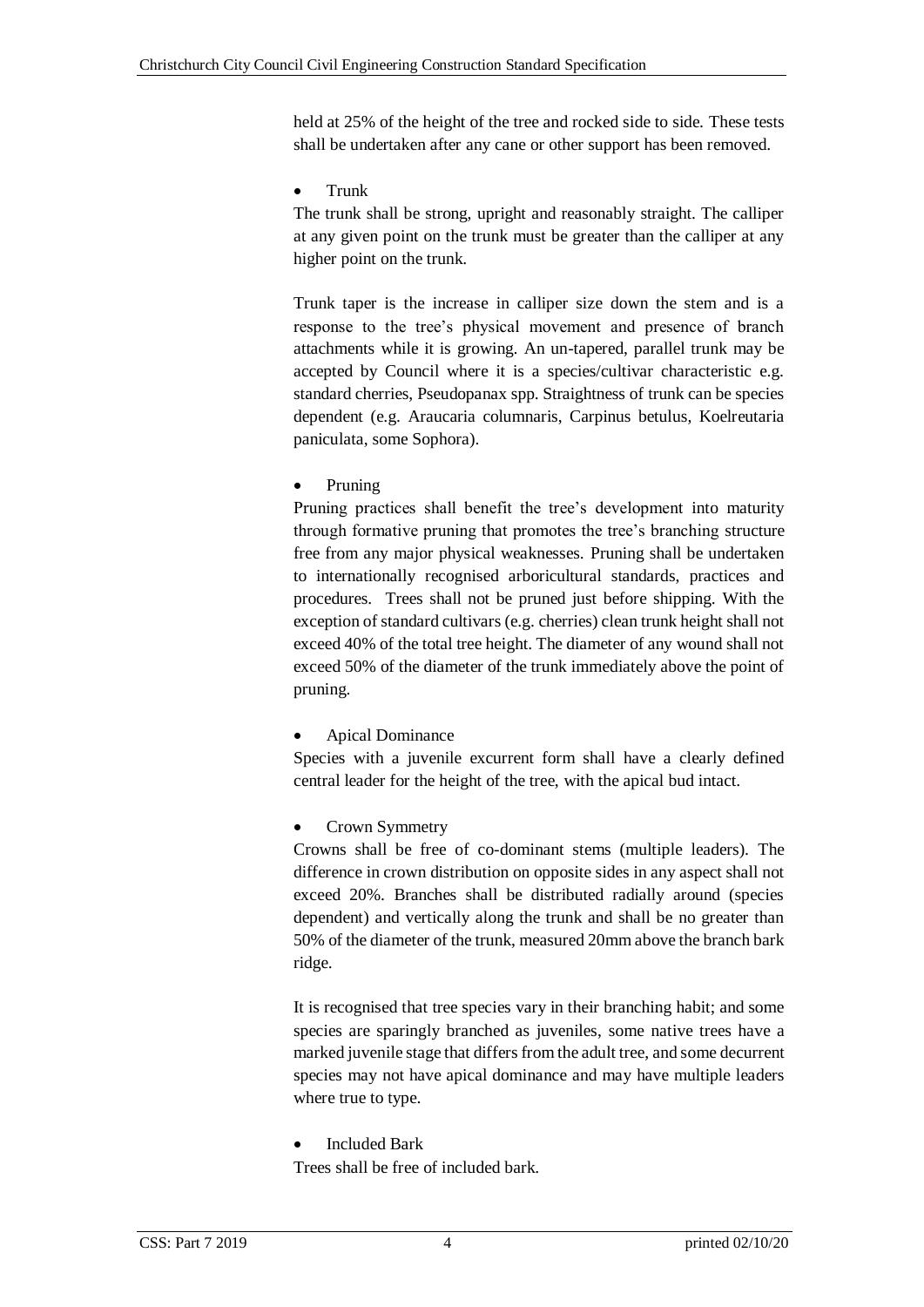held at 25% of the height of the tree and rocked side to side. These tests shall be undertaken after any cane or other support has been removed.

- Trunk

The trunk shall be strong, upright and reasonably straight. The calliper at any given point on the trunk must be greater than the calliper at any higher point on the trunk.

Trunk taper is the increase in calliper size down the stem and is a response to the tree's physical movement and presence of branch attachments while it is growing. An un-tapered, parallel trunk may be accepted by Council where it is a species/cultivar characteristic e.g. standard cherries, Pseudopanax spp. Straightness of trunk can be species dependent (e.g. Araucaria columnaris, Carpinus betulus, Koelreutaria paniculata, some Sophora).

- Pruning

Pruning practices shall benefit the tree's development into maturity through formative pruning that promotes the tree's branching structure free from any major physical weaknesses. Pruning shall be undertaken to internationally recognised arboricultural standards, practices and procedures. Trees shall not be pruned just before shipping. With the exception of standard cultivars (e.g. cherries) clean trunk height shall not exceed 40% of the total tree height. The diameter of any wound shall not exceed 50% of the diameter of the trunk immediately above the point of pruning.

- Apical Dominance

Species with a juvenile excurrent form shall have a clearly defined central leader for the height of the tree, with the apical bud intact.

- Crown Symmetry

Crowns shall be free of co-dominant stems (multiple leaders). The difference in crown distribution on opposite sides in any aspect shall not exceed 20%. Branches shall be distributed radially around (species dependent) and vertically along the trunk and shall be no greater than 50% of the diameter of the trunk, measured 20mm above the branch bark ridge.

It is recognised that tree species vary in their branching habit; and some species are sparingly branched as juveniles, some native trees have a marked juvenile stage that differs from the adult tree, and some decurrent species may not have apical dominance and may have multiple leaders where true to type.

- Included Bark

Trees shall be free of included bark.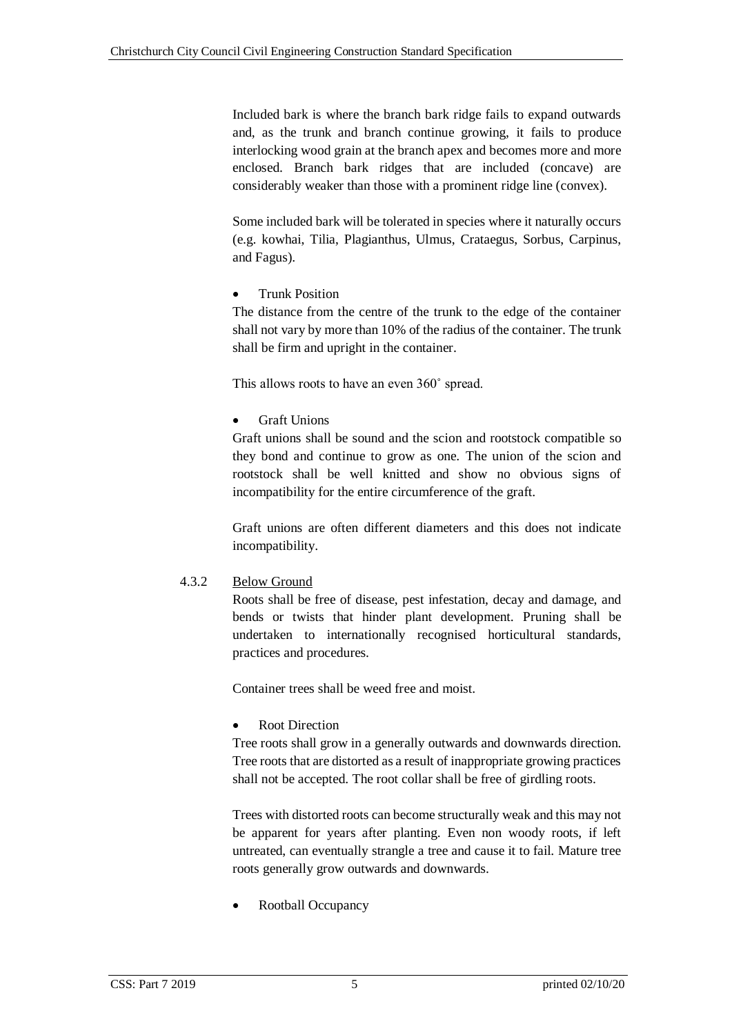Included bark is where the branch bark ridge fails to expand outwards and, as the trunk and branch continue growing, it fails to produce interlocking wood grain at the branch apex and becomes more and more enclosed. Branch bark ridges that are included (concave) are considerably weaker than those with a prominent ridge line (convex).

Some included bark will be tolerated in species where it naturally occurs (e.g. kowhai, Tilia, Plagianthus, Ulmus, Crataegus, Sorbus, Carpinus, and Fagus).

- Trunk Position

The distance from the centre of the trunk to the edge of the container shall not vary by more than 10% of the radius of the container. The trunk shall be firm and upright in the container.

This allows roots to have an even 360˚ spread.

- Graft Unions

Graft unions shall be sound and the scion and rootstock compatible so they bond and continue to grow as one. The union of the scion and rootstock shall be well knitted and show no obvious signs of incompatibility for the entire circumference of the graft.

Graft unions are often different diameters and this does not indicate incompatibility.

### 4.3.2 Below Ground

Roots shall be free of disease, pest infestation, decay and damage, and bends or twists that hinder plant development. Pruning shall be undertaken to internationally recognised horticultural standards, practices and procedures.

Container trees shall be weed free and moist.

- Root Direction

Tree roots shall grow in a generally outwards and downwards direction. Tree roots that are distorted as a result of inappropriate growing practices shall not be accepted. The root collar shall be free of girdling roots.

Trees with distorted roots can become structurally weak and this may not be apparent for years after planting. Even non woody roots, if left untreated, can eventually strangle a tree and cause it to fail. Mature tree roots generally grow outwards and downwards.

- Rootball Occupancy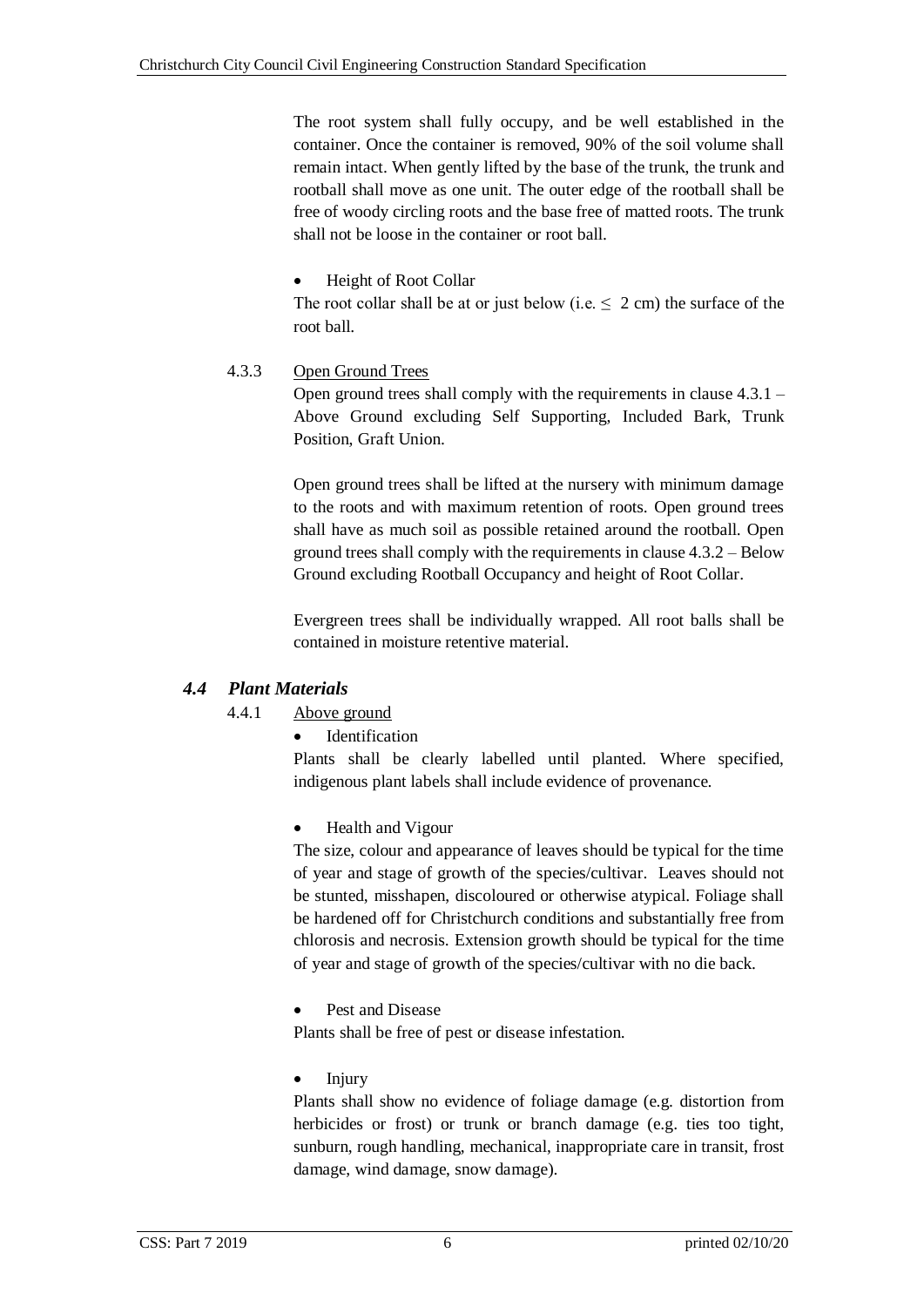The root system shall fully occupy, and be well established in the container. Once the container is removed, 90% of the soil volume shall remain intact. When gently lifted by the base of the trunk, the trunk and rootball shall move as one unit. The outer edge of the rootball shall be free of woody circling roots and the base free of matted roots. The trunk shall not be loose in the container or root ball.

- Height of Root Collar

The root collar shall be at or just below (i.e. $\leq$ 2 cm) the surface of the root ball.

4.3.3 Open Ground Trees

Open ground trees shall comply with the requirements in clause 4.3.1 – Above Ground excluding Self Supporting, Included Bark, Trunk Position, Graft Union.

Open ground trees shall be lifted at the nursery with minimum damage to the roots and with maximum retention of roots. Open ground trees shall have as much soil as possible retained around the rootball. Open ground trees shall comply with the requirements in clause 4.3.2 – Below Ground excluding Rootball Occupancy and height of Root Collar.

Evergreen trees shall be individually wrapped. All root balls shall be contained in moisture retentive material.

## *4.4 Plant Materials*

4.4.1 Above ground

- Identification

Plants shall be clearly labelled until planted. Where specified, indigenous plant labels shall include evidence of provenance.

- Health and Vigour

The size, colour and appearance of leaves should be typical for the time of year and stage of growth of the species/cultivar. Leaves should not be stunted, misshapen, discoloured or otherwise atypical. Foliage shall be hardened off for Christchurch conditions and substantially free from chlorosis and necrosis. Extension growth should be typical for the time of year and stage of growth of the species/cultivar with no die back.

- Pest and Disease

Plants shall be free of pest or disease infestation.

- Injury

Plants shall show no evidence of foliage damage (e.g. distortion from herbicides or frost) or trunk or branch damage (e.g. ties too tight, sunburn, rough handling, mechanical, inappropriate care in transit, frost damage, wind damage, snow damage).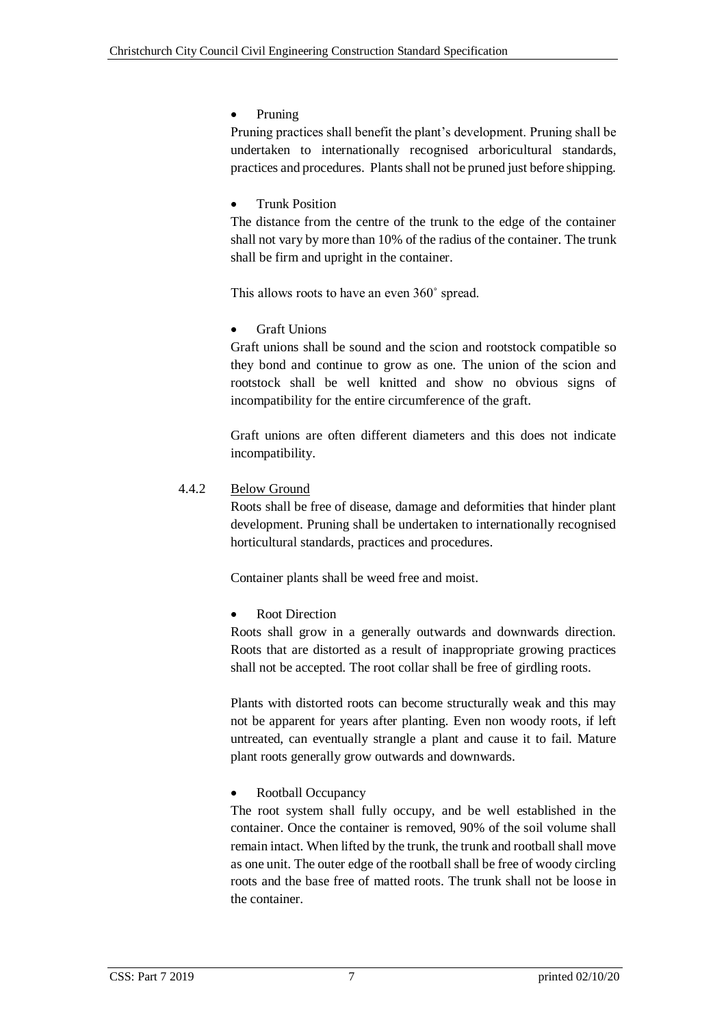- Pruning

Pruning practices shall benefit the plant's development. Pruning shall be undertaken to internationally recognised arboricultural standards, practices and procedures. Plants shall not be pruned just before shipping.

- Trunk Position

The distance from the centre of the trunk to the edge of the container shall not vary by more than 10% of the radius of the container. The trunk shall be firm and upright in the container.

This allows roots to have an even 360˚ spread.

- Graft Unions

Graft unions shall be sound and the scion and rootstock compatible so they bond and continue to grow as one. The union of the scion and rootstock shall be well knitted and show no obvious signs of incompatibility for the entire circumference of the graft.

Graft unions are often different diameters and this does not indicate incompatibility.

4.4.2 Below Ground

Roots shall be free of disease, damage and deformities that hinder plant development. Pruning shall be undertaken to internationally recognised horticultural standards, practices and procedures.

Container plants shall be weed free and moist.

- Root Direction

Roots shall grow in a generally outwards and downwards direction. Roots that are distorted as a result of inappropriate growing practices shall not be accepted. The root collar shall be free of girdling roots.

Plants with distorted roots can become structurally weak and this may not be apparent for years after planting. Even non woody roots, if left untreated, can eventually strangle a plant and cause it to fail. Mature plant roots generally grow outwards and downwards.

- Rootball Occupancy

The root system shall fully occupy, and be well established in the container. Once the container is removed, 90% of the soil volume shall remain intact. When lifted by the trunk, the trunk and rootball shall move as one unit. The outer edge of the rootball shall be free of woody circling roots and the base free of matted roots. The trunk shall not be loose in the container.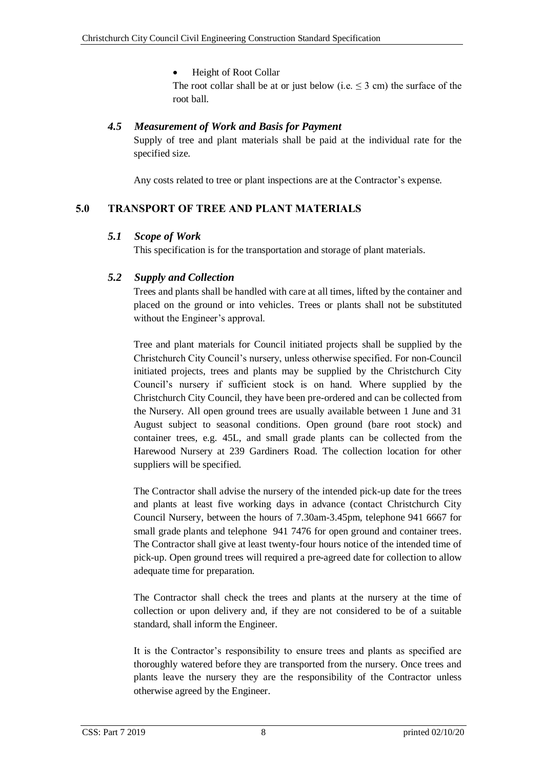- Height of Root Collar

  The root collar shall be at or just below (i.e. $\leq 3$ cm) the surface of the root ball.

### *4.5 Measurement of Work and Basis for Payment*

Supply of tree and plant materials shall be paid at the individual rate for the specified size.

Any costs related to tree or plant inspections are at the Contractor's expense.

## 5.0 TRANSPORT OF TREE AND PLANT MATERIALS

### *5.1 Scope of Work*

This specification is for the transportation and storage of plant materials.

### *5.2 Supply and Collection*

Trees and plants shall be handled with care at all times, lifted by the container and placed on the ground or into vehicles. Trees or plants shall not be substituted without the Engineer's approval.

Tree and plant materials for Council initiated projects shall be supplied by the Christchurch City Council's nursery, unless otherwise specified. For non-Council initiated projects, trees and plants may be supplied by the Christchurch City Council's nursery if sufficient stock is on hand. Where supplied by the Christchurch City Council, they have been pre-ordered and can be collected from the Nursery. All open ground trees are usually available between 1 June and 31 August subject to seasonal conditions. Open ground (bare root stock) and container trees, e.g. 45L, and small grade plants can be collected from the Harewood Nursery at 239 Gardiners Road. The collection location for other suppliers will be specified.

The Contractor shall advise the nursery of the intended pick-up date for the trees and plants at least five working days in advance (contact Christchurch City Council Nursery, between the hours of 7.30am-3.45pm, telephone 941 6667 for small grade plants and telephone 941 7476 for open ground and container trees. The Contractor shall give at least twenty-four hours notice of the intended time of pick-up. Open ground trees will required a pre-agreed date for collection to allow adequate time for preparation.

The Contractor shall check the trees and plants at the nursery at the time of collection or upon delivery and, if they are not considered to be of a suitable standard, shall inform the Engineer.

It is the Contractor's responsibility to ensure trees and plants as specified are thoroughly watered before they are transported from the nursery. Once trees and plants leave the nursery they are the responsibility of the Contractor unless otherwise agreed by the Engineer.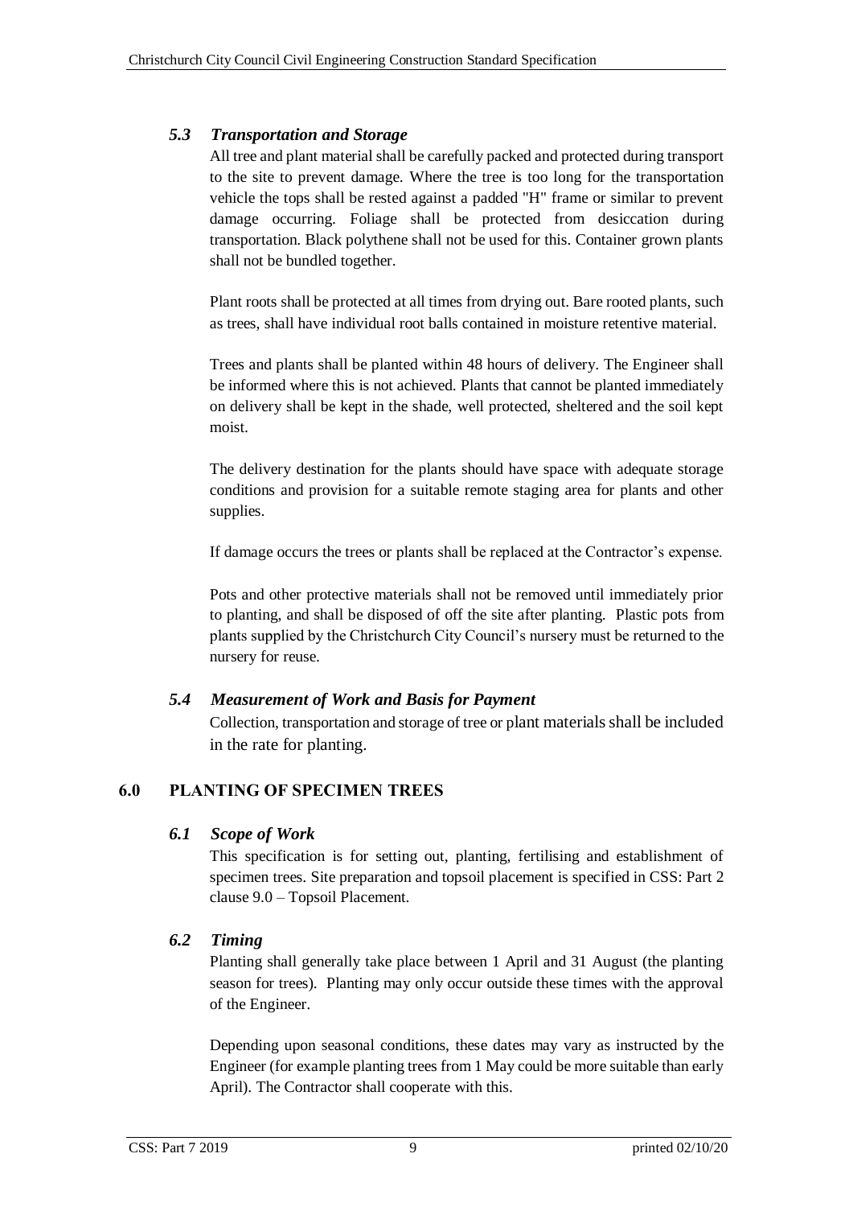### *5.3 Transportation and Storage*

All tree and plant material shall be carefully packed and protected during transport to the site to prevent damage. Where the tree is too long for the transportation vehicle the tops shall be rested against a padded "H" frame or similar to prevent damage occurring. Foliage shall be protected from desiccation during transportation. Black polythene shall not be used for this. Container grown plants shall not be bundled together.

Plant roots shall be protected at all times from drying out. Bare rooted plants, such as trees, shall have individual root balls contained in moisture retentive material.

Trees and plants shall be planted within 48 hours of delivery. The Engineer shall be informed where this is not achieved. Plants that cannot be planted immediately on delivery shall be kept in the shade, well protected, sheltered and the soil kept moist.

The delivery destination for the plants should have space with adequate storage conditions and provision for a suitable remote staging area for plants and other supplies.

If damage occurs the trees or plants shall be replaced at the Contractor's expense.

Pots and other protective materials shall not be removed until immediately prior to planting, and shall be disposed of off the site after planting. Plastic pots from plants supplied by the Christchurch City Council's nursery must be returned to the nursery for reuse.

### *5.4 Measurement of Work and Basis for Payment*

Collection, transportation and storage of tree or plant materials shall be included in the rate for planting.

## 6.0 PLANTING OF SPECIMEN TREES

### *6.1 Scope of Work*

This specification is for setting out, planting, fertilising and establishment of specimen trees. Site preparation and topsoil placement is specified in CSS: Part 2 clause 9.0 – Topsoil Placement.

### *6.2 Timing*

Planting shall generally take place between 1 April and 31 August (the planting season for trees). Planting may only occur outside these times with the approval of the Engineer.

Depending upon seasonal conditions, these dates may vary as instructed by the Engineer (for example planting trees from 1 May could be more suitable than early April). The Contractor shall cooperate with this.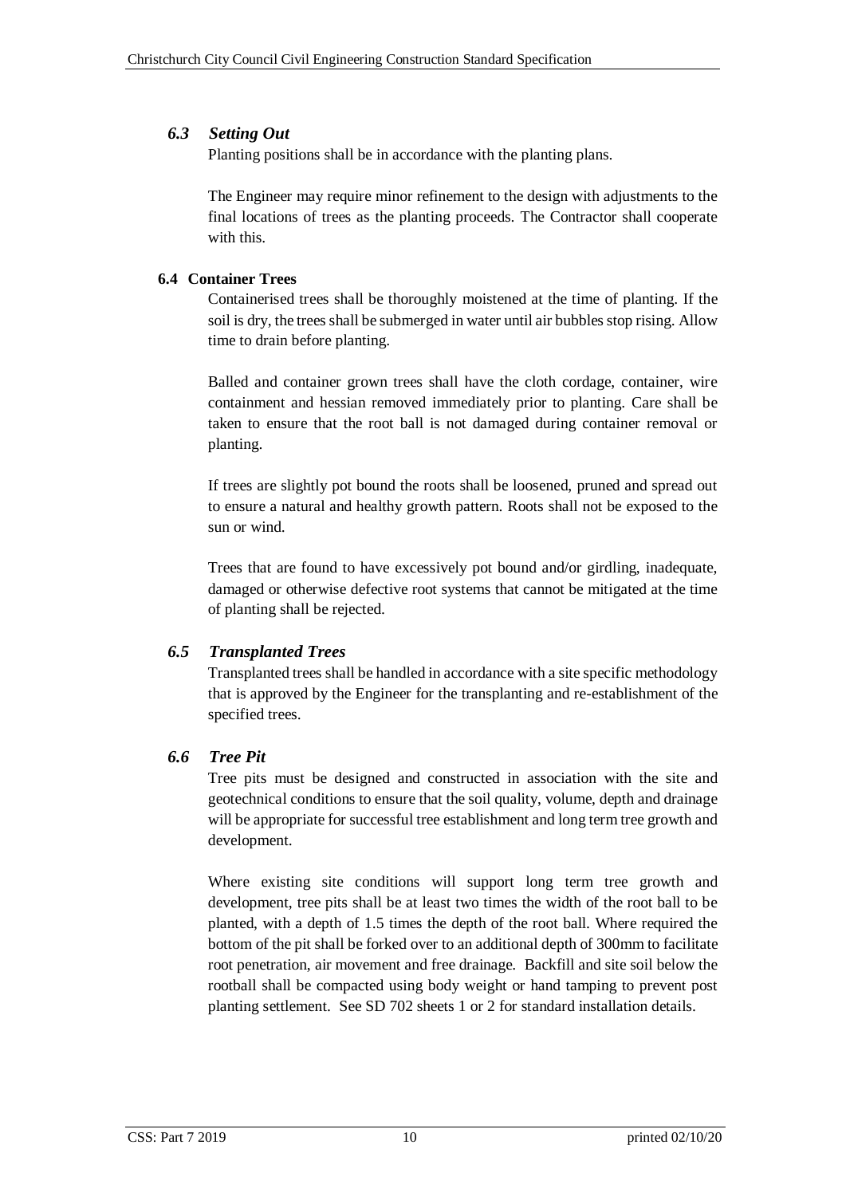### *6.3 Setting Out*

Planting positions shall be in accordance with the planting plans.

The Engineer may require minor refinement to the design with adjustments to the final locations of trees as the planting proceeds. The Contractor shall cooperate with this.

### 6.4 Container Trees

Containerised trees shall be thoroughly moistened at the time of planting. If the soil is dry, the trees shall be submerged in water until air bubbles stop rising. Allow time to drain before planting.

Balled and container grown trees shall have the cloth cordage, container, wire containment and hessian removed immediately prior to planting. Care shall be taken to ensure that the root ball is not damaged during container removal or planting.

If trees are slightly pot bound the roots shall be loosened, pruned and spread out to ensure a natural and healthy growth pattern. Roots shall not be exposed to the sun or wind.

Trees that are found to have excessively pot bound and/or girdling, inadequate, damaged or otherwise defective root systems that cannot be mitigated at the time of planting shall be rejected.

### *6.5 Transplanted Trees*

Transplanted trees shall be handled in accordance with a site specific methodology that is approved by the Engineer for the transplanting and re-establishment of the specified trees.

### *6.6 Tree Pit*

Tree pits must be designed and constructed in association with the site and geotechnical conditions to ensure that the soil quality, volume, depth and drainage will be appropriate for successful tree establishment and long term tree growth and development.

Where existing site conditions will support long term tree growth and development, tree pits shall be at least two times the width of the root ball to be planted, with a depth of 1.5 times the depth of the root ball. Where required the bottom of the pit shall be forked over to an additional depth of 300mm to facilitate root penetration, air movement and free drainage. Backfill and site soil below the rootball shall be compacted using body weight or hand tamping to prevent post planting settlement. See SD 702 sheets 1 or 2 for standard installation details.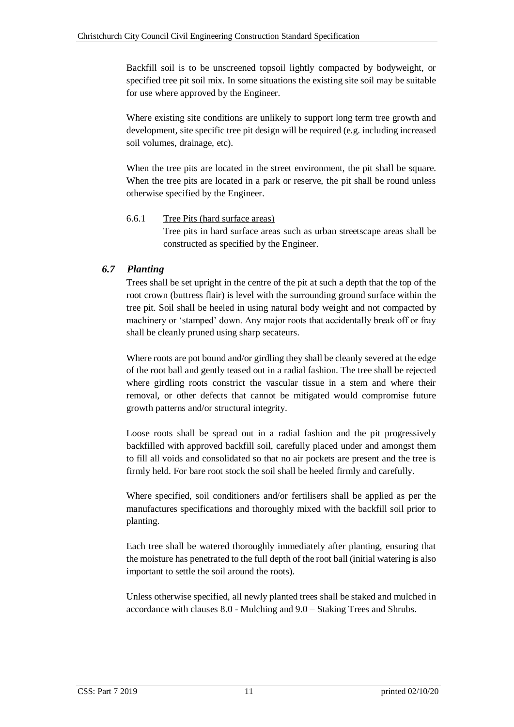Backfill soil is to be unscreened topsoil lightly compacted by bodyweight, or specified tree pit soil mix. In some situations the existing site soil may be suitable for use where approved by the Engineer.

Where existing site conditions are unlikely to support long term tree growth and development, site specific tree pit design will be required (e.g. including increased soil volumes, drainage, etc).

When the tree pits are located in the street environment, the pit shall be square. When the tree pits are located in a park or reserve, the pit shall be round unless otherwise specified by the Engineer.

6.6.1 Tree Pits (hard surface areas)

Tree pits in hard surface areas such as urban streetscape areas shall be constructed as specified by the Engineer.

### *6.7 Planting*

Trees shall be set upright in the centre of the pit at such a depth that the top of the root crown (buttress flair) is level with the surrounding ground surface within the tree pit. Soil shall be heeled in using natural body weight and not compacted by machinery or 'stamped' down. Any major roots that accidentally break off or fray shall be cleanly pruned using sharp secateurs.

Where roots are pot bound and/or girdling they shall be cleanly severed at the edge of the root ball and gently teased out in a radial fashion. The tree shall be rejected where girdling roots constrict the vascular tissue in a stem and where their removal, or other defects that cannot be mitigated would compromise future growth patterns and/or structural integrity.

Loose roots shall be spread out in a radial fashion and the pit progressively backfilled with approved backfill soil, carefully placed under and amongst them to fill all voids and consolidated so that no air pockets are present and the tree is firmly held. For bare root stock the soil shall be heeled firmly and carefully.

Where specified, soil conditioners and/or fertilisers shall be applied as per the manufactures specifications and thoroughly mixed with the backfill soil prior to planting.

Each tree shall be watered thoroughly immediately after planting, ensuring that the moisture has penetrated to the full depth of the root ball (initial watering is also important to settle the soil around the roots).

Unless otherwise specified, all newly planted trees shall be staked and mulched in accordance with clauses 8.0 - Mulching and 9.0 – Staking Trees and Shrubs.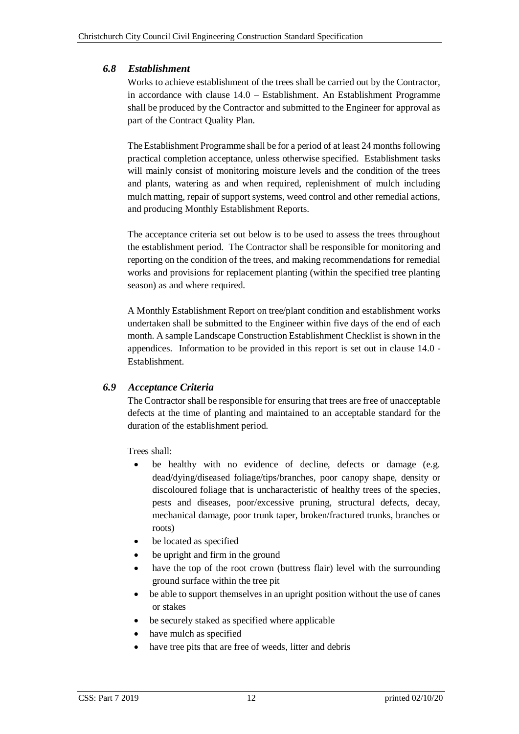### *6.8 Establishment*

Works to achieve establishment of the trees shall be carried out by the Contractor, in accordance with clause 14.0 – Establishment. An Establishment Programme shall be produced by the Contractor and submitted to the Engineer for approval as part of the Contract Quality Plan.

The Establishment Programme shall be for a period of at least 24 months following practical completion acceptance, unless otherwise specified. Establishment tasks will mainly consist of monitoring moisture levels and the condition of the trees and plants, watering as and when required, replenishment of mulch including mulch matting, repair of support systems, weed control and other remedial actions, and producing Monthly Establishment Reports.

The acceptance criteria set out below is to be used to assess the trees throughout the establishment period. The Contractor shall be responsible for monitoring and reporting on the condition of the trees, and making recommendations for remedial works and provisions for replacement planting (within the specified tree planting season) as and where required.

A Monthly Establishment Report on tree/plant condition and establishment works undertaken shall be submitted to the Engineer within five days of the end of each month. A sample Landscape Construction Establishment Checklist is shown in the appendices. Information to be provided in this report is set out in clause 14.0 - Establishment.

### *6.9 Acceptance Criteria*

The Contractor shall be responsible for ensuring that trees are free of unacceptable defects at the time of planting and maintained to an acceptable standard for the duration of the establishment period.

Trees shall:

- be healthy with no evidence of decline, defects or damage (e.g. dead/dying/diseased foliage/tips/branches, poor canopy shape, density or discoloured foliage that is uncharacteristic of healthy trees of the species, pests and diseases, poor/excessive pruning, structural defects, decay, mechanical damage, poor trunk taper, broken/fractured trunks, branches or roots)
- be located as specified
- be upright and firm in the ground
- have the top of the root crown (buttress flair) level with the surrounding ground surface within the tree pit
- be able to support themselves in an upright position without the use of canes or stakes
- be securely staked as specified where applicable
- have mulch as specified
- have tree pits that are free of weeds, litter and debris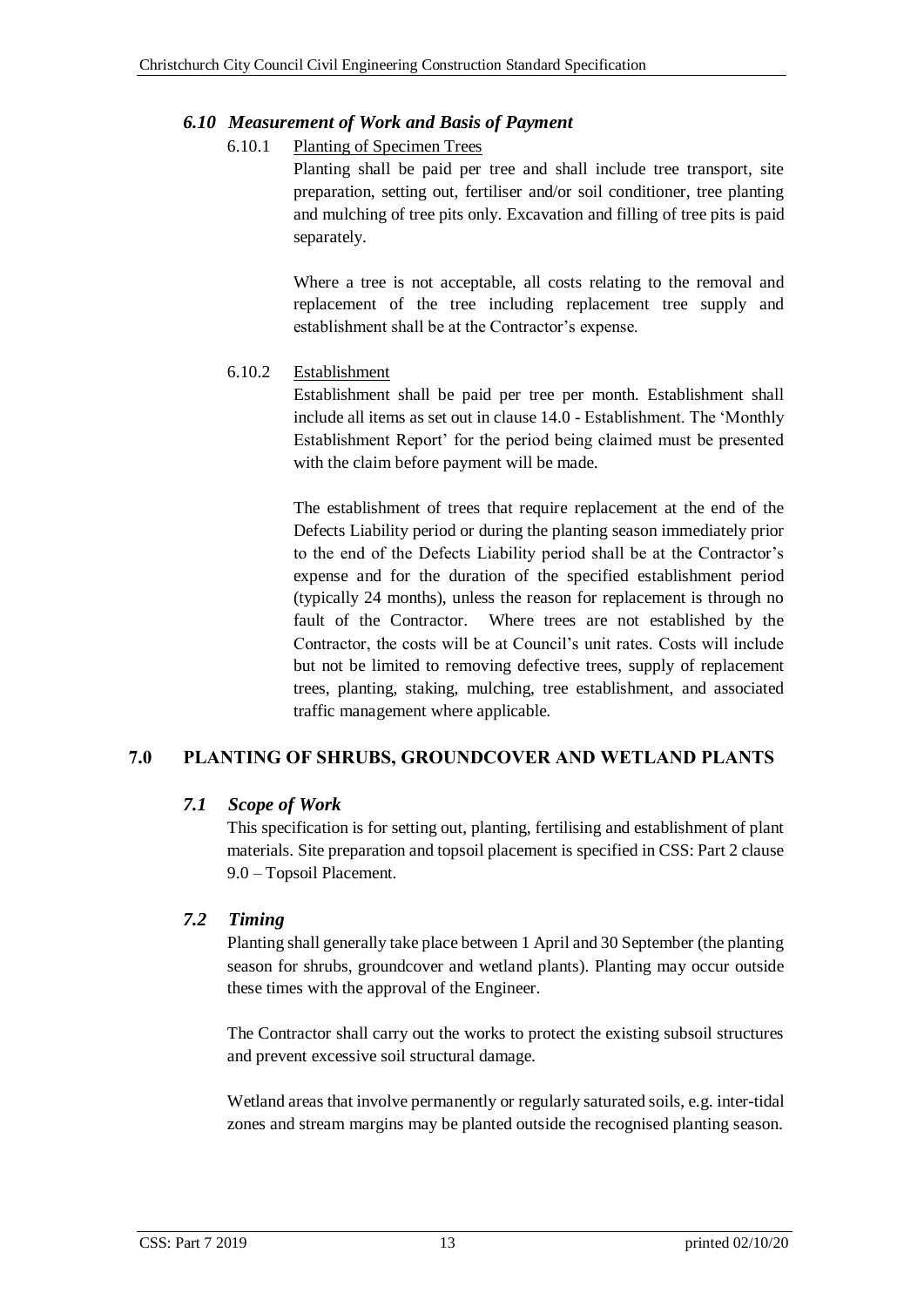### *6.10 Measurement of Work and Basis of Payment*

6.10.1 Planting of Specimen Trees

Planting shall be paid per tree and shall include tree transport, site preparation, setting out, fertiliser and/or soil conditioner, tree planting and mulching of tree pits only. Excavation and filling of tree pits is paid separately.

Where a tree is not acceptable, all costs relating to the removal and replacement of the tree including replacement tree supply and establishment shall be at the Contractor's expense.

6.10.2 Establishment

Establishment shall be paid per tree per month. Establishment shall include all items as set out in clause 14.0 - Establishment. The 'Monthly Establishment Report' for the period being claimed must be presented with the claim before payment will be made.

The establishment of trees that require replacement at the end of the Defects Liability period or during the planting season immediately prior to the end of the Defects Liability period shall be at the Contractor's expense and for the duration of the specified establishment period (typically 24 months), unless the reason for replacement is through no fault of the Contractor. Where trees are not established by the Contractor, the costs will be at Council's unit rates. Costs will include but not be limited to removing defective trees, supply of replacement trees, planting, staking, mulching, tree establishment, and associated traffic management where applicable.

## 7.0 PLANTING OF SHRUBS, GROUNDCOVER AND WETLAND PLANTS

### *7.1 Scope of Work*

This specification is for setting out, planting, fertilising and establishment of plant materials. Site preparation and topsoil placement is specified in CSS: Part 2 clause 9.0 – Topsoil Placement.

### *7.2 Timing*

Planting shall generally take place between 1 April and 30 September (the planting season for shrubs, groundcover and wetland plants). Planting may occur outside these times with the approval of the Engineer.

The Contractor shall carry out the works to protect the existing subsoil structures and prevent excessive soil structural damage.

Wetland areas that involve permanently or regularly saturated soils, e.g. inter-tidal zones and stream margins may be planted outside the recognised planting season.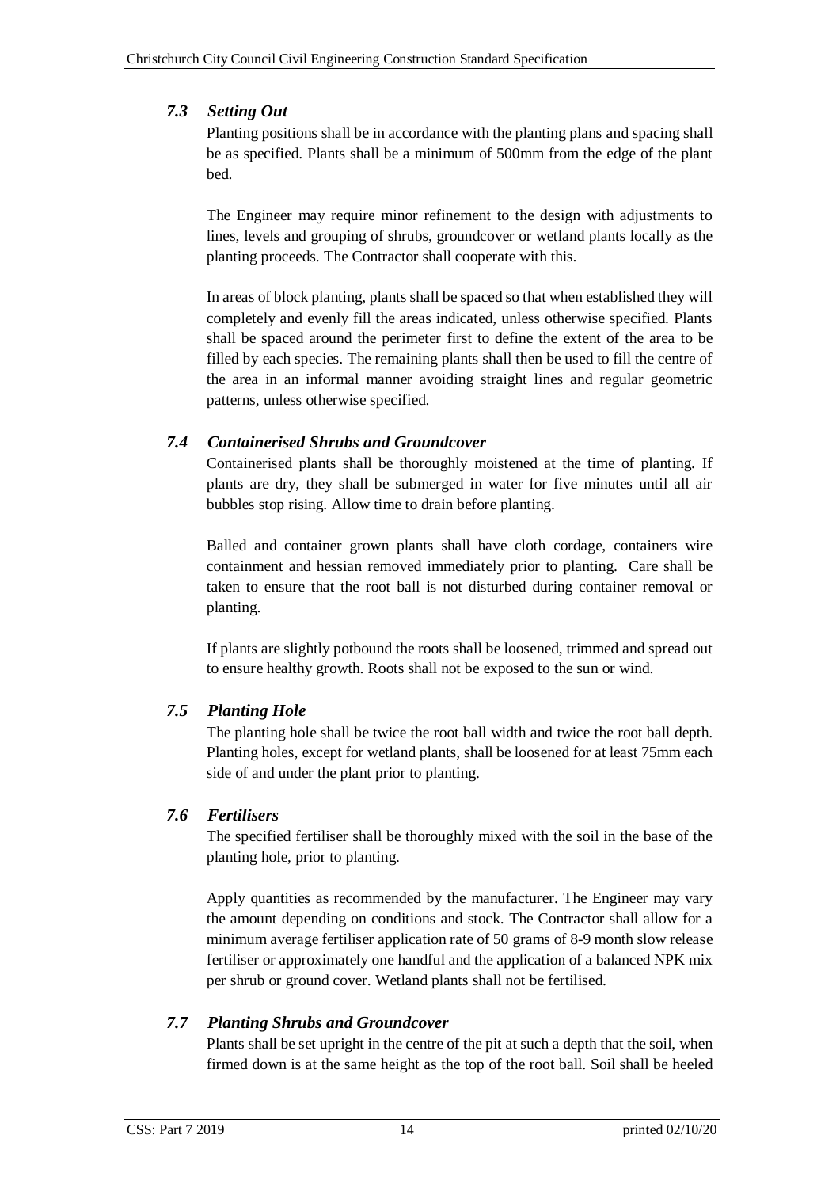### *7.3 Setting Out*

Planting positions shall be in accordance with the planting plans and spacing shall be as specified. Plants shall be a minimum of 500mm from the edge of the plant bed.

The Engineer may require minor refinement to the design with adjustments to lines, levels and grouping of shrubs, groundcover or wetland plants locally as the planting proceeds. The Contractor shall cooperate with this.

In areas of block planting, plants shall be spaced so that when established they will completely and evenly fill the areas indicated, unless otherwise specified. Plants shall be spaced around the perimeter first to define the extent of the area to be filled by each species. The remaining plants shall then be used to fill the centre of the area in an informal manner avoiding straight lines and regular geometric patterns, unless otherwise specified.

### *7.4 Containerised Shrubs and Groundcover*

Containerised plants shall be thoroughly moistened at the time of planting. If plants are dry, they shall be submerged in water for five minutes until all air bubbles stop rising. Allow time to drain before planting.

Balled and container grown plants shall have cloth cordage, containers wire containment and hessian removed immediately prior to planting. Care shall be taken to ensure that the root ball is not disturbed during container removal or planting.

If plants are slightly potbound the roots shall be loosened, trimmed and spread out to ensure healthy growth. Roots shall not be exposed to the sun or wind.

### *7.5 Planting Hole*

The planting hole shall be twice the root ball width and twice the root ball depth. Planting holes, except for wetland plants, shall be loosened for at least 75mm each side of and under the plant prior to planting.

### *7.6 Fertilisers*

The specified fertiliser shall be thoroughly mixed with the soil in the base of the planting hole, prior to planting.

Apply quantities as recommended by the manufacturer. The Engineer may vary the amount depending on conditions and stock. The Contractor shall allow for a minimum average fertiliser application rate of 50 grams of 8-9 month slow release fertiliser or approximately one handful and the application of a balanced NPK mix per shrub or ground cover. Wetland plants shall not be fertilised.

### *7.7 Planting Shrubs and Groundcover*

Plants shall be set upright in the centre of the pit at such a depth that the soil, when firmed down is at the same height as the top of the root ball. Soil shall be heeled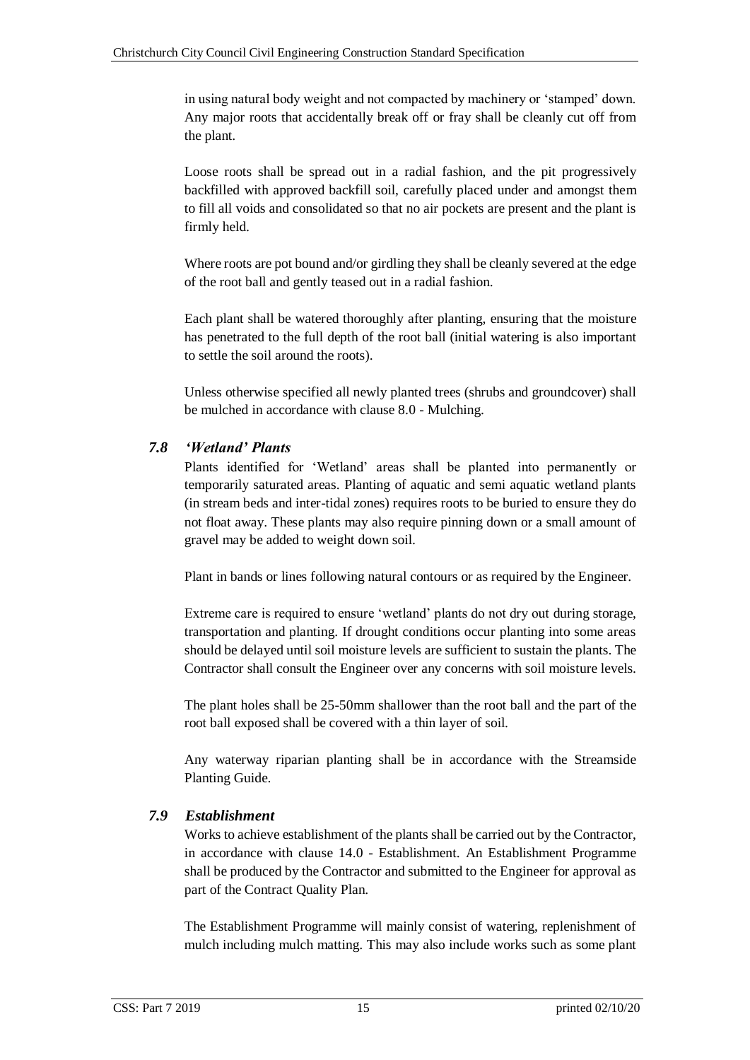in using natural body weight and not compacted by machinery or 'stamped' down. Any major roots that accidentally break off or fray shall be cleanly cut off from the plant.

Loose roots shall be spread out in a radial fashion, and the pit progressively backfilled with approved backfill soil, carefully placed under and amongst them to fill all voids and consolidated so that no air pockets are present and the plant is firmly held.

Where roots are pot bound and/or girdling they shall be cleanly severed at the edge of the root ball and gently teased out in a radial fashion.

Each plant shall be watered thoroughly after planting, ensuring that the moisture has penetrated to the full depth of the root ball (initial watering is also important to settle the soil around the roots).

Unless otherwise specified all newly planted trees (shrubs and groundcover) shall be mulched in accordance with clause 8.0 - Mulching.

### *7.8 'Wetland' Plants*

Plants identified for 'Wetland' areas shall be planted into permanently or temporarily saturated areas. Planting of aquatic and semi aquatic wetland plants (in stream beds and inter-tidal zones) requires roots to be buried to ensure they do not float away. These plants may also require pinning down or a small amount of gravel may be added to weight down soil.

Plant in bands or lines following natural contours or as required by the Engineer.

Extreme care is required to ensure 'wetland' plants do not dry out during storage, transportation and planting. If drought conditions occur planting into some areas should be delayed until soil moisture levels are sufficient to sustain the plants. The Contractor shall consult the Engineer over any concerns with soil moisture levels.

The plant holes shall be 25-50mm shallower than the root ball and the part of the root ball exposed shall be covered with a thin layer of soil.

Any waterway riparian planting shall be in accordance with the Streamside Planting Guide.

### *7.9 Establishment*

Works to achieve establishment of the plants shall be carried out by the Contractor, in accordance with clause 14.0 - Establishment. An Establishment Programme shall be produced by the Contractor and submitted to the Engineer for approval as part of the Contract Quality Plan.

The Establishment Programme will mainly consist of watering, replenishment of mulch including mulch matting. This may also include works such as some plant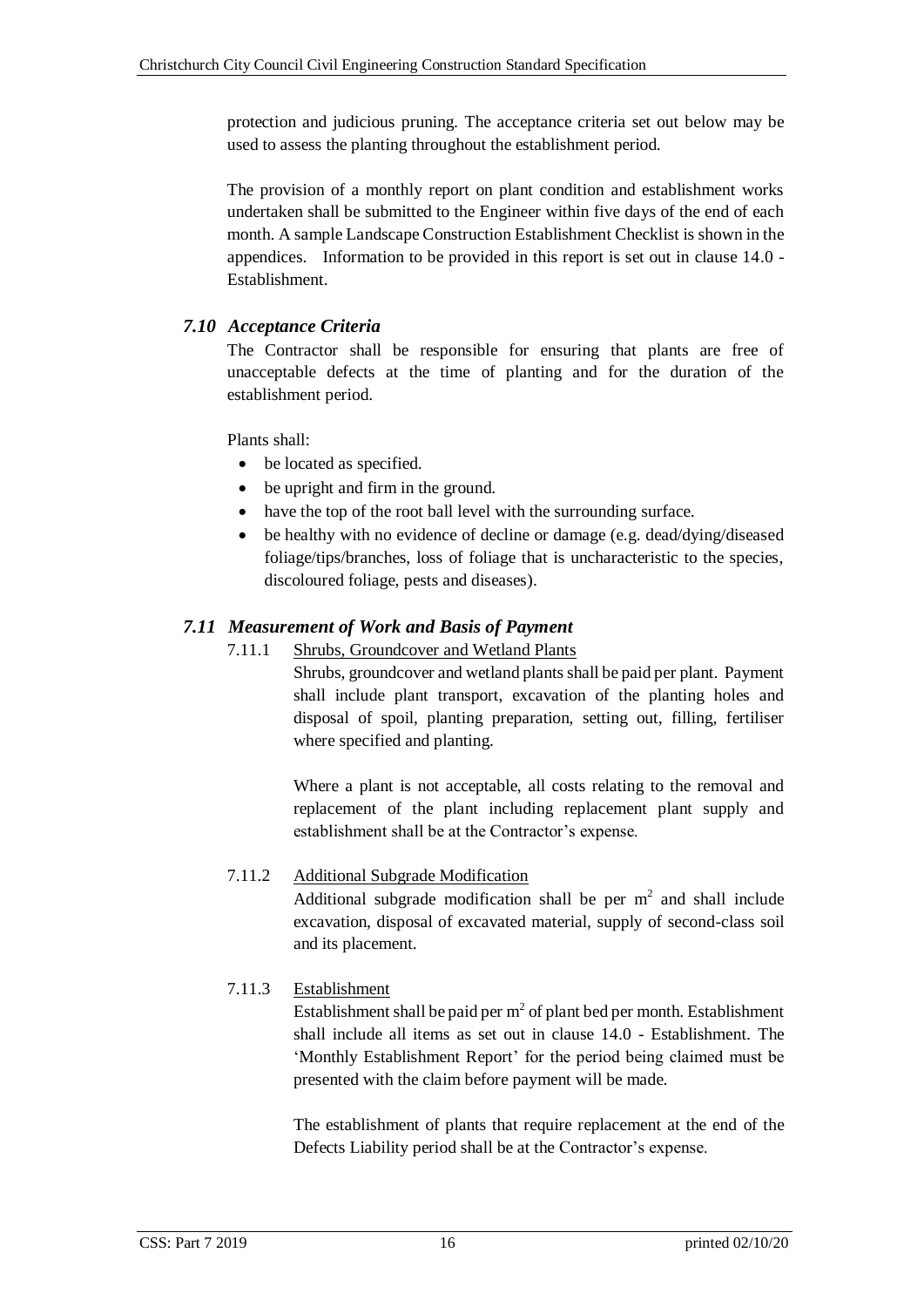protection and judicious pruning. The acceptance criteria set out below may be used to assess the planting throughout the establishment period.

The provision of a monthly report on plant condition and establishment works undertaken shall be submitted to the Engineer within five days of the end of each month. A sample Landscape Construction Establishment Checklist is shown in the appendices. Information to be provided in this report is set out in clause 14.0 - Establishment.

### *7.10 Acceptance Criteria*

The Contractor shall be responsible for ensuring that plants are free of unacceptable defects at the time of planting and for the duration of the establishment period.

Plants shall:

- be located as specified.
- be upright and firm in the ground.
- have the top of the root ball level with the surrounding surface.
- be healthy with no evidence of decline or damage (e.g. dead/dying/diseased foliage/tips/branches, loss of foliage that is uncharacteristic to the species, discoloured foliage, pests and diseases).

### *7.11 Measurement of Work and Basis of Payment*

7.11.1 Shrubs, Groundcover and Wetland Plants

Shrubs, groundcover and wetland plants shall be paid per plant. Payment shall include plant transport, excavation of the planting holes and disposal of spoil, planting preparation, setting out, filling, fertiliser where specified and planting.

Where a plant is not acceptable, all costs relating to the removal and replacement of the plant including replacement plant supply and establishment shall be at the Contractor's expense.

7.11.2 Additional Subgrade Modification

Additional subgrade modification shall be per $m^2$ and shall include excavation, disposal of excavated material, supply of second-class soil and its placement.

7.11.3 Establishment

Establishment shall be paid per $m^2$ of plant bed per month. Establishment shall include all items as set out in clause 14.0 - Establishment. The 'Monthly Establishment Report' for the period being claimed must be presented with the claim before payment will be made.

The establishment of plants that require replacement at the end of the Defects Liability period shall be at the Contractor's expense.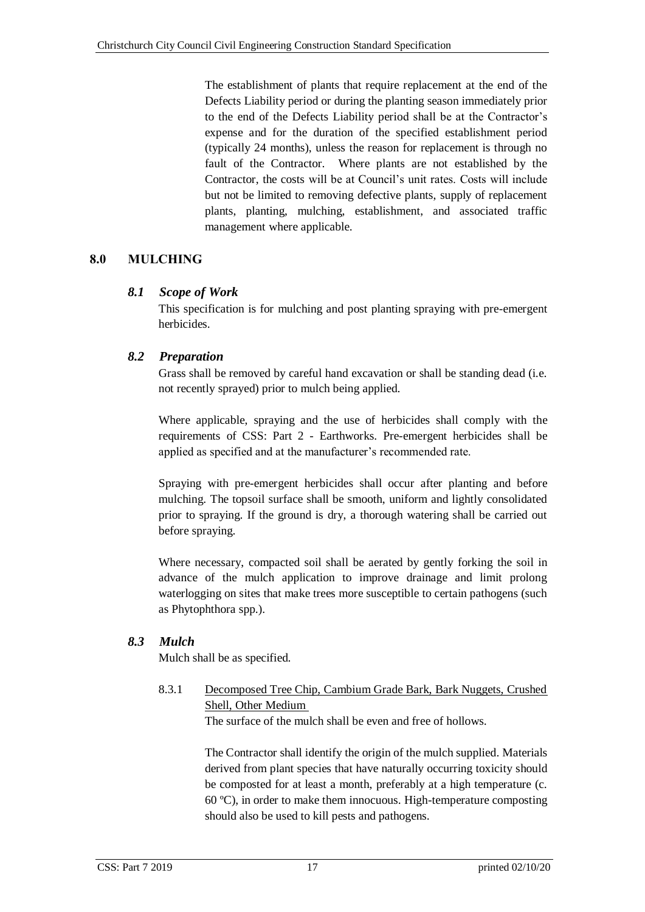The establishment of plants that require replacement at the end of the Defects Liability period or during the planting season immediately prior to the end of the Defects Liability period shall be at the Contractor's expense and for the duration of the specified establishment period (typically 24 months), unless the reason for replacement is through no fault of the Contractor. Where plants are not established by the Contractor, the costs will be at Council's unit rates. Costs will include but not be limited to removing defective plants, supply of replacement plants, planting, mulching, establishment, and associated traffic management where applicable.

## 8.0 MULCHING

### *8.1 Scope of Work*

This specification is for mulching and post planting spraying with pre-emergent herbicides.

### *8.2 Preparation*

Grass shall be removed by careful hand excavation or shall be standing dead (i.e. not recently sprayed) prior to mulch being applied.

Where applicable, spraying and the use of herbicides shall comply with the requirements of CSS: Part 2 - Earthworks. Pre-emergent herbicides shall be applied as specified and at the manufacturer's recommended rate.

Spraying with pre-emergent herbicides shall occur after planting and before mulching. The topsoil surface shall be smooth, uniform and lightly consolidated prior to spraying. If the ground is dry, a thorough watering shall be carried out before spraying.

Where necessary, compacted soil shall be aerated by gently forking the soil in advance of the mulch application to improve drainage and limit prolong waterlogging on sites that make trees more susceptible to certain pathogens (such as Phytophthora spp.).

### *8.3 Mulch*

Mulch shall be as specified.

8.3.1 Decomposed Tree Chip, Cambium Grade Bark, Bark Nuggets, Crushed Shell, Other Medium

The surface of the mulch shall be even and free of hollows.

The Contractor shall identify the origin of the mulch supplied. Materials derived from plant species that have naturally occurring toxicity should be composted for at least a month, preferably at a high temperature (c. 60 ºC), in order to make them innocuous. High-temperature composting should also be used to kill pests and pathogens.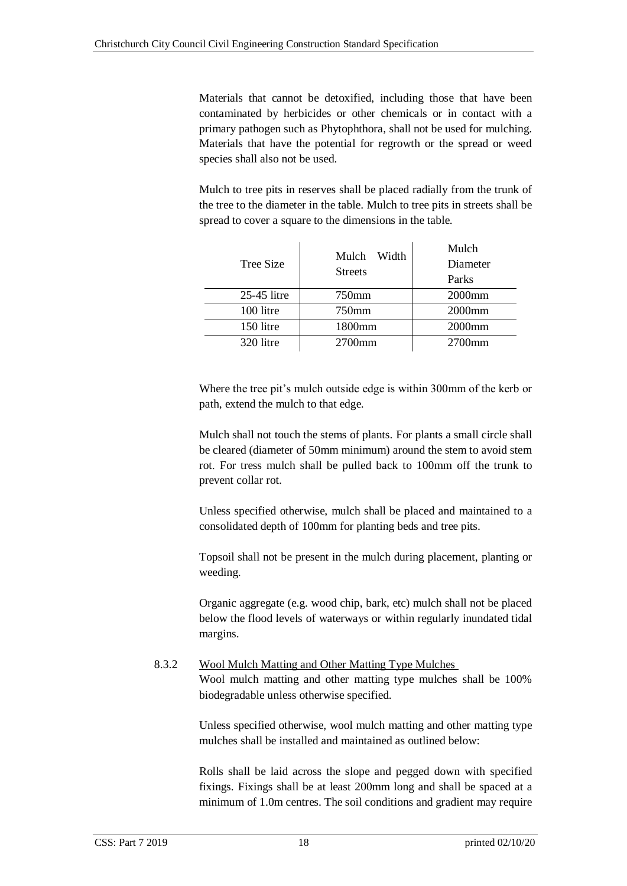Materials that cannot be detoxified, including those that have been contaminated by herbicides or other chemicals or in contact with a primary pathogen such as Phytophthora, shall not be used for mulching. Materials that have the potential for regrowth or the spread or weed species shall also not be used.

Mulch to tree pits in reserves shall be placed radially from the trunk of the tree to the diameter in the table. Mulch to tree pits in streets shall be spread to cover a square to the dimensions in the table.

| Tree Size | Mulch Width Streets | Mulch Diameter Parks |
|---|---|---|
| 25-45 litre | 750mm | 2000mm |
| 100 litre | 750mm | 2000mm |
| 150 litre | 1800mm | 2000mm |
| 320 litre | 2700mm | 2700mm |

Where the tree pit's mulch outside edge is within 300mm of the kerb or path, extend the mulch to that edge.

Mulch shall not touch the stems of plants. For plants a small circle shall be cleared (diameter of 50mm minimum) around the stem to avoid stem rot. For tress mulch shall be pulled back to 100mm off the trunk to prevent collar rot.

Unless specified otherwise, mulch shall be placed and maintained to a consolidated depth of 100mm for planting beds and tree pits.

Topsoil shall not be present in the mulch during placement, planting or weeding.

Organic aggregate (e.g. wood chip, bark, etc) mulch shall not be placed below the flood levels of waterways or within regularly inundated tidal margins.

### 8.3.2 Wool Mulch Matting and Other Matting Type Mulches

Wool mulch matting and other matting type mulches shall be 100% biodegradable unless otherwise specified.

Unless specified otherwise, wool mulch matting and other matting type mulches shall be installed and maintained as outlined below:

Rolls shall be laid across the slope and pegged down with specified fixings. Fixings shall be at least 200mm long and shall be spaced at a minimum of 1.0m centres. The soil conditions and gradient may require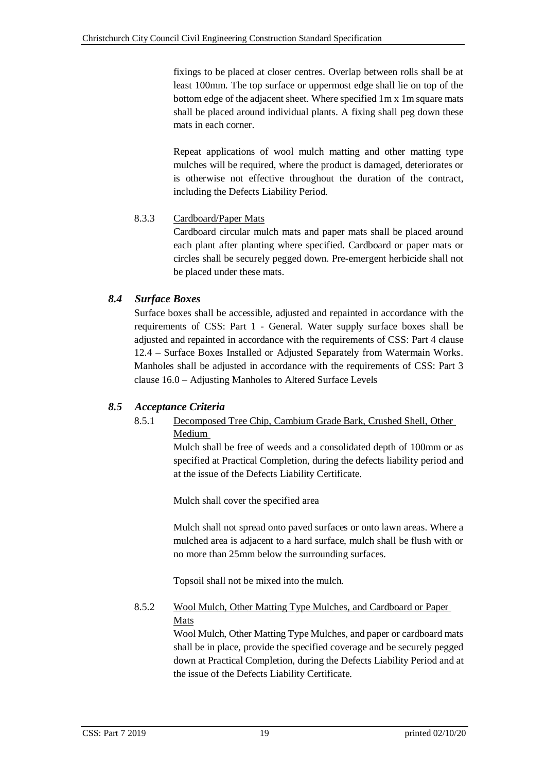fixings to be placed at closer centres. Overlap between rolls shall be at least 100mm. The top surface or uppermost edge shall lie on top of the bottom edge of the adjacent sheet. Where specified 1m x 1m square mats shall be placed around individual plants. A fixing shall peg down these mats in each corner.

Repeat applications of wool mulch matting and other matting type mulches will be required, where the product is damaged, deteriorates or is otherwise not effective throughout the duration of the contract, including the Defects Liability Period.

8.3.3 Cardboard/Paper Mats

Cardboard circular mulch mats and paper mats shall be placed around each plant after planting where specified. Cardboard or paper mats or circles shall be securely pegged down. Pre-emergent herbicide shall not be placed under these mats.

## *8.4 Surface Boxes*

Surface boxes shall be accessible, adjusted and repainted in accordance with the requirements of CSS: Part 1 - General. Water supply surface boxes shall be adjusted and repainted in accordance with the requirements of CSS: Part 4 clause 12.4 – Surface Boxes Installed or Adjusted Separately from Watermain Works. Manholes shall be adjusted in accordance with the requirements of CSS: Part 3 clause 16.0 – Adjusting Manholes to Altered Surface Levels

## *8.5 Acceptance Criteria*

8.5.1 Decomposed Tree Chip, Cambium Grade Bark, Crushed Shell, Other Medium

Mulch shall be free of weeds and a consolidated depth of 100mm or as specified at Practical Completion, during the defects liability period and at the issue of the Defects Liability Certificate.

Mulch shall cover the specified area

Mulch shall not spread onto paved surfaces or onto lawn areas. Where a mulched area is adjacent to a hard surface, mulch shall be flush with or no more than 25mm below the surrounding surfaces.

Topsoil shall not be mixed into the mulch.

8.5.2 Wool Mulch, Other Matting Type Mulches, and Cardboard or Paper Mats

Wool Mulch, Other Matting Type Mulches, and paper or cardboard mats shall be in place, provide the specified coverage and be securely pegged down at Practical Completion, during the Defects Liability Period and at the issue of the Defects Liability Certificate.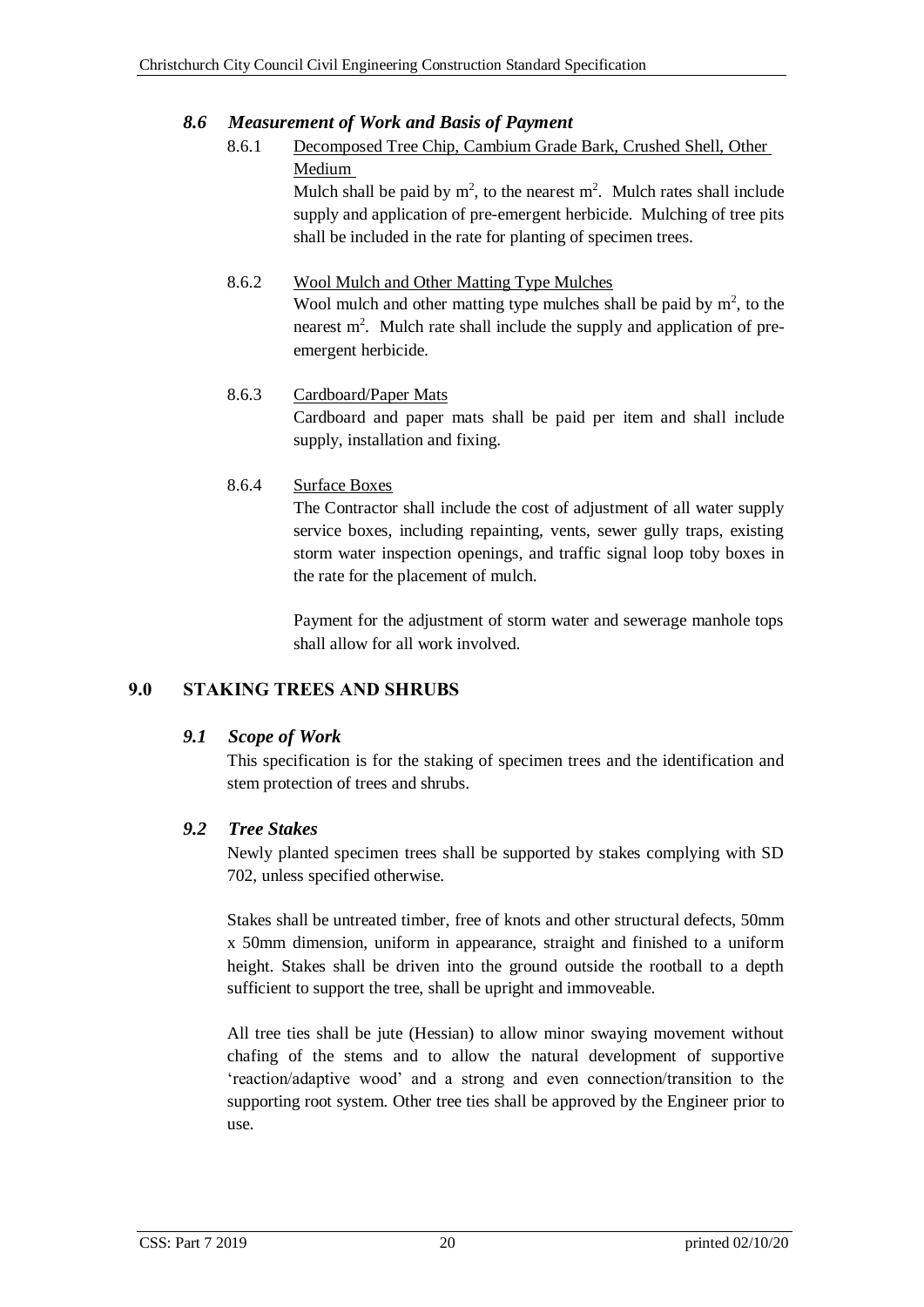### *8.6 Measurement of Work and Basis of Payment*

8.6.1 Decomposed Tree Chip, Cambium Grade Bark, Crushed Shell, Other Medium

Mulch shall be paid by $m^2$, to the nearest $m^2$. Mulch rates shall include supply and application of pre-emergent herbicide. Mulching of tree pits shall be included in the rate for planting of specimen trees.

8.6.2 Wool Mulch and Other Matting Type Mulches

Wool mulch and other matting type mulches shall be paid by $m^2$, to the nearest $m^2$. Mulch rate shall include the supply and application of pre-emergent herbicide.

8.6.3 Cardboard/Paper Mats

Cardboard and paper mats shall be paid per item and shall include supply, installation and fixing.

8.6.4 Surface Boxes

The Contractor shall include the cost of adjustment of all water supply service boxes, including repainting, vents, sewer gully traps, existing storm water inspection openings, and traffic signal loop toby boxes in the rate for the placement of mulch.

Payment for the adjustment of storm water and sewerage manhole tops shall allow for all work involved.

## 9.0 STAKING TREES AND SHRUBS

### *9.1 Scope of Work*

This specification is for the staking of specimen trees and the identification and stem protection of trees and shrubs.

### *9.2 Tree Stakes*

Newly planted specimen trees shall be supported by stakes complying with SD 702, unless specified otherwise.

Stakes shall be untreated timber, free of knots and other structural defects, 50mm x 50mm dimension, uniform in appearance, straight and finished to a uniform height. Stakes shall be driven into the ground outside the rootball to a depth sufficient to support the tree, shall be upright and immoveable.

All tree ties shall be jute (Hessian) to allow minor swaying movement without chafing of the stems and to allow the natural development of supportive 'reaction/adaptive wood' and a strong and even connection/transition to the supporting root system. Other tree ties shall be approved by the Engineer prior to use.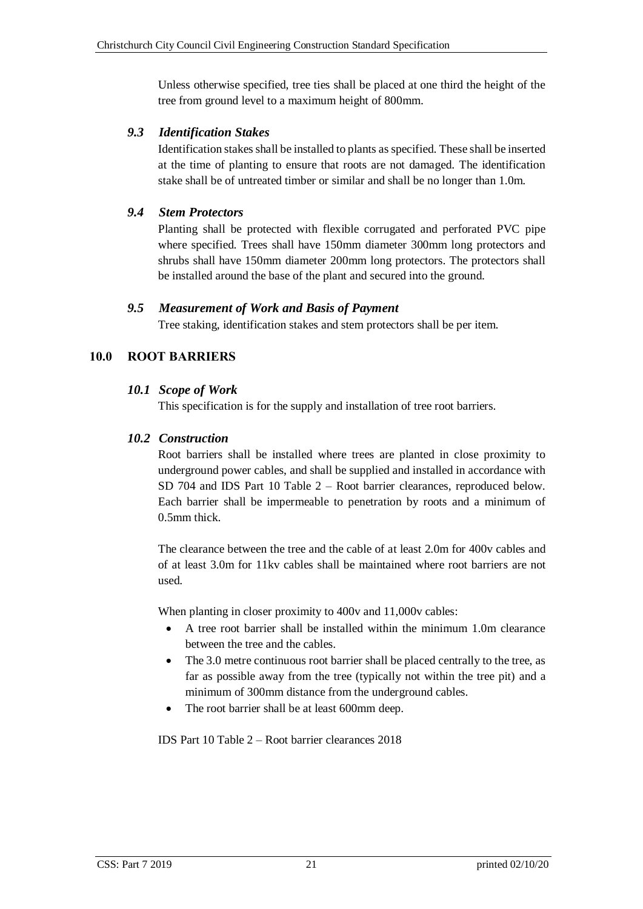Unless otherwise specified, tree ties shall be placed at one third the height of the tree from ground level to a maximum height of 800mm.

### *9.3 Identification Stakes*

Identification stakes shall be installed to plants as specified. These shall be inserted at the time of planting to ensure that roots are not damaged. The identification stake shall be of untreated timber or similar and shall be no longer than 1.0m.

### *9.4 Stem Protectors*

Planting shall be protected with flexible corrugated and perforated PVC pipe where specified. Trees shall have 150mm diameter 300mm long protectors and shrubs shall have 150mm diameter 200mm long protectors. The protectors shall be installed around the base of the plant and secured into the ground.

### *9.5 Measurement of Work and Basis of Payment*

Tree staking, identification stakes and stem protectors shall be per item.

## 10.0 ROOT BARRIERS

### *10.1 Scope of Work*

This specification is for the supply and installation of tree root barriers.

### *10.2 Construction*

Root barriers shall be installed where trees are planted in close proximity to underground power cables, and shall be supplied and installed in accordance with SD 704 and IDS Part 10 Table 2 – Root barrier clearances, reproduced below. Each barrier shall be impermeable to penetration by roots and a minimum of 0.5mm thick.

The clearance between the tree and the cable of at least 2.0m for 400v cables and of at least 3.0m for 11kv cables shall be maintained where root barriers are not used.

When planting in closer proximity to 400v and 11,000v cables:

- A tree root barrier shall be installed within the minimum 1.0m clearance between the tree and the cables.
- The 3.0 metre continuous root barrier shall be placed centrally to the tree, as far as possible away from the tree (typically not within the tree pit) and a minimum of 300mm distance from the underground cables.
- The root barrier shall be at least 600mm deep.

IDS Part 10 Table 2 – Root barrier clearances 2018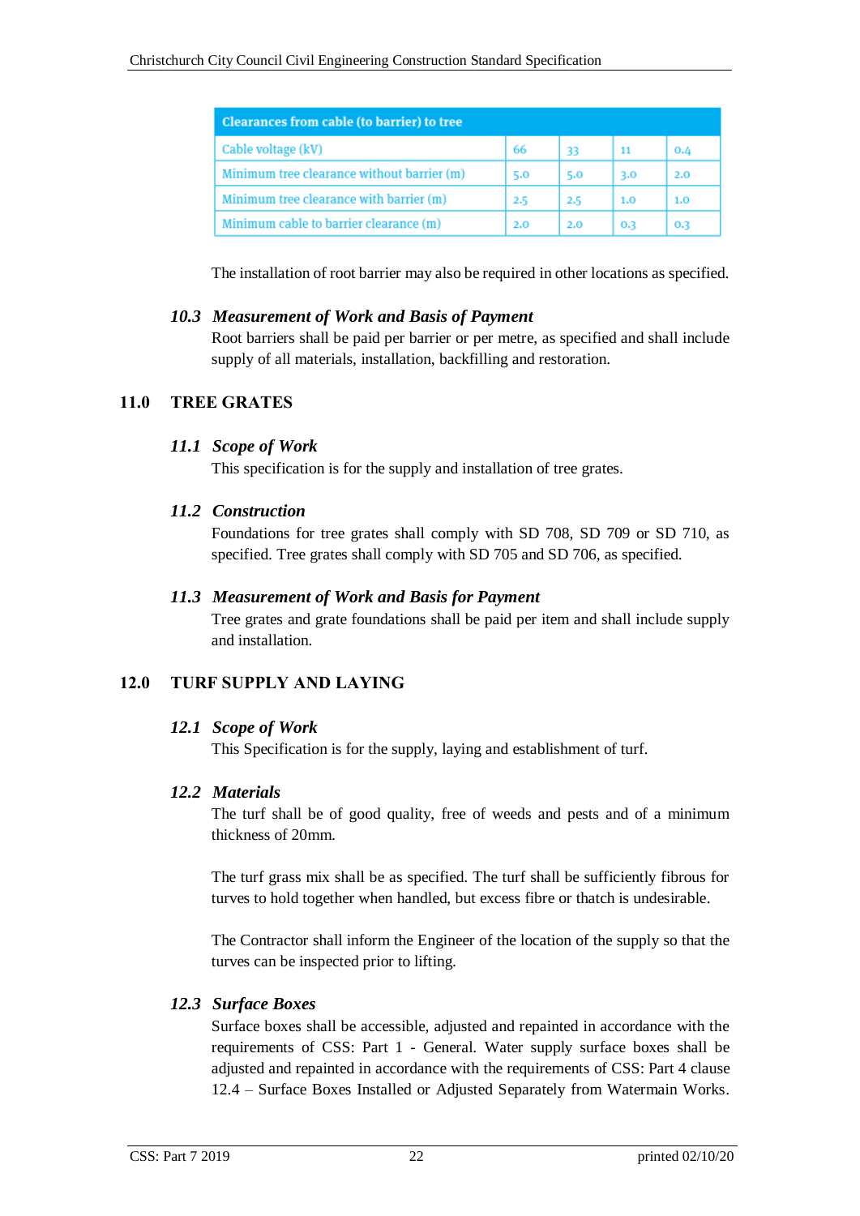| Clearances from cable (to barrier) to tree | | | | |
|---|---|---|---|---|
| Cable voltage (kV) | 66 | 33 | 11 | 0.4 |
| Minimum tree clearance without barrier (m) | 5.0 | 5.0 | 3.0 | 2.0 |
| Minimum tree clearance with barrier (m) | 2.5 | 2.5 | 1.0 | 1.0 |
| Minimum cable to barrier clearance (m) | 2.0 | 2.0 | 0.3 | 0.3 |

The installation of root barrier may also be required in other locations as specified.

### *10.3 Measurement of Work and Basis of Payment*

Root barriers shall be paid per barrier or per metre, as specified and shall include supply of all materials, installation, backfilling and restoration.

## 11.0 TREE GRATES

### *11.1 Scope of Work*

This specification is for the supply and installation of tree grates.

### *11.2 Construction*

Foundations for tree grates shall comply with SD 708, SD 709 or SD 710, as specified. Tree grates shall comply with SD 705 and SD 706, as specified.

### *11.3 Measurement of Work and Basis for Payment*

Tree grates and grate foundations shall be paid per item and shall include supply and installation.

## 12.0 TURF SUPPLY AND LAYING

### *12.1 Scope of Work*

This Specification is for the supply, laying and establishment of turf.

### *12.2 Materials*

The turf shall be of good quality, free of weeds and pests and of a minimum thickness of 20mm.

The turf grass mix shall be as specified. The turf shall be sufficiently fibrous for turves to hold together when handled, but excess fibre or thatch is undesirable.

The Contractor shall inform the Engineer of the location of the supply so that the turves can be inspected prior to lifting.

### *12.3 Surface Boxes*

Surface boxes shall be accessible, adjusted and repainted in accordance with the requirements of CSS: Part 1 - General. Water supply surface boxes shall be adjusted and repainted in accordance with the requirements of CSS: Part 4 clause 12.4 – Surface Boxes Installed or Adjusted Separately from Watermain Works.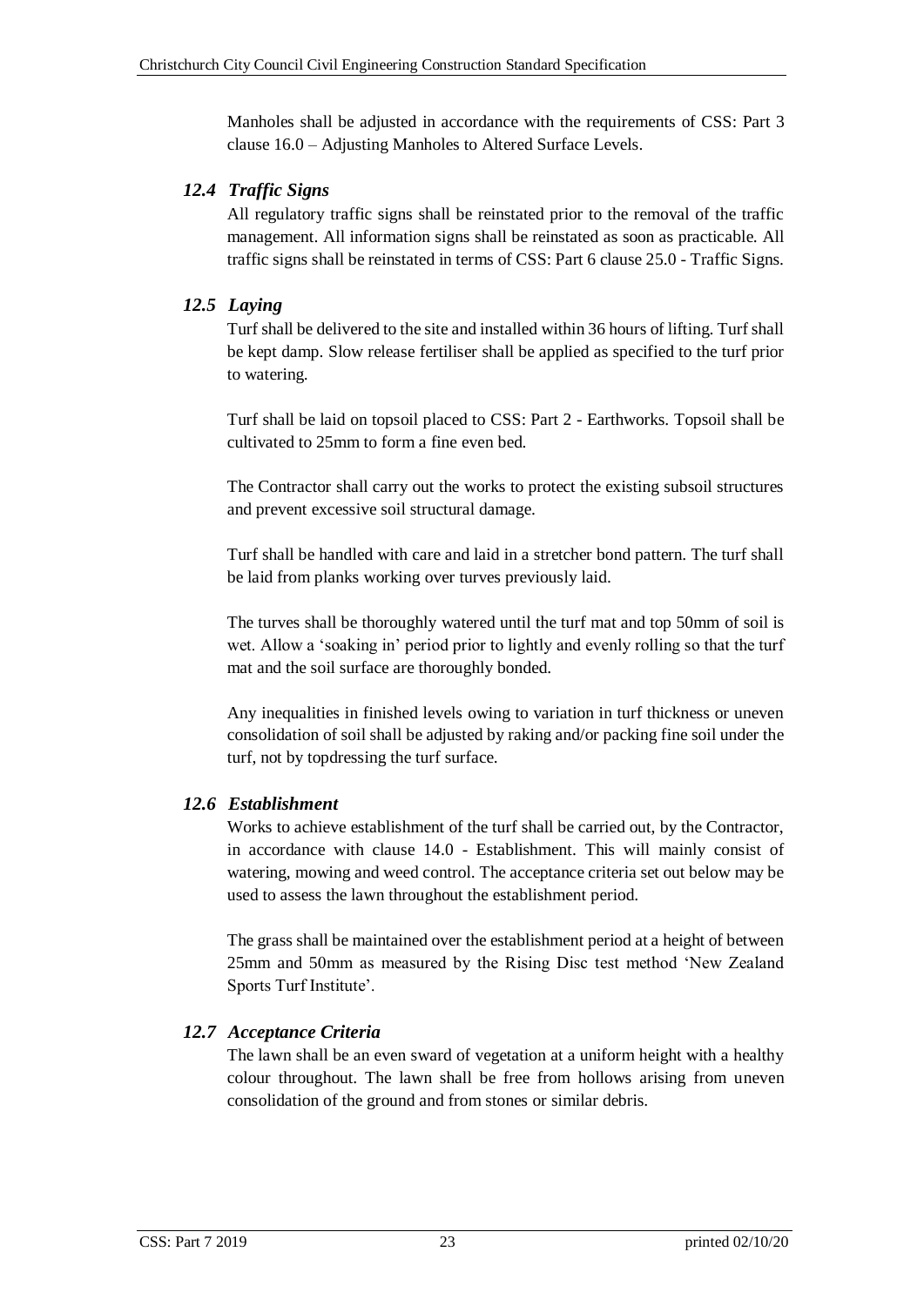Manholes shall be adjusted in accordance with the requirements of CSS: Part 3 clause 16.0 – Adjusting Manholes to Altered Surface Levels.

### *12.4 Traffic Signs*

All regulatory traffic signs shall be reinstated prior to the removal of the traffic management. All information signs shall be reinstated as soon as practicable. All traffic signs shall be reinstated in terms of CSS: Part 6 clause 25.0 - Traffic Signs.

### *12.5 Laying*

Turf shall be delivered to the site and installed within 36 hours of lifting. Turf shall be kept damp. Slow release fertiliser shall be applied as specified to the turf prior to watering.

Turf shall be laid on topsoil placed to CSS: Part 2 - Earthworks. Topsoil shall be cultivated to 25mm to form a fine even bed.

The Contractor shall carry out the works to protect the existing subsoil structures and prevent excessive soil structural damage.

Turf shall be handled with care and laid in a stretcher bond pattern. The turf shall be laid from planks working over turves previously laid.

The turves shall be thoroughly watered until the turf mat and top 50mm of soil is wet. Allow a 'soaking in' period prior to lightly and evenly rolling so that the turf mat and the soil surface are thoroughly bonded.

Any inequalities in finished levels owing to variation in turf thickness or uneven consolidation of soil shall be adjusted by raking and/or packing fine soil under the turf, not by topdressing the turf surface.

### *12.6 Establishment*

Works to achieve establishment of the turf shall be carried out, by the Contractor, in accordance with clause 14.0 - Establishment. This will mainly consist of watering, mowing and weed control. The acceptance criteria set out below may be used to assess the lawn throughout the establishment period.

The grass shall be maintained over the establishment period at a height of between 25mm and 50mm as measured by the Rising Disc test method 'New Zealand Sports Turf Institute'.

### *12.7 Acceptance Criteria*

The lawn shall be an even sward of vegetation at a uniform height with a healthy colour throughout. The lawn shall be free from hollows arising from uneven consolidation of the ground and from stones or similar debris.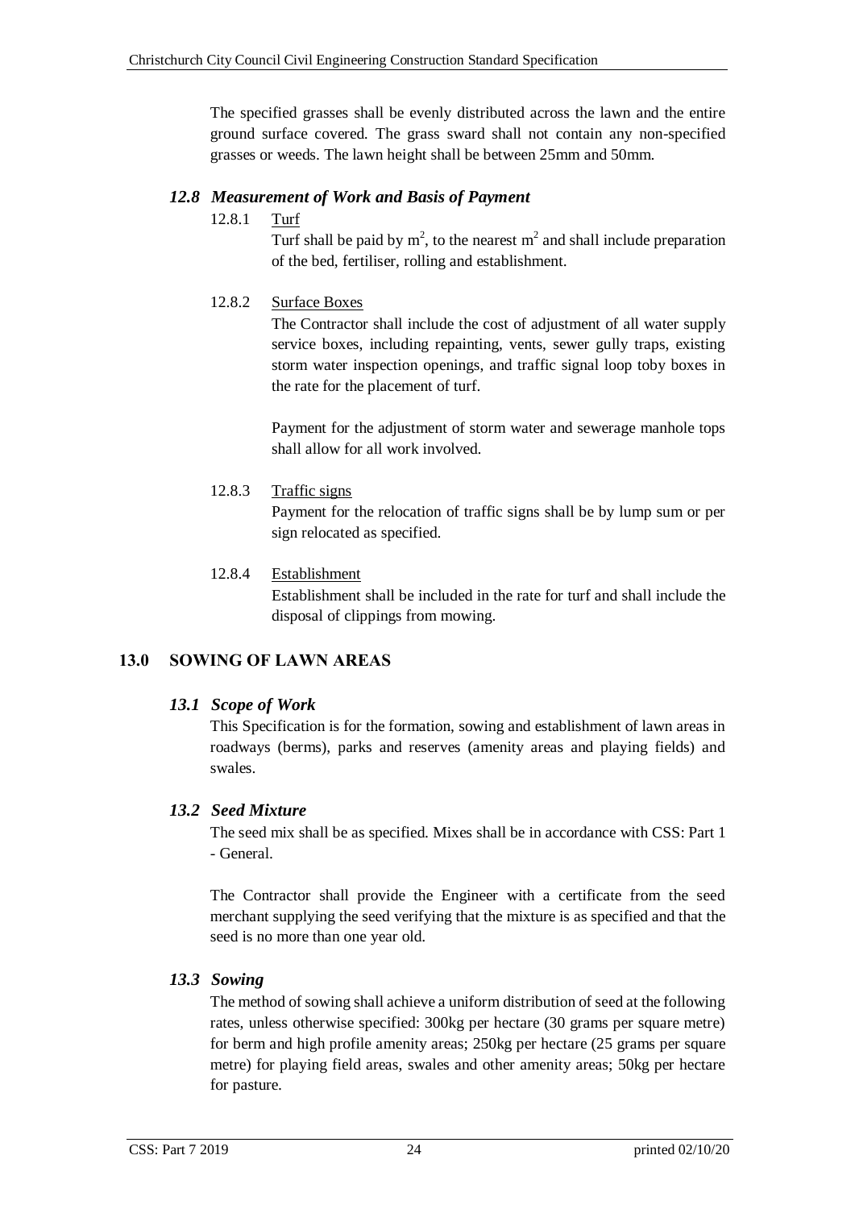The specified grasses shall be evenly distributed across the lawn and the entire ground surface covered. The grass sward shall not contain any non-specified grasses or weeds. The lawn height shall be between 25mm and 50mm.

### *12.8 Measurement of Work and Basis of Payment*

12.8.1 Turf

Turf shall be paid by $m^2$, to the nearest $m^2$ and shall include preparation of the bed, fertiliser, rolling and establishment.

12.8.2 Surface Boxes

The Contractor shall include the cost of adjustment of all water supply service boxes, including repainting, vents, sewer gully traps, existing storm water inspection openings, and traffic signal loop toby boxes in the rate for the placement of turf.

Payment for the adjustment of storm water and sewerage manhole tops shall allow for all work involved.

12.8.3 Traffic signs

Payment for the relocation of traffic signs shall be by lump sum or per sign relocated as specified.

12.8.4 Establishment

Establishment shall be included in the rate for turf and shall include the disposal of clippings from mowing.

## 13.0 SOWING OF LAWN AREAS

### *13.1 Scope of Work*

This Specification is for the formation, sowing and establishment of lawn areas in roadways (berms), parks and reserves (amenity areas and playing fields) and swales.

### *13.2 Seed Mixture*

The seed mix shall be as specified. Mixes shall be in accordance with CSS: Part 1 - General.

The Contractor shall provide the Engineer with a certificate from the seed merchant supplying the seed verifying that the mixture is as specified and that the seed is no more than one year old.

### *13.3 Sowing*

The method of sowing shall achieve a uniform distribution of seed at the following rates, unless otherwise specified: 300kg per hectare (30 grams per square metre) for berm and high profile amenity areas; 250kg per hectare (25 grams per square metre) for playing field areas, swales and other amenity areas; 50kg per hectare for pasture.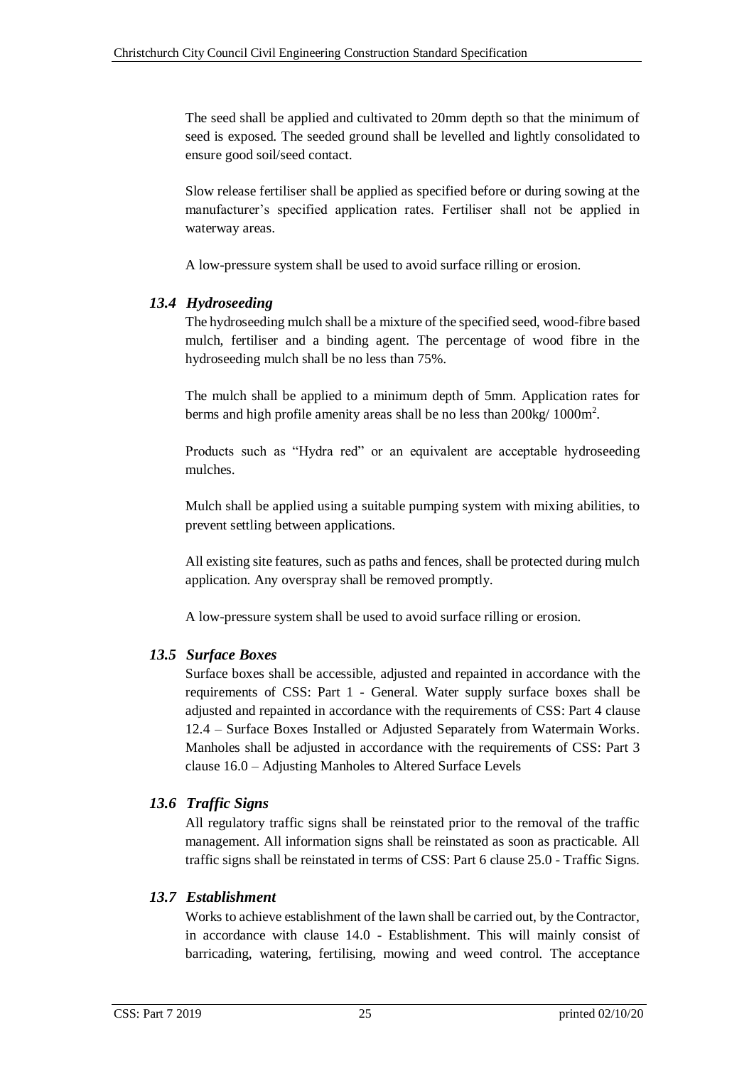The seed shall be applied and cultivated to 20mm depth so that the minimum of seed is exposed. The seeded ground shall be levelled and lightly consolidated to ensure good soil/seed contact.

Slow release fertiliser shall be applied as specified before or during sowing at the manufacturer's specified application rates. Fertiliser shall not be applied in waterway areas.

A low-pressure system shall be used to avoid surface rilling or erosion.

### *13.4 Hydroseeding*

The hydroseeding mulch shall be a mixture of the specified seed, wood-fibre based mulch, fertiliser and a binding agent. The percentage of wood fibre in the hydroseeding mulch shall be no less than 75%.

The mulch shall be applied to a minimum depth of 5mm. Application rates for berms and high profile amenity areas shall be no less than 200kg/ 1000m$^2$.

Products such as "Hydra red" or an equivalent are acceptable hydroseeding mulches.

Mulch shall be applied using a suitable pumping system with mixing abilities, to prevent settling between applications.

All existing site features, such as paths and fences, shall be protected during mulch application. Any overspray shall be removed promptly.

A low-pressure system shall be used to avoid surface rilling or erosion.

### *13.5 Surface Boxes*

Surface boxes shall be accessible, adjusted and repainted in accordance with the requirements of CSS: Part 1 - General. Water supply surface boxes shall be adjusted and repainted in accordance with the requirements of CSS: Part 4 clause 12.4 – Surface Boxes Installed or Adjusted Separately from Watermain Works. Manholes shall be adjusted in accordance with the requirements of CSS: Part 3 clause 16.0 – Adjusting Manholes to Altered Surface Levels

### *13.6 Traffic Signs*

All regulatory traffic signs shall be reinstated prior to the removal of the traffic management. All information signs shall be reinstated as soon as practicable. All traffic signs shall be reinstated in terms of CSS: Part 6 clause 25.0 - Traffic Signs.

### *13.7 Establishment*

Works to achieve establishment of the lawn shall be carried out, by the Contractor, in accordance with clause 14.0 - Establishment. This will mainly consist of barricading, watering, fertilising, mowing and weed control. The acceptance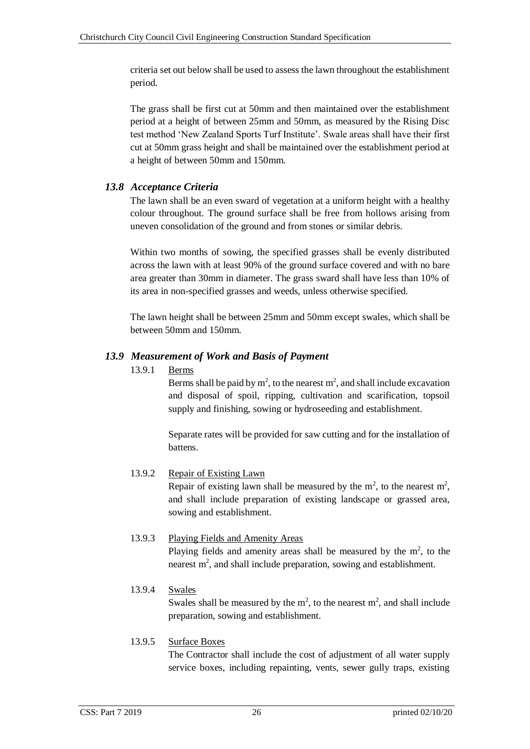criteria set out below shall be used to assess the lawn throughout the establishment period.

The grass shall be first cut at 50mm and then maintained over the establishment period at a height of between 25mm and 50mm, as measured by the Rising Disc test method 'New Zealand Sports Turf Institute'. Swale areas shall have their first cut at 50mm grass height and shall be maintained over the establishment period at a height of between 50mm and 150mm.

### *13.8 Acceptance Criteria*

The lawn shall be an even sward of vegetation at a uniform height with a healthy colour throughout. The ground surface shall be free from hollows arising from uneven consolidation of the ground and from stones or similar debris.

Within two months of sowing, the specified grasses shall be evenly distributed across the lawn with at least 90% of the ground surface covered and with no bare area greater than 30mm in diameter. The grass sward shall have less than 10% of its area in non-specified grasses and weeds, unless otherwise specified.

The lawn height shall be between 25mm and 50mm except swales, which shall be between 50mm and 150mm.

### *13.9 Measurement of Work and Basis of Payment*

13.9.1 <u>Berms</u>

Berms shall be paid by $m^2$, to the nearest $m^2$, and shall include excavation and disposal of spoil, ripping, cultivation and scarification, topsoil supply and finishing, sowing or hydroseeding and establishment.

Separate rates will be provided for saw cutting and for the installation of battens.

13.9.2 <u>Repair of Existing Lawn</u>

Repair of existing lawn shall be measured by the $m^2$, to the nearest $m^2$, and shall include preparation of existing landscape or grassed area, sowing and establishment.

13.9.3 <u>Playing Fields and Amenity Areas</u>

Playing fields and amenity areas shall be measured by the $m^2$, to the nearest $m^2$, and shall include preparation, sowing and establishment.

13.9.4 <u>Swales</u>

Swales shall be measured by the $m^2$, to the nearest $m^2$, and shall include preparation, sowing and establishment.

13.9.5 <u>Surface Boxes</u>

The Contractor shall include the cost of adjustment of all water supply service boxes, including repainting, vents, sewer gully traps, existing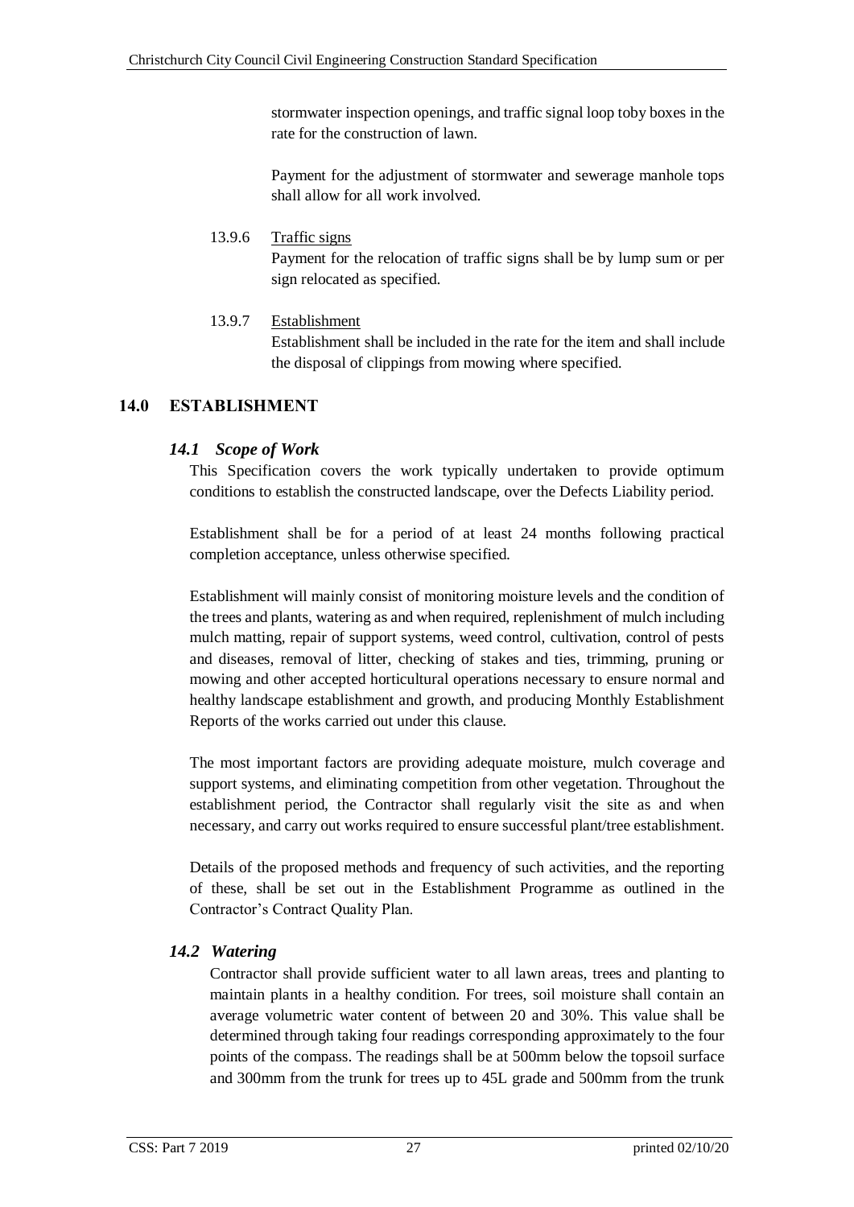stormwater inspection openings, and traffic signal loop toby boxes in the rate for the construction of lawn.

Payment for the adjustment of stormwater and sewerage manhole tops shall allow for all work involved.

13.9.6 Traffic signs

Payment for the relocation of traffic signs shall be by lump sum or per sign relocated as specified.

13.9.7 Establishment

Establishment shall be included in the rate for the item and shall include the disposal of clippings from mowing where specified.

# 14.0 ESTABLISHMENT

## *14.1 Scope of Work*

This Specification covers the work typically undertaken to provide optimum conditions to establish the constructed landscape, over the Defects Liability period.

Establishment shall be for a period of at least 24 months following practical completion acceptance, unless otherwise specified.

Establishment will mainly consist of monitoring moisture levels and the condition of the trees and plants, watering as and when required, replenishment of mulch including mulch matting, repair of support systems, weed control, cultivation, control of pests and diseases, removal of litter, checking of stakes and ties, trimming, pruning or mowing and other accepted horticultural operations necessary to ensure normal and healthy landscape establishment and growth, and producing Monthly Establishment Reports of the works carried out under this clause.

The most important factors are providing adequate moisture, mulch coverage and support systems, and eliminating competition from other vegetation. Throughout the establishment period, the Contractor shall regularly visit the site as and when necessary, and carry out works required to ensure successful plant/tree establishment.

Details of the proposed methods and frequency of such activities, and the reporting of these, shall be set out in the Establishment Programme as outlined in the Contractor's Contract Quality Plan.

## *14.2 Watering*

Contractor shall provide sufficient water to all lawn areas, trees and planting to maintain plants in a healthy condition. For trees, soil moisture shall contain an average volumetric water content of between 20 and 30%. This value shall be determined through taking four readings corresponding approximately to the four points of the compass. The readings shall be at 500mm below the topsoil surface and 300mm from the trunk for trees up to 45L grade and 500mm from the trunk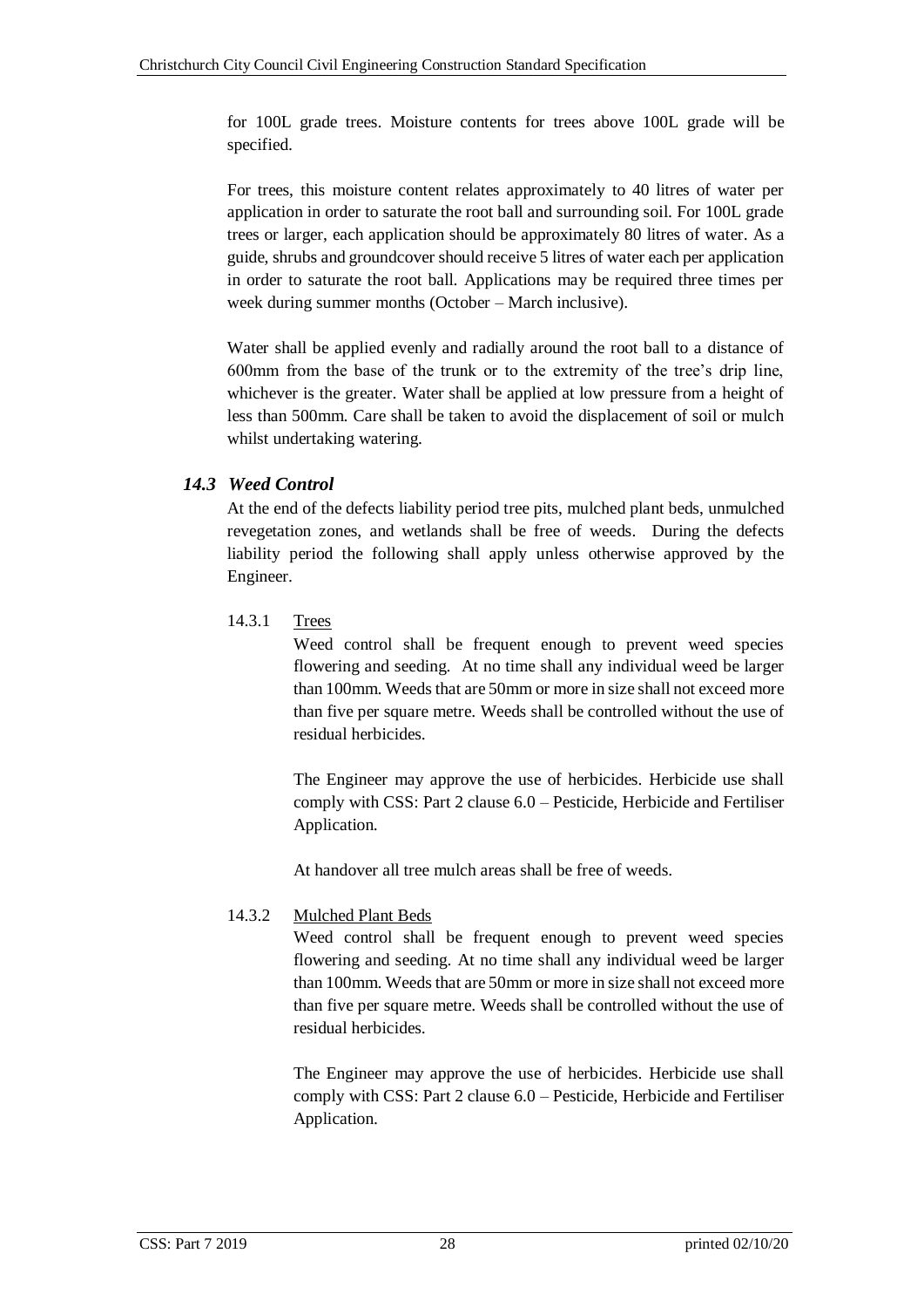for 100L grade trees. Moisture contents for trees above 100L grade will be specified.

For trees, this moisture content relates approximately to 40 litres of water per application in order to saturate the root ball and surrounding soil. For 100L grade trees or larger, each application should be approximately 80 litres of water. As a guide, shrubs and groundcover should receive 5 litres of water each per application in order to saturate the root ball. Applications may be required three times per week during summer months (October – March inclusive).

Water shall be applied evenly and radially around the root ball to a distance of 600mm from the base of the trunk or to the extremity of the tree's drip line, whichever is the greater. Water shall be applied at low pressure from a height of less than 500mm. Care shall be taken to avoid the displacement of soil or mulch whilst undertaking watering.

## *14.3 Weed Control*

At the end of the defects liability period tree pits, mulched plant beds, unmulched revegetation zones, and wetlands shall be free of weeds. During the defects liability period the following shall apply unless otherwise approved by the Engineer.

### 14.3.1 Trees

Weed control shall be frequent enough to prevent weed species flowering and seeding. At no time shall any individual weed be larger than 100mm. Weeds that are 50mm or more in size shall not exceed more than five per square metre. Weeds shall be controlled without the use of residual herbicides.

The Engineer may approve the use of herbicides. Herbicide use shall comply with CSS: Part 2 clause 6.0 – Pesticide, Herbicide and Fertiliser Application.

At handover all tree mulch areas shall be free of weeds.

### 14.3.2 Mulched Plant Beds

Weed control shall be frequent enough to prevent weed species flowering and seeding. At no time shall any individual weed be larger than 100mm. Weeds that are 50mm or more in size shall not exceed more than five per square metre. Weeds shall be controlled without the use of residual herbicides.

The Engineer may approve the use of herbicides. Herbicide use shall comply with CSS: Part 2 clause 6.0 – Pesticide, Herbicide and Fertiliser Application.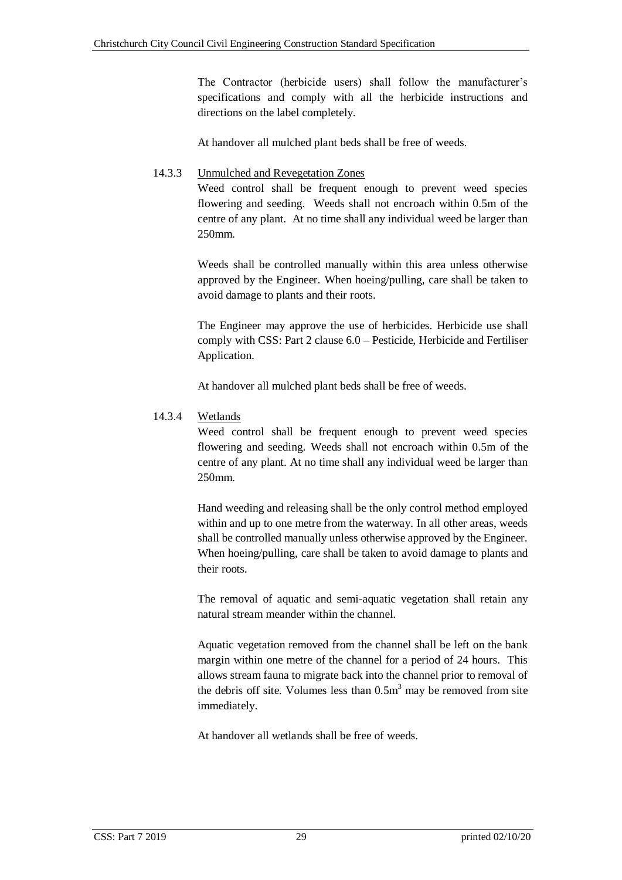The Contractor (herbicide users) shall follow the manufacturer's specifications and comply with all the herbicide instructions and directions on the label completely.

At handover all mulched plant beds shall be free of weeds.

#### 14.3.3 Unmulched and Revegetation Zones

Weed control shall be frequent enough to prevent weed species flowering and seeding. Weeds shall not encroach within 0.5m of the centre of any plant. At no time shall any individual weed be larger than 250mm.

Weeds shall be controlled manually within this area unless otherwise approved by the Engineer. When hoeing/pulling, care shall be taken to avoid damage to plants and their roots.

The Engineer may approve the use of herbicides. Herbicide use shall comply with CSS: Part 2 clause 6.0 – Pesticide, Herbicide and Fertiliser Application.

At handover all mulched plant beds shall be free of weeds.

#### 14.3.4 Wetlands

Weed control shall be frequent enough to prevent weed species flowering and seeding. Weeds shall not encroach within 0.5m of the centre of any plant. At no time shall any individual weed be larger than 250mm.

Hand weeding and releasing shall be the only control method employed within and up to one metre from the waterway. In all other areas, weeds shall be controlled manually unless otherwise approved by the Engineer. When hoeing/pulling, care shall be taken to avoid damage to plants and their roots.

The removal of aquatic and semi-aquatic vegetation shall retain any natural stream meander within the channel.

Aquatic vegetation removed from the channel shall be left on the bank margin within one metre of the channel for a period of 24 hours. This allows stream fauna to migrate back into the channel prior to removal of the debris off site. Volumes less than $0.5m^3$ may be removed from site immediately.

At handover all wetlands shall be free of weeds.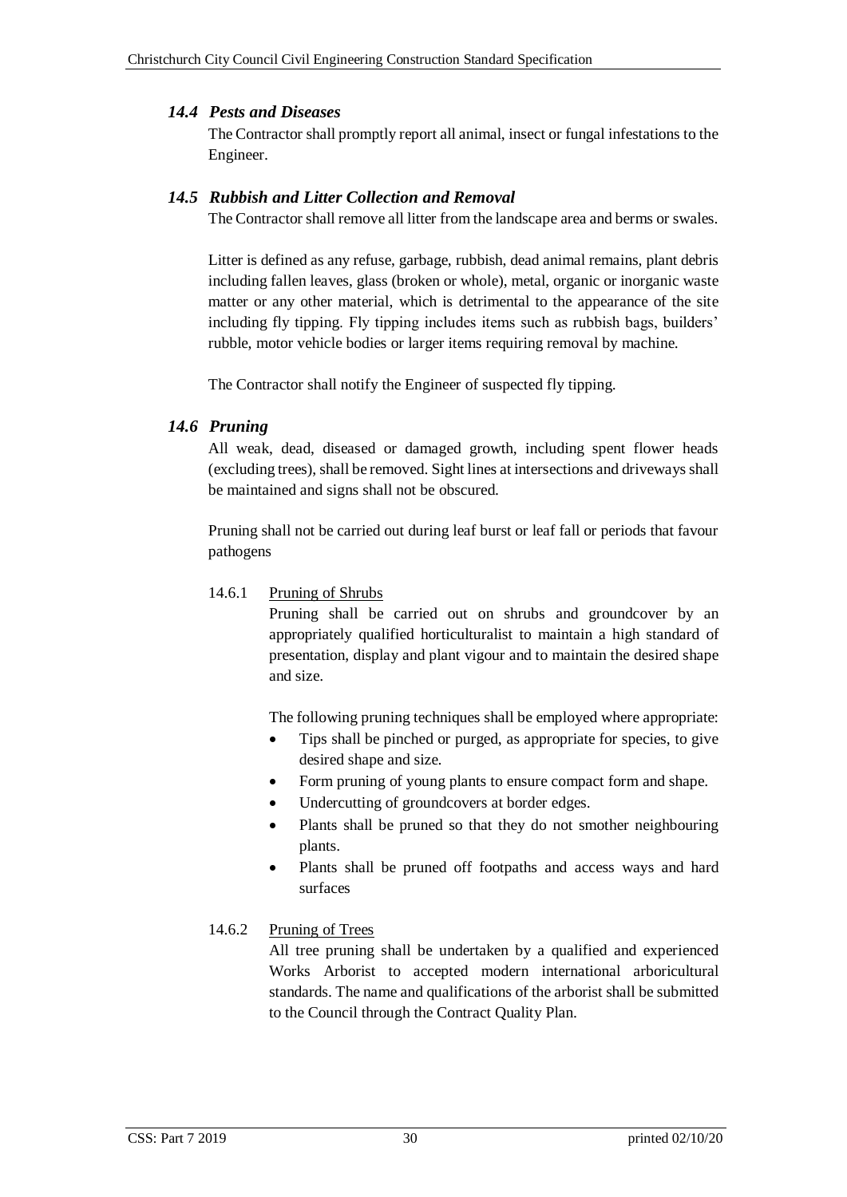### *14.4 Pests and Diseases*

The Contractor shall promptly report all animal, insect or fungal infestations to the Engineer.

### *14.5 Rubbish and Litter Collection and Removal*

The Contractor shall remove all litter from the landscape area and berms or swales.

Litter is defined as any refuse, garbage, rubbish, dead animal remains, plant debris including fallen leaves, glass (broken or whole), metal, organic or inorganic waste matter or any other material, which is detrimental to the appearance of the site including fly tipping. Fly tipping includes items such as rubbish bags, builders' rubble, motor vehicle bodies or larger items requiring removal by machine.

The Contractor shall notify the Engineer of suspected fly tipping.

### *14.6 Pruning*

All weak, dead, diseased or damaged growth, including spent flower heads (excluding trees), shall be removed. Sight lines at intersections and driveways shall be maintained and signs shall not be obscured.

Pruning shall not be carried out during leaf burst or leaf fall or periods that favour pathogens

#### 14.6.1 Pruning of Shrubs

Pruning shall be carried out on shrubs and groundcover by an appropriately qualified horticulturalist to maintain a high standard of presentation, display and plant vigour and to maintain the desired shape and size.

The following pruning techniques shall be employed where appropriate:

- Tips shall be pinched or purged, as appropriate for species, to give desired shape and size.
- Form pruning of young plants to ensure compact form and shape.
- Undercutting of groundcovers at border edges.
- Plants shall be pruned so that they do not smother neighbouring plants.
- Plants shall be pruned off footpaths and access ways and hard surfaces

#### 14.6.2 Pruning of Trees

All tree pruning shall be undertaken by a qualified and experienced Works Arborist to accepted modern international arboricultural standards. The name and qualifications of the arborist shall be submitted to the Council through the Contract Quality Plan.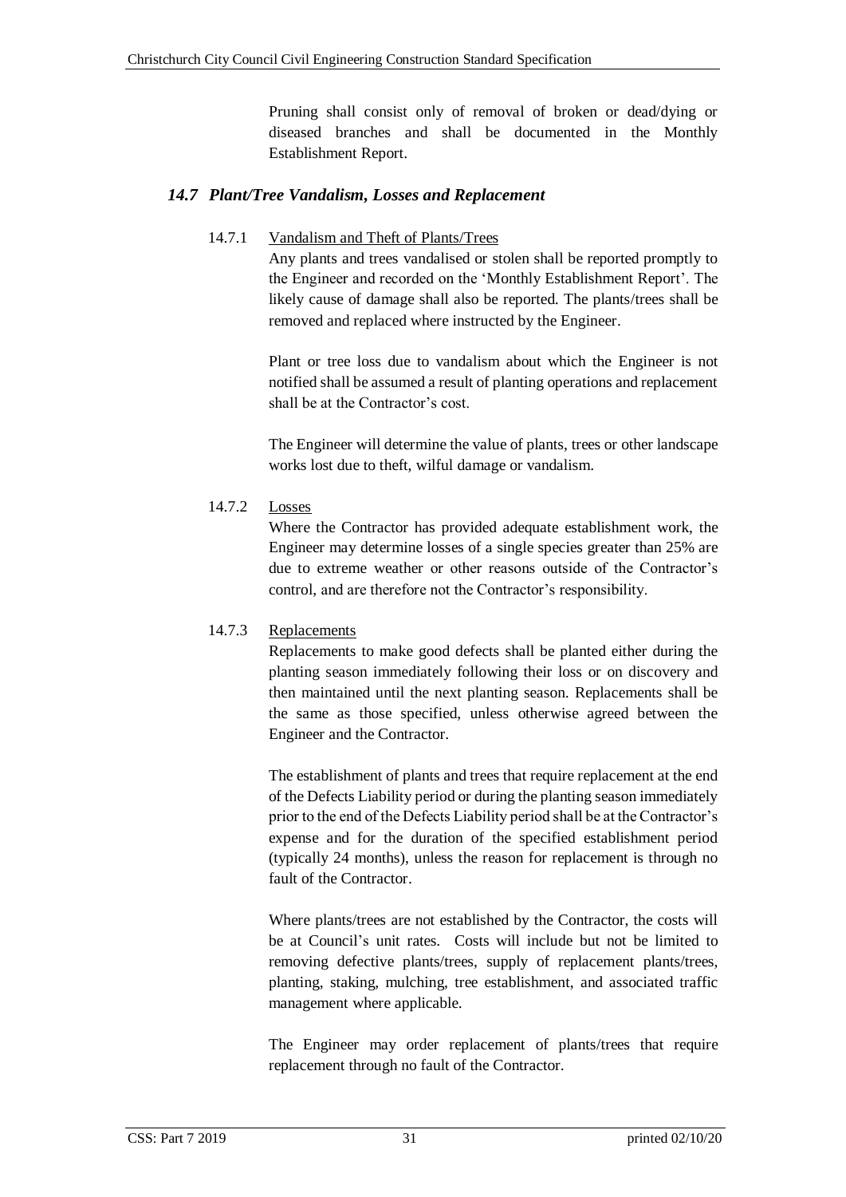Pruning shall consist only of removal of broken or dead/dying or diseased branches and shall be documented in the Monthly Establishment Report.

## *14.7 Plant/Tree Vandalism, Losses and Replacement*

14.7.1 Vandalism and Theft of Plants/Trees

Any plants and trees vandalised or stolen shall be reported promptly to the Engineer and recorded on the 'Monthly Establishment Report'. The likely cause of damage shall also be reported. The plants/trees shall be removed and replaced where instructed by the Engineer.

Plant or tree loss due to vandalism about which the Engineer is not notified shall be assumed a result of planting operations and replacement shall be at the Contractor's cost.

The Engineer will determine the value of plants, trees or other landscape works lost due to theft, wilful damage or vandalism.

14.7.2 Losses

Where the Contractor has provided adequate establishment work, the Engineer may determine losses of a single species greater than 25% are due to extreme weather or other reasons outside of the Contractor's control, and are therefore not the Contractor's responsibility.

14.7.3 Replacements

Replacements to make good defects shall be planted either during the planting season immediately following their loss or on discovery and then maintained until the next planting season. Replacements shall be the same as those specified, unless otherwise agreed between the Engineer and the Contractor.

The establishment of plants and trees that require replacement at the end of the Defects Liability period or during the planting season immediately prior to the end of the Defects Liability period shall be at the Contractor's expense and for the duration of the specified establishment period (typically 24 months), unless the reason for replacement is through no fault of the Contractor.

Where plants/trees are not established by the Contractor, the costs will be at Council's unit rates. Costs will include but not be limited to removing defective plants/trees, supply of replacement plants/trees, planting, staking, mulching, tree establishment, and associated traffic management where applicable.

The Engineer may order replacement of plants/trees that require replacement through no fault of the Contractor.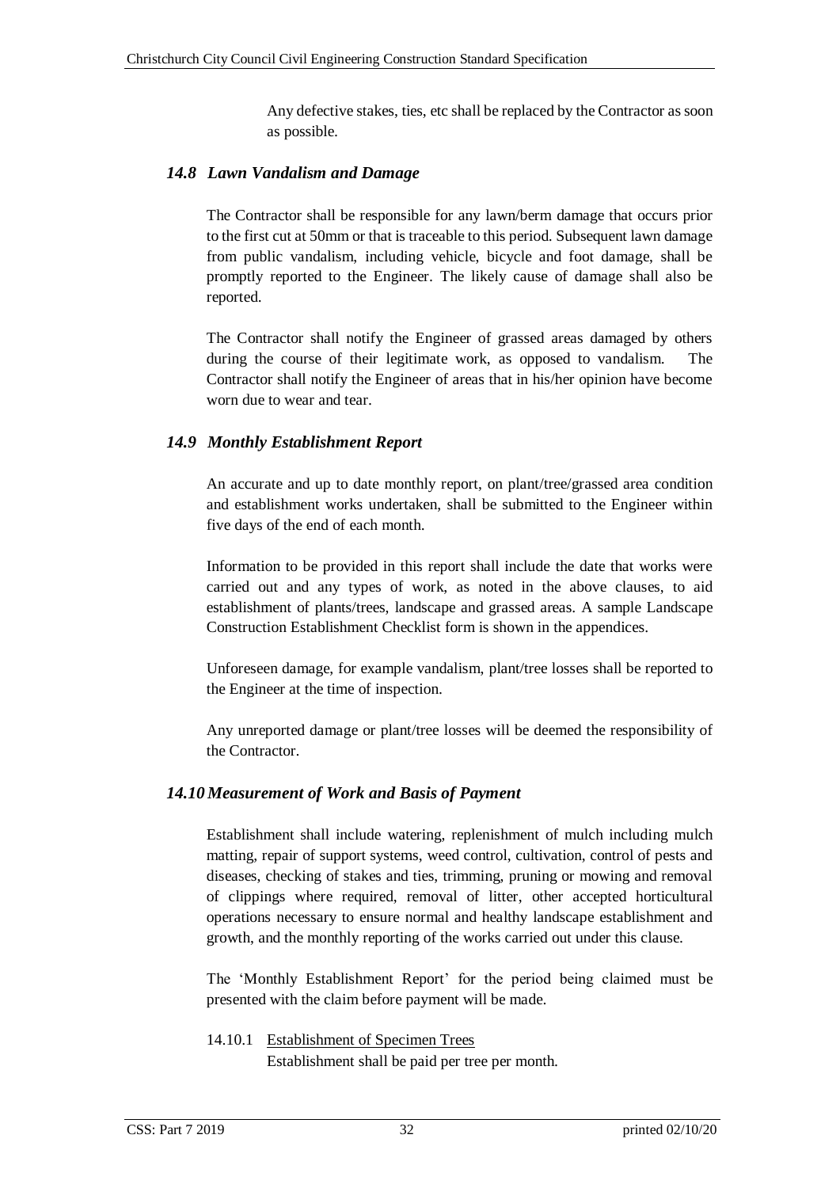Any defective stakes, ties, etc shall be replaced by the Contractor as soon as possible.

### *14.8 Lawn Vandalism and Damage*

The Contractor shall be responsible for any lawn/berm damage that occurs prior to the first cut at 50mm or that is traceable to this period. Subsequent lawn damage from public vandalism, including vehicle, bicycle and foot damage, shall be promptly reported to the Engineer. The likely cause of damage shall also be reported.

The Contractor shall notify the Engineer of grassed areas damaged by others during the course of their legitimate work, as opposed to vandalism. The Contractor shall notify the Engineer of areas that in his/her opinion have become worn due to wear and tear.

### *14.9 Monthly Establishment Report*

An accurate and up to date monthly report, on plant/tree/grassed area condition and establishment works undertaken, shall be submitted to the Engineer within five days of the end of each month.

Information to be provided in this report shall include the date that works were carried out and any types of work, as noted in the above clauses, to aid establishment of plants/trees, landscape and grassed areas. A sample Landscape Construction Establishment Checklist form is shown in the appendices.

Unforeseen damage, for example vandalism, plant/tree losses shall be reported to the Engineer at the time of inspection.

Any unreported damage or plant/tree losses will be deemed the responsibility of the Contractor.

### *14.10 Measurement of Work and Basis of Payment*

Establishment shall include watering, replenishment of mulch including mulch matting, repair of support systems, weed control, cultivation, control of pests and diseases, checking of stakes and ties, trimming, pruning or mowing and removal of clippings where required, removal of litter, other accepted horticultural operations necessary to ensure normal and healthy landscape establishment and growth, and the monthly reporting of the works carried out under this clause.

The 'Monthly Establishment Report' for the period being claimed must be presented with the claim before payment will be made.

14.10.1 Establishment of Specimen Trees

Establishment shall be paid per tree per month.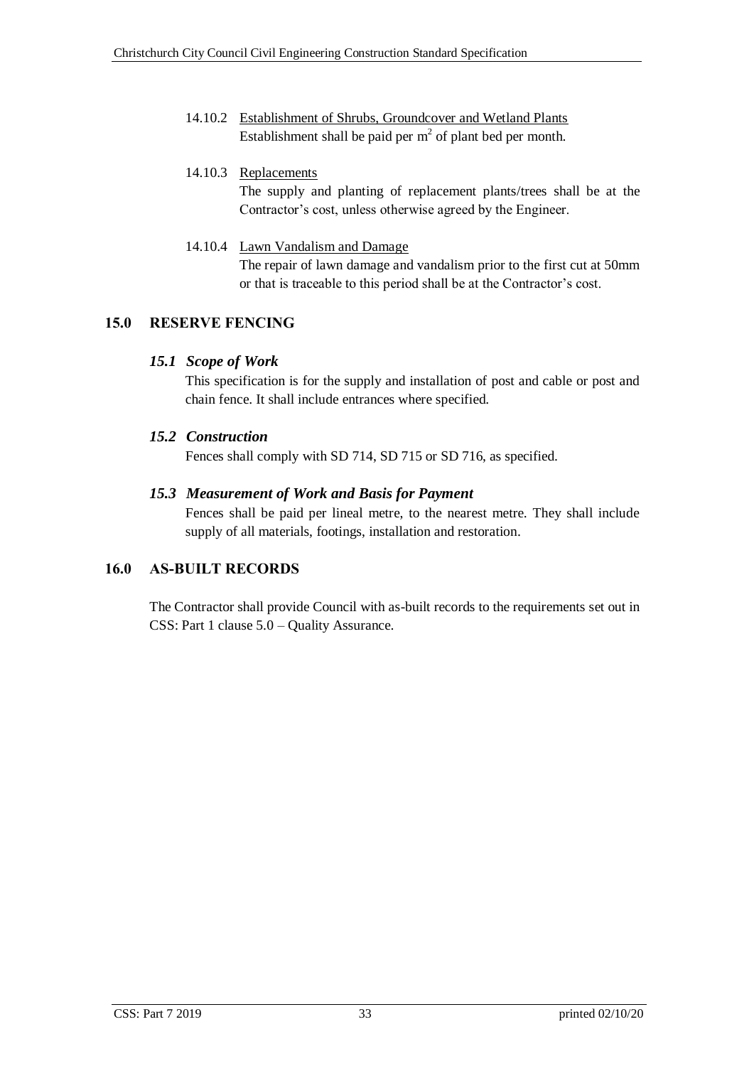14.10.2 Establishment of Shrubs, Groundcover and Wetland Plants
Establishment shall be paid per $m^2$ of plant bed per month.

14.10.3 Replacements
The supply and planting of replacement plants/trees shall be at the Contractor's cost, unless otherwise agreed by the Engineer.

14.10.4 Lawn Vandalism and Damage
The repair of lawn damage and vandalism prior to the first cut at 50mm or that is traceable to this period shall be at the Contractor's cost.

# 15.0 RESERVE FENCING

## *15.1 Scope of Work*

This specification is for the supply and installation of post and cable or post and chain fence. It shall include entrances where specified.

## *15.2 Construction*

Fences shall comply with SD 714, SD 715 or SD 716, as specified.

## *15.3 Measurement of Work and Basis for Payment*

Fences shall be paid per lineal metre, to the nearest metre. They shall include supply of all materials, footings, installation and restoration.

# 16.0 AS-BUILT RECORDS

The Contractor shall provide Council with as-built records to the requirements set out in CSS: Part 1 clause 5.0 – Quality Assurance.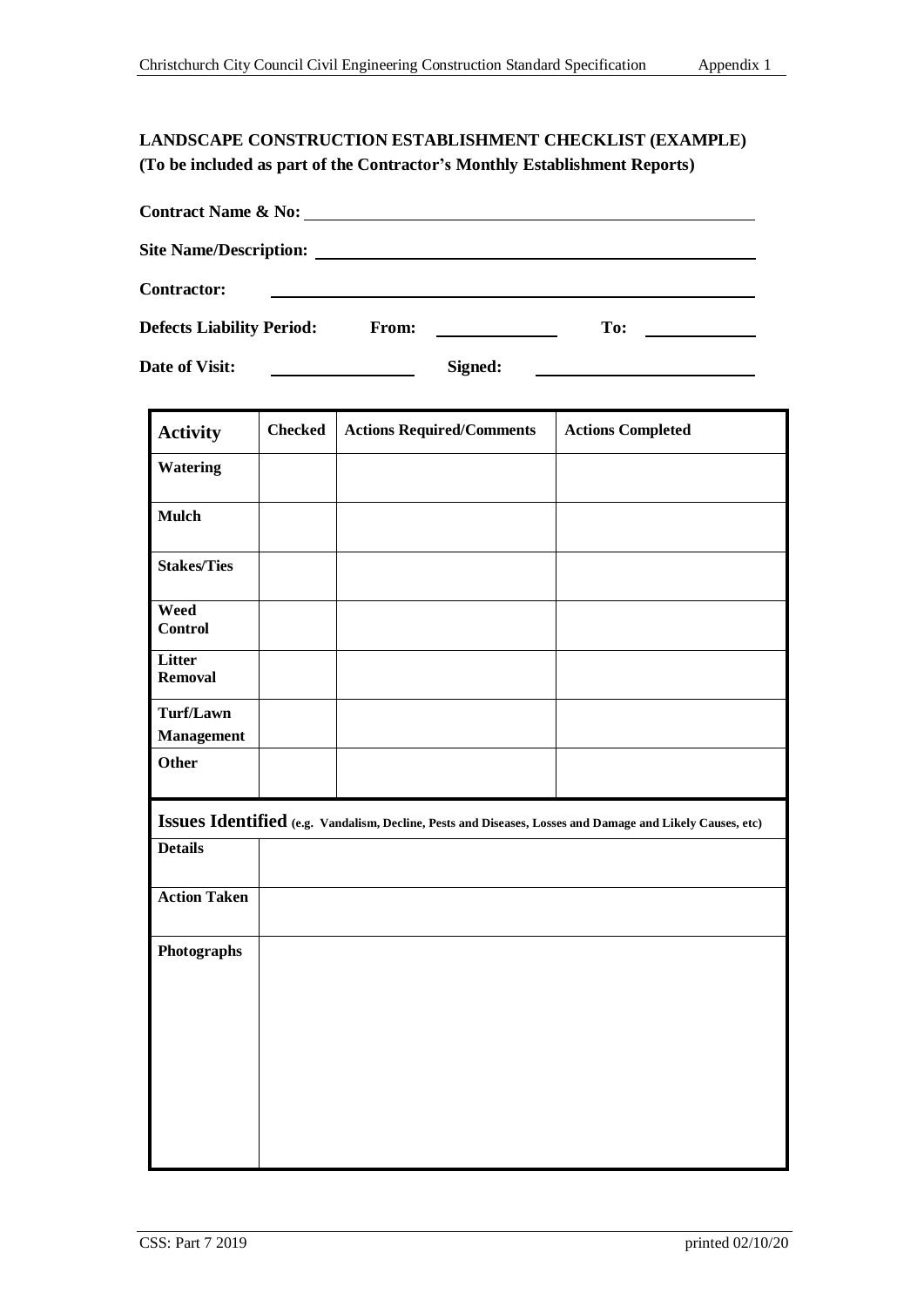**LANDSCAPE CONSTRUCTION ESTABLISHMENT CHECKLIST (EXAMPLE)**
**(To be included as part of the Contractor's Monthly Establishment Reports)**

**Contract Name & No:** ______________________________

**Site Name/Description:** ______________________________

**Contractor:** ______________________________

**Defects Liability Period:** **From:** ____________ **To:** ____________

**Date of Visit:** ____________ **Signed:** ____________

| Activity | Checked | Actions Required/Comments | Actions Completed |
|---|---|---|---|
| **Watering** | | | |
| **Mulch** | | | |
| **Stakes/Ties** | | | |
| **Weed Control** | | | |
| **Litter Removal** | | | |
| **Turf/Lawn Management** | | | |
| **Other** | | | |

**Issues Identified** (e.g. Vandalism, Decline, Pests and Diseases, Losses and Damage and Likely Causes, etc)

| | |
|---|---|
| **Details** | |
| **Action Taken** | |
| **Photographs** | |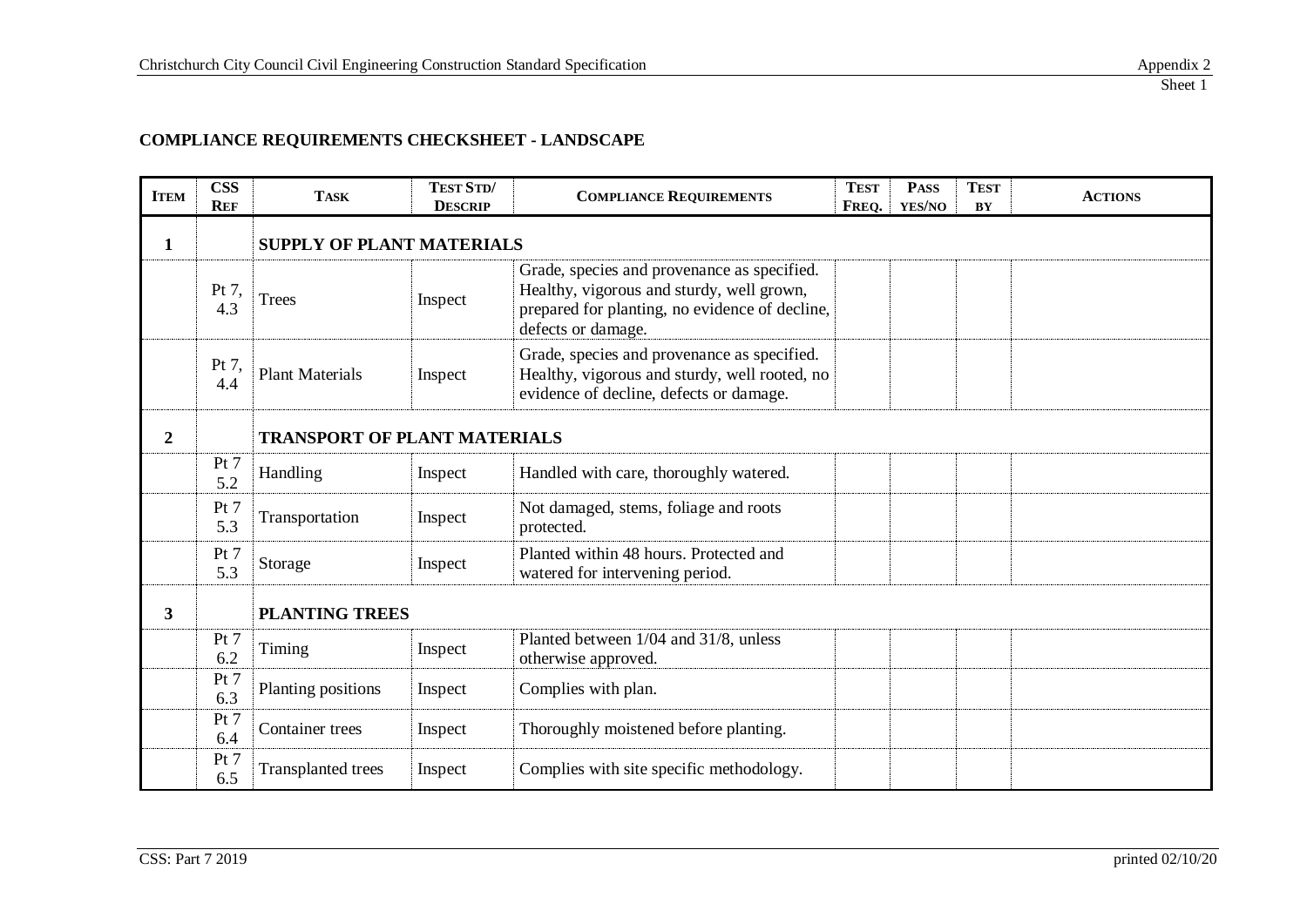Appendix 2

Sheet 1

## COMPLIANCE REQUIREMENTS CHECKSHEET - LANDSCAPE

| ITEM | CSS REF | TASK | TEST STD/ DESCRIP | COMPLIANCE REQUIREMENTS | TEST FREQ. | PASS YES/NO | TEST BY | ACTIONS |
|---|---|---|---|---|---|---|---|---|
| **1** | | **SUPPLY OF PLANT MATERIALS** | | | | | | |
| | Pt 7, 4.3 | Trees | Inspect | Grade, species and provenance as specified. Healthy, vigorous and sturdy, well grown, prepared for planting, no evidence of decline, defects or damage. | | | | |
| | Pt 7, 4.4 | Plant Materials | Inspect | Grade, species and provenance as specified. Healthy, vigorous and sturdy, well rooted, no evidence of decline, defects or damage. | | | | |
| **2** | | **TRANSPORT OF PLANT MATERIALS** | | | | | | |
| | Pt 7 5.2 | Handling | Inspect | Handled with care, thoroughly watered. | | | | |
| | Pt 7 5.3 | Transportation | Inspect | Not damaged, stems, foliage and roots protected. | | | | |
| | Pt 7 5.3 | Storage | Inspect | Planted within 48 hours. Protected and watered for intervening period. | | | | |
| **3** | | **PLANTING TREES** | | | | | | |
| | Pt 7 6.2 | Timing | Inspect | Planted between 1/04 and 31/8, unless otherwise approved. | | | | |
| | Pt 7 6.3 | Planting positions | Inspect | Complies with plan. | | | | |
| | Pt 7 6.4 | Container trees | Inspect | Thoroughly moistened before planting. | | | | |
| | Pt 7 6.5 | Transplanted trees | Inspect | Complies with site specific methodology. | | | | |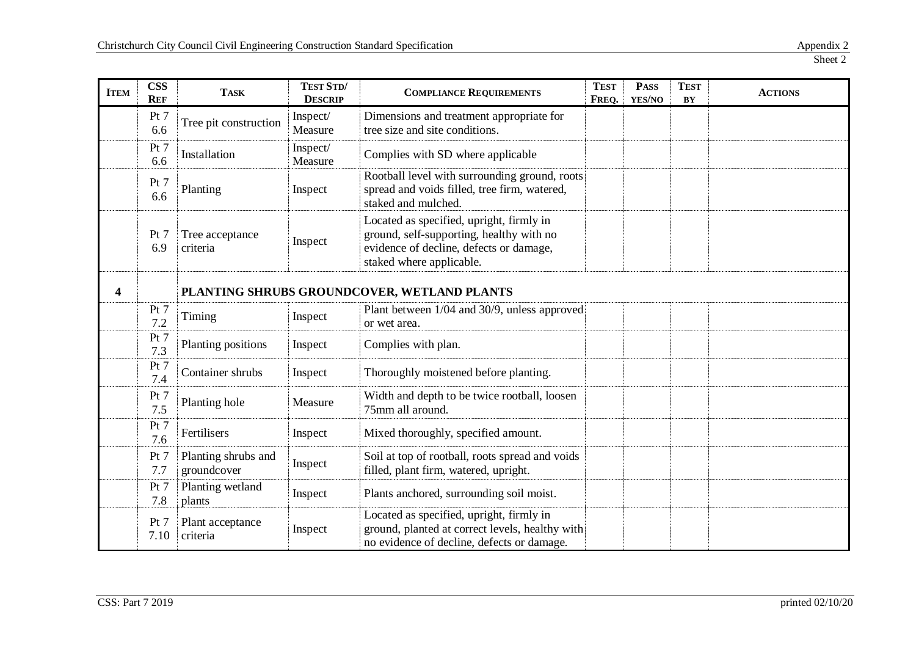Sheet 2

| Item | CSS Ref | Task | Test Std/ Descrip | Compliance Requirements | Test Freq. | Pass yes/no | Test by | Actions |
|---|---|---|---|---|---|---|---|---|
| | Pt 7 6.6 | Tree pit construction | Inspect/ Measure | Dimensions and treatment appropriate for tree size and site conditions. | | | | |
| | Pt 7 6.6 | Installation | Inspect/ Measure | Complies with SD where applicable | | | | |
| | Pt 7 6.6 | Planting | Inspect | Rootball level with surrounding ground, roots spread and voids filled, tree firm, watered, staked and mulched. | | | | |
| | Pt 7 6.9 | Tree acceptance criteria | Inspect | Located as specified, upright, firmly in ground, self-supporting, healthy with no evidence of decline, defects or damage, staked where applicable. | | | | |
| **4** | | **PLANTING SHRUBS GROUNDCOVER, WETLAND PLANTS** | | | | | | |
| | Pt 7 7.2 | Timing | Inspect | Plant between 1/04 and 30/9, unless approved or wet area. | | | | |
| | Pt 7 7.3 | Planting positions | Inspect | Complies with plan. | | | | |
| | Pt 7 7.4 | Container shrubs | Inspect | Thoroughly moistened before planting. | | | | |
| | Pt 7 7.5 | Planting hole | Measure | Width and depth to be twice rootball, loosen 75mm all around. | | | | |
| | Pt 7 7.6 | Fertilisers | Inspect | Mixed thoroughly, specified amount. | | | | |
| | Pt 7 7.7 | Planting shrubs and groundcover | Inspect | Soil at top of rootball, roots spread and voids filled, plant firm, watered, upright. | | | | |
| | Pt 7 7.8 | Planting wetland plants | Inspect | Plants anchored, surrounding soil moist. | | | | |
| | Pt 7 7.10 | Plant acceptance criteria | Inspect | Located as specified, upright, firmly in ground, planted at correct levels, healthy with no evidence of decline, defects or damage. | | | | |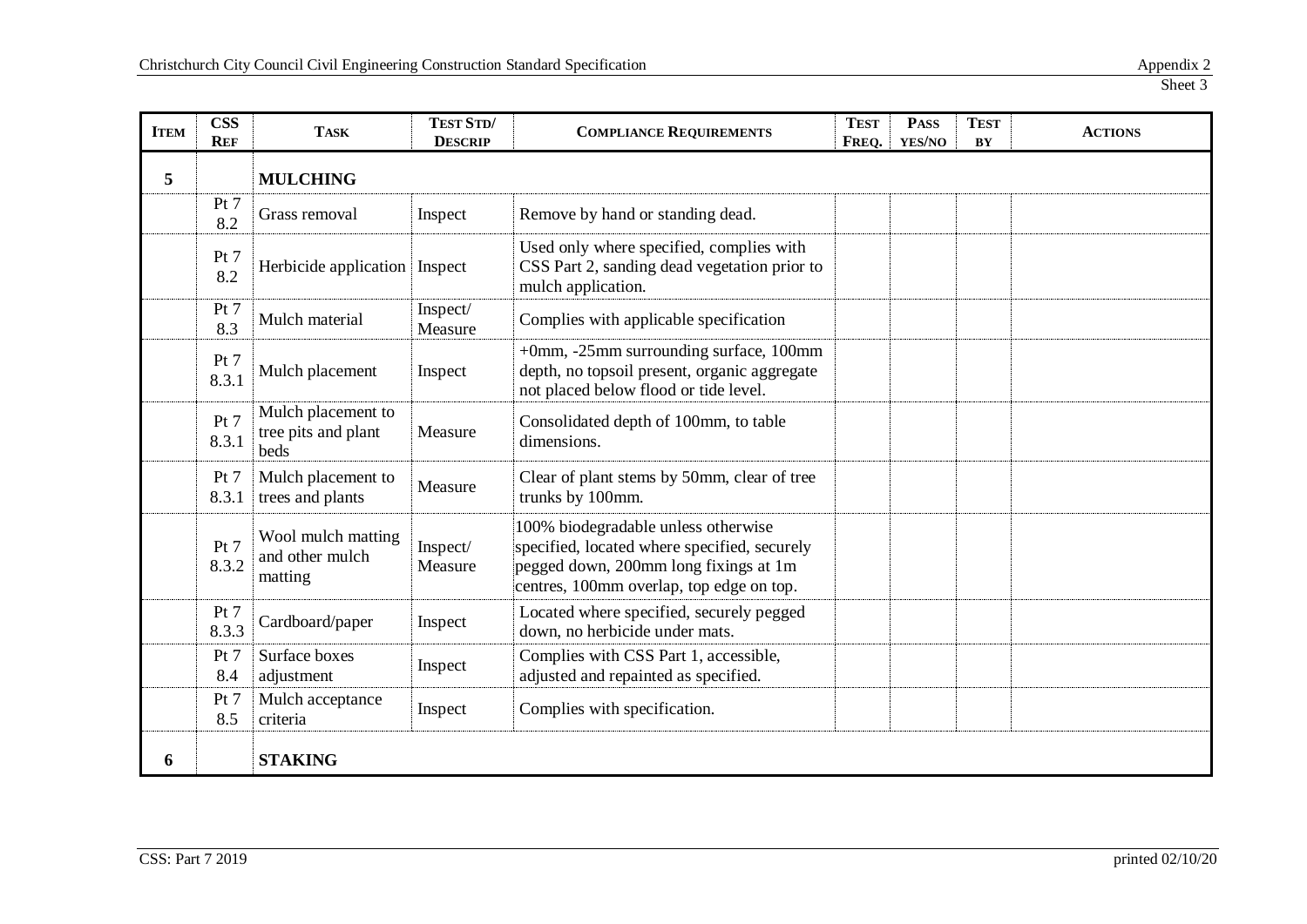| ITEM | CSS REF | TASK | TEST STD/ DESCRIP | COMPLIANCE REQUIREMENTS | TEST FREQ. | PASS YES/NO | TEST BY | ACTIONS |
|---|---|---|---|---|---|---|---|---|
| 5 | | **MULCHING** | | | | | | |
| | Pt 7 8.2 | Grass removal | Inspect | Remove by hand or standing dead. | | | | |
| | Pt 7 8.2 | Herbicide application | Inspect | Used only where specified, complies with CSS Part 2, sanding dead vegetation prior to mulch application. | | | | |
| | Pt 7 8.3 | Mulch material | Inspect/ Measure | Complies with applicable specification | | | | |
| | Pt 7 8.3.1 | Mulch placement | Inspect | +0mm, -25mm surrounding surface, 100mm depth, no topsoil present, organic aggregate not placed below flood or tide level. | | | | |
| | Pt 7 8.3.1 | Mulch placement to tree pits and plant beds | Measure | Consolidated depth of 100mm, to table dimensions. | | | | |
| | Pt 7 8.3.1 | Mulch placement to trees and plants | Measure | Clear of plant stems by 50mm, clear of tree trunks by 100mm. | | | | |
| | Pt 7 8.3.2 | Wool mulch matting and other mulch matting | Inspect/ Measure | 100% biodegradable unless otherwise specified, located where specified, securely pegged down, 200mm long fixings at 1m centres, 100mm overlap, top edge on top. | | | | |
| | Pt 7 8.3.3 | Cardboard/paper | Inspect | Located where specified, securely pegged down, no herbicide under mats. | | | | |
| | Pt 7 8.4 | Surface boxes adjustment | Inspect | Complies with CSS Part 1, accessible, adjusted and repainted as specified. | | | | |
| | Pt 7 8.5 | Mulch acceptance criteria | Inspect | Complies with specification. | | | | |
| 6 | | **STAKING** | | | | | | |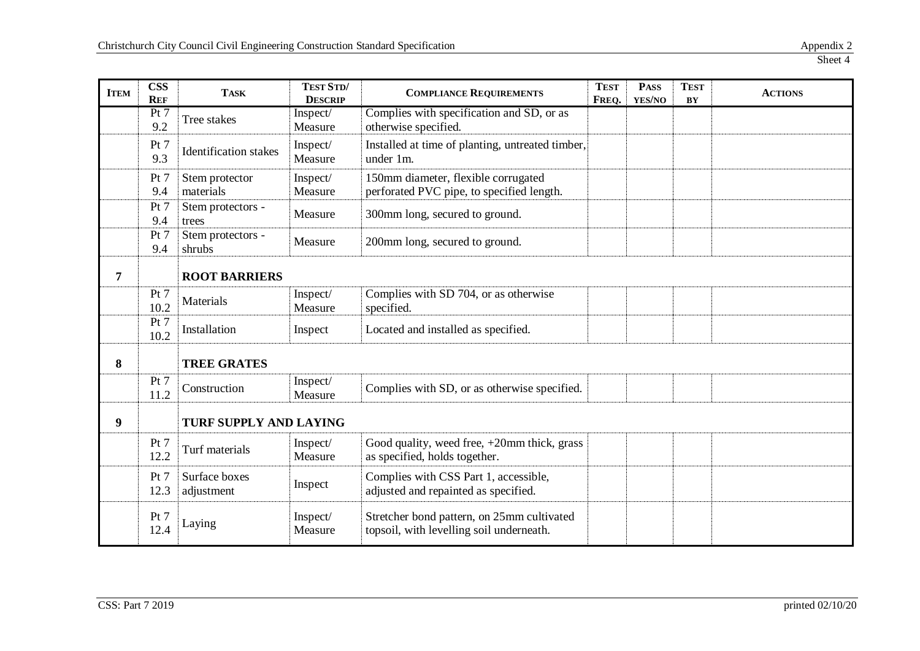Sheet 4

| ITEM | CSS REF | TASK | TEST STD/ DESCRIP | COMPLIANCE REQUIREMENTS | TEST FREQ. | PASS YES/NO | TEST BY | ACTIONS |
|---|---|---|---|---|---|---|---|---|
| | Pt 7 9.2 | Tree stakes | Inspect/ Measure | Complies with specification and SD, or as otherwise specified. | | | | |
| | Pt 7 9.3 | Identification stakes | Inspect/ Measure | Installed at time of planting, untreated timber, under 1m. | | | | |
| | Pt 7 9.4 | Stem protector materials | Inspect/ Measure | 150mm diameter, flexible corrugated perforated PVC pipe, to specified length. | | | | |
| | Pt 7 9.4 | Stem protectors - trees | Measure | 300mm long, secured to ground. | | | | |
| | Pt 7 9.4 | Stem protectors - shrubs | Measure | 200mm long, secured to ground. | | | | |
| **7** | | **ROOT BARRIERS** | | | | | | |
| | Pt 7 10.2 | Materials | Inspect/ Measure | Complies with SD 704, or as otherwise specified. | | | | |
| | Pt 7 10.2 | Installation | Inspect | Located and installed as specified. | | | | |
| **8** | | **TREE GRATES** | | | | | | |
| | Pt 7 11.2 | Construction | Inspect/ Measure | Complies with SD, or as otherwise specified. | | | | |
| **9** | | **TURF SUPPLY AND LAYING** | | | | | | |
| | Pt 7 12.2 | Turf materials | Inspect/ Measure | Good quality, weed free, +20mm thick, grass as specified, holds together. | | | | |
| | Pt 7 12.3 | Surface boxes adjustment | Inspect | Complies with CSS Part 1, accessible, adjusted and repainted as specified. | | | | |
| | Pt 7 12.4 | Laying | Inspect/ Measure | Stretcher bond pattern, on 25mm cultivated topsoil, with levelling soil underneath. | | | | |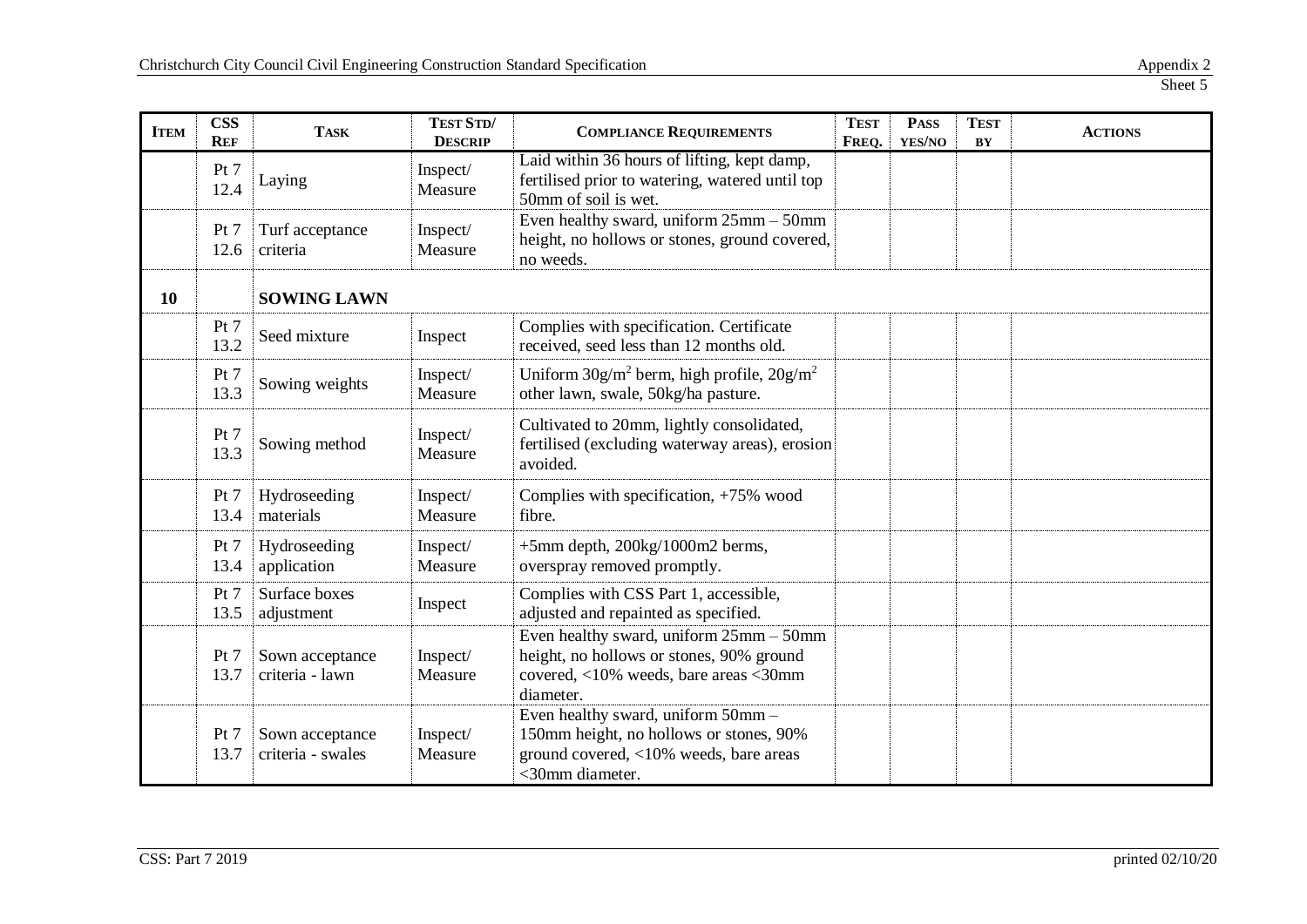| ITEM | CSS REF | TASK | TEST STD/ DESCRIP | COMPLIANCE REQUIREMENTS | TEST FREQ. | PASS YES/NO | TEST BY | ACTIONS |
|---|---|---|---|---|---|---|---|---|
| | Pt 7 12.4 | Laying | Inspect/ Measure | Laid within 36 hours of lifting, kept damp, fertilised prior to watering, watered until top 50mm of soil is wet. | | | | |
| | Pt 7 12.6 | Turf acceptance criteria | Inspect/ Measure | Even healthy sward, uniform 25mm – 50mm height, no hollows or stones, ground covered, no weeds. | | | | |
| **10** | | **SOWING LAWN** | | | | | | |
| | Pt 7 13.2 | Seed mixture | Inspect | Complies with specification. Certificate received, seed less than 12 months old. | | | | |
| | Pt 7 13.3 | Sowing weights | Inspect/ Measure | Uniform $30g/m^2$ berm, high profile, $20g/m^2$ other lawn, swale, 50kg/ha pasture. | | | | |
| | Pt 7 13.3 | Sowing method | Inspect/ Measure | Cultivated to 20mm, lightly consolidated, fertilised (excluding waterway areas), erosion avoided. | | | | |
| | Pt 7 13.4 | Hydroseeding materials | Inspect/ Measure | Complies with specification, +75% wood fibre. | | | | |
| | Pt 7 13.4 | Hydroseeding application | Inspect/ Measure | +5mm depth, 200kg/1000m2 berms, overspray removed promptly. | | | | |
| | Pt 7 13.5 | Surface boxes adjustment | Inspect | Complies with CSS Part 1, accessible, adjusted and repainted as specified. | | | | |
| | Pt 7 13.7 | Sown acceptance criteria - lawn | Inspect/ Measure | Even healthy sward, uniform 25mm – 50mm height, no hollows or stones, 90% ground covered, <10% weeds, bare areas <30mm diameter. | | | | |
| | Pt 7 13.7 | Sown acceptance criteria - swales | Inspect/ Measure | Even healthy sward, uniform 50mm – 150mm height, no hollows or stones, 90% ground covered, <10% weeds, bare areas <30mm diameter. | | | | |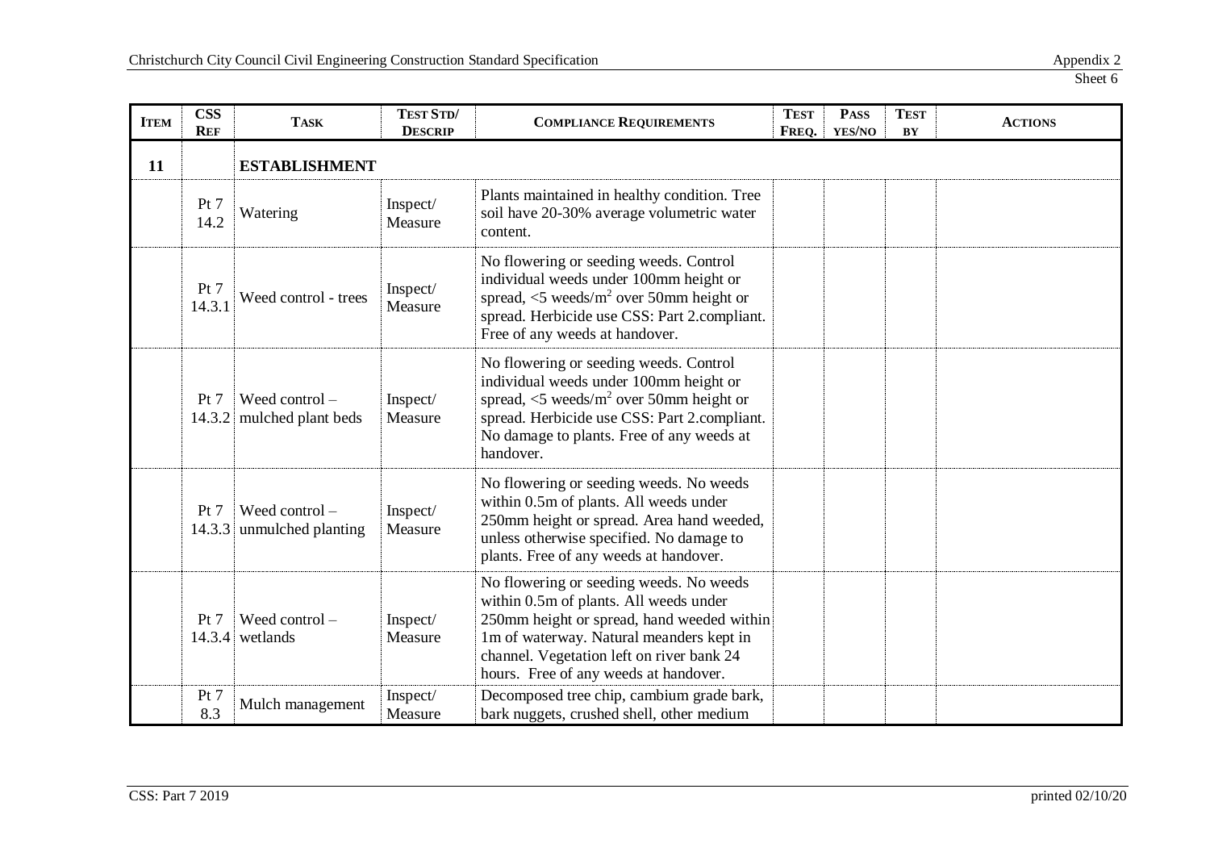| ITEM | CSS REF | TASK | TEST STD/ DESCRIP | COMPLIANCE REQUIREMENTS | TEST FREQ. | PASS YES/NO | TEST BY | ACTIONS |
|---|---|---|---|---|---|---|---|---|
| **11** | | **ESTABLISHMENT** | | | | | | |
| | Pt 7 14.2 | Watering | Inspect/ Measure | Plants maintained in healthy condition. Tree soil have 20-30% average volumetric water content. | | | | |
| | Pt 7 14.3.1 | Weed control - trees | Inspect/ Measure | No flowering or seeding weeds. Control individual weeds under 100mm height or spread, <5 weeds/m$^2$ over 50mm height or spread. Herbicide use CSS: Part 2.compliant. Free of any weeds at handover. | | | | |
| | Pt 7 14.3.2 | Weed control – mulched plant beds | Inspect/ Measure | No flowering or seeding weeds. Control individual weeds under 100mm height or spread, <5 weeds/m$^2$ over 50mm height or spread. Herbicide use CSS: Part 2.compliant. No damage to plants. Free of any weeds at handover. | | | | |
| | Pt 7 14.3.3 | Weed control – unmulched planting | Inspect/ Measure | No flowering or seeding weeds. No weeds within 0.5m of plants. All weeds under 250mm height or spread. Area hand weeded, unless otherwise specified. No damage to plants. Free of any weeds at handover. | | | | |
| | Pt 7 14.3.4 | Weed control – wetlands | Inspect/ Measure | No flowering or seeding weeds. No weeds within 0.5m of plants. All weeds under 250mm height or spread, hand weeded within 1m of waterway. Natural meanders kept in channel. Vegetation left on river bank 24 hours. Free of any weeds at handover. | | | | |
| | Pt 7 8.3 | Mulch management | Inspect/ Measure | Decomposed tree chip, cambium grade bark, bark nuggets, crushed shell, other medium | | | | |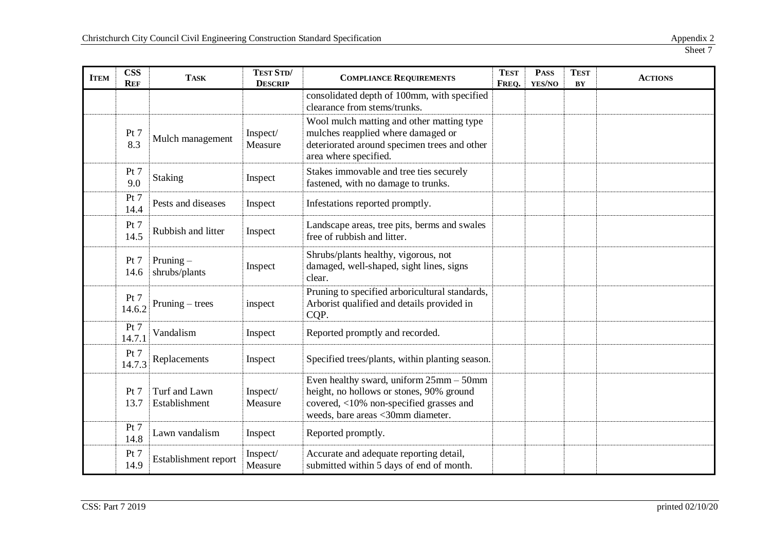Sheet 7

| ITEM | CSS REF | TASK | TEST STD/ DESCRIP | COMPLIANCE REQUIREMENTS | TEST FREQ. | PASS YES/NO | TEST BY | ACTIONS |
|---|---|---|---|---|---|---|---|---|
| | | | | consolidated depth of 100mm, with specified clearance from stems/trunks. | | | | |
| | Pt 7 8.3 | Mulch management | Inspect/ Measure | Wool mulch matting and other matting type mulches reapplied where damaged or deteriorated around specimen trees and other area where specified. | | | | |
| | Pt 7 9.0 | Staking | Inspect | Stakes immovable and tree ties securely fastened, with no damage to trunks. | | | | |
| | Pt 7 14.4 | Pests and diseases | Inspect | Infestations reported promptly. | | | | |
| | Pt 7 14.5 | Rubbish and litter | Inspect | Landscape areas, tree pits, berms and swales free of rubbish and litter. | | | | |
| | Pt 7 14.6 | Pruning – shrubs/plants | Inspect | Shrubs/plants healthy, vigorous, not damaged, well-shaped, sight lines, signs clear. | | | | |
| | Pt 7 14.6.2 | Pruning – trees | inspect | Pruning to specified arboricultural standards, Arborist qualified and details provided in CQP. | | | | |
| | Pt 7 14.7.1 | Vandalism | Inspect | Reported promptly and recorded. | | | | |
| | Pt 7 14.7.3 | Replacements | Inspect | Specified trees/plants, within planting season. | | | | |
| | Pt 7 13.7 | Turf and Lawn Establishment | Inspect/ Measure | Even healthy sward, uniform 25mm – 50mm height, no hollows or stones, 90% ground covered, <10% non-specified grasses and weeds, bare areas <30mm diameter. | | | | |
| | Pt 7 14.8 | Lawn vandalism | Inspect | Reported promptly. | | | | |
| | Pt 7 14.9 | Establishment report | Inspect/ Measure | Accurate and adequate reporting detail, submitted within 5 days of end of month. | | | | |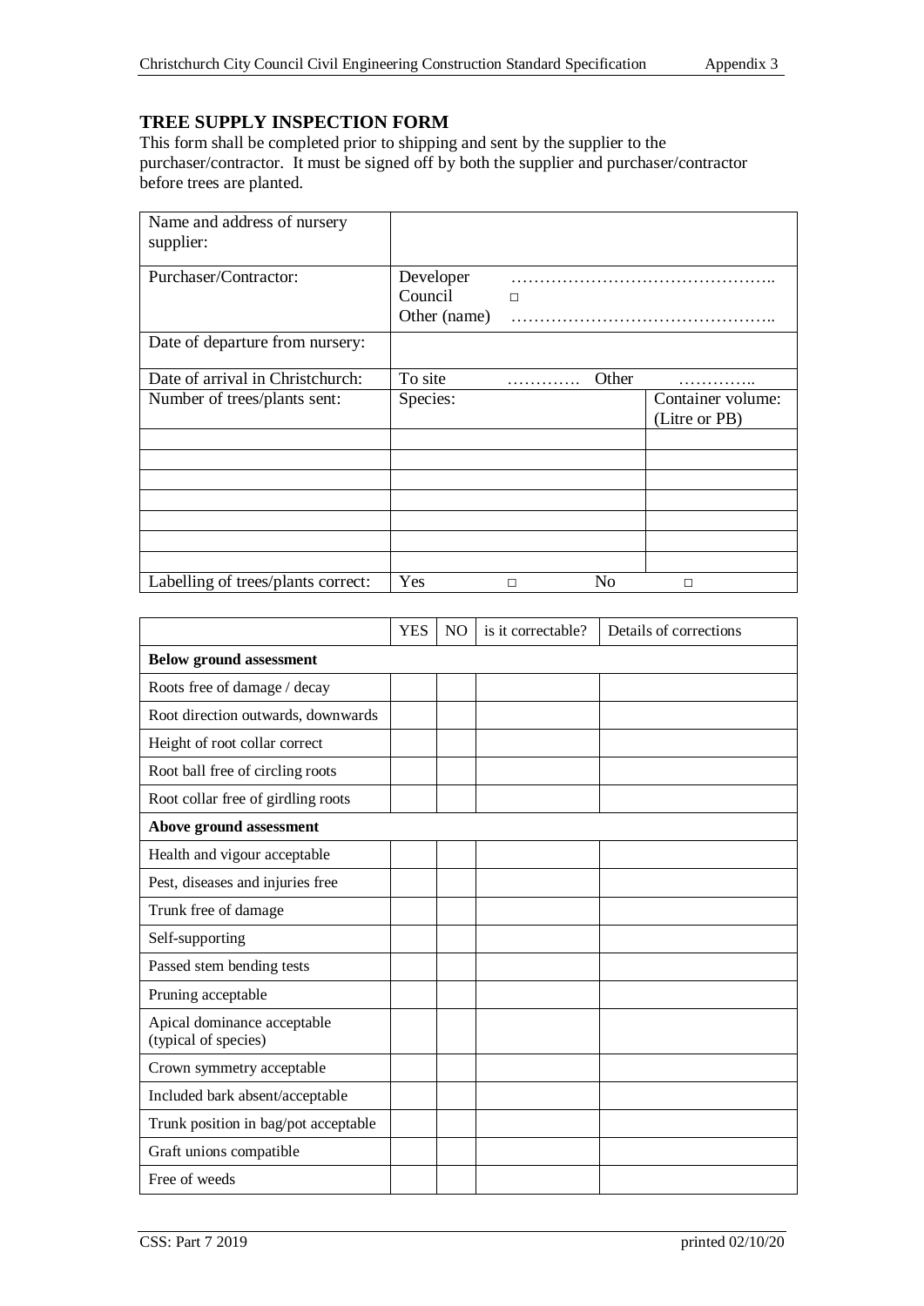## TREE SUPPLY INSPECTION FORM

This form shall be completed prior to shipping and sent by the supplier to the purchaser/contractor. It must be signed off by both the supplier and purchaser/contractor before trees are planted.

| Name and address of nursery supplier: | | |
|---|---|---|
| Purchaser/Contractor: | Developer ……………………………………….. <br> Council □ <br> Other (name) ……………………………………….. | |
| Date of departure from nursery: | | |
| Date of arrival in Christchurch: | To site …………. Other ………….. | |
| Number of trees/plants sent: | Species: | Container volume: (Litre or PB) |
| | | |
| | | |
| | | |
| | | |
| | | |
| | | |
| | | |
| Labelling of trees/plants correct: | Yes □ No □ | |

| | YES | NO | is it correctable? | Details of corrections |
|---|---|---|---|---|
| **Below ground assessment** | | | | |
| Roots free of damage / decay | | | | |
| Root direction outwards, downwards | | | | |
| Height of root collar correct | | | | |
| Root ball free of circling roots | | | | |
| Root collar free of girdling roots | | | | |
| **Above ground assessment** | | | | |
| Health and vigour acceptable | | | | |
| Pest, diseases and injuries free | | | | |
| Trunk free of damage | | | | |
| Self-supporting | | | | |
| Passed stem bending tests | | | | |
| Pruning acceptable | | | | |
| Apical dominance acceptable (typical of species) | | | | |
| Crown symmetry acceptable | | | | |
| Included bark absent/acceptable | | | | |
| Trunk position in bag/pot acceptable | | | | |
| Graft unions compatible | | | | |
| Free of weeds | | | | |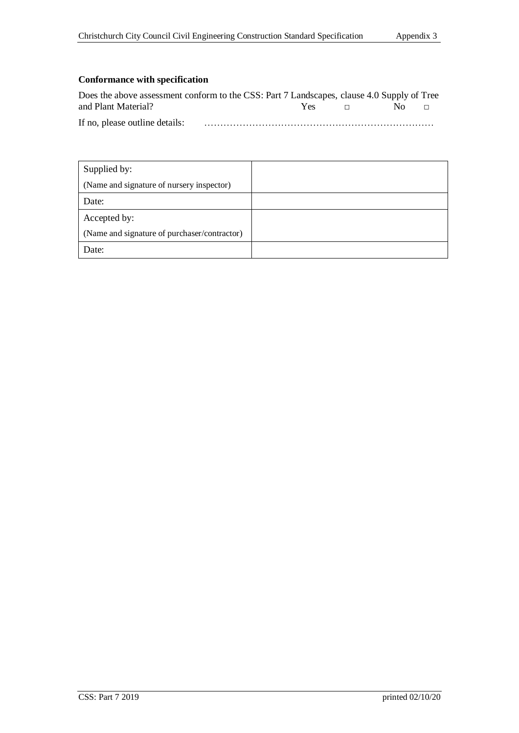**Conformance with specification**

Does the above assessment conform to the CSS: Part 7 Landscapes, clause 4.0 Supply of Tree and Plant Material? Yes □ No □

If no, please outline details: ………………………………………………………………

| | |
|---|---|
| Supplied by:<br>(Name and signature of nursery inspector) | |
| Date: | |
| Accepted by:<br>(Name and signature of purchaser/contractor) | |
| Date: | |